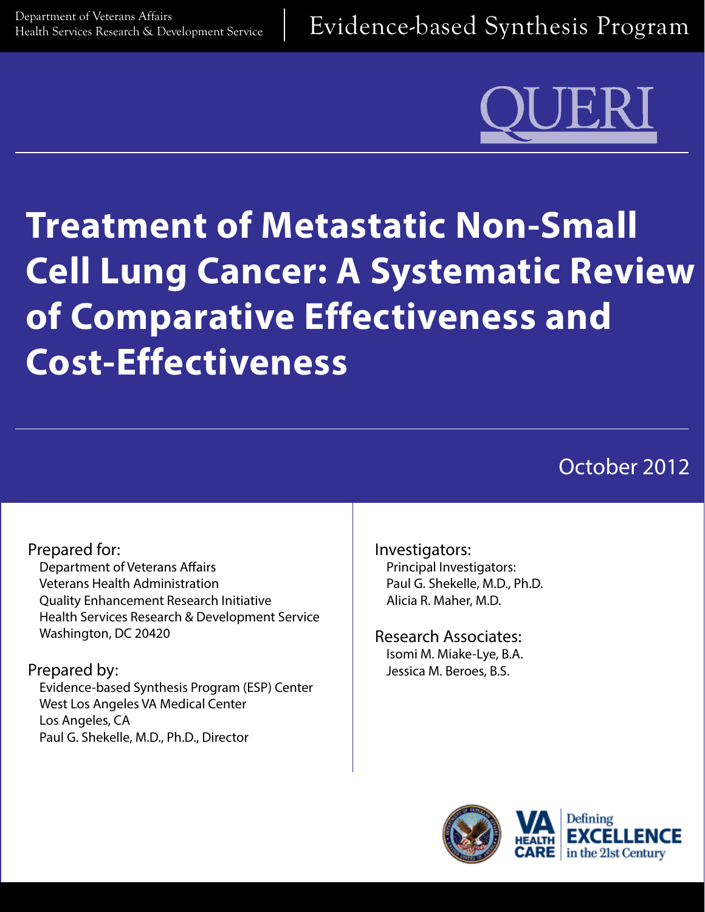Department of Veterans Affairs
Health Services Research & Development Service

Evidence-based Synthesis Program

QUERI

# Treatment of Metastatic Non-Small Cell Lung Cancer: A Systematic Review of Comparative Effectiveness and Cost-Effectiveness

October 2012

Prepared for:
Department of Veterans Affairs
Veterans Health Administration
Quality Enhancement Research Initiative
Health Services Research & Development Service
Washington, DC 20420

Prepared by:
Evidence-based Synthesis Program (ESP) Center
West Los Angeles VA Medical Center
Los Angeles, CA
Paul G. Shekelle, M.D., Ph.D., Director

Investigators:
Principal Investigators:
Paul G. Shekelle, M.D., Ph.D.
Alicia R. Maher, M.D.

Research Associates:
Isomi M. Miake-Lye, B.A.
Jessica M. Beroes, B.S.

VA HEALTH CARE | Defining EXCELLENCE in the 21st Century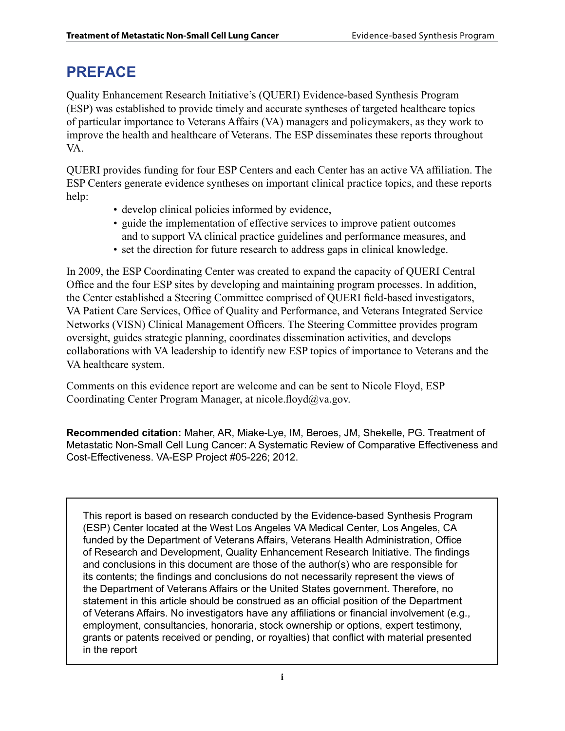# PREFACE

Quality Enhancement Research Initiative's (QUERI) Evidence-based Synthesis Program (ESP) was established to provide timely and accurate syntheses of targeted healthcare topics of particular importance to Veterans Affairs (VA) managers and policymakers, as they work to improve the health and healthcare of Veterans. The ESP disseminates these reports throughout VA.

QUERI provides funding for four ESP Centers and each Center has an active VA affiliation. The ESP Centers generate evidence syntheses on important clinical practice topics, and these reports help:

- develop clinical policies informed by evidence,
- guide the implementation of effective services to improve patient outcomes and to support VA clinical practice guidelines and performance measures, and
- set the direction for future research to address gaps in clinical knowledge.

In 2009, the ESP Coordinating Center was created to expand the capacity of QUERI Central Office and the four ESP sites by developing and maintaining program processes. In addition, the Center established a Steering Committee comprised of QUERI field-based investigators, VA Patient Care Services, Office of Quality and Performance, and Veterans Integrated Service Networks (VISN) Clinical Management Officers. The Steering Committee provides program oversight, guides strategic planning, coordinates dissemination activities, and develops collaborations with VA leadership to identify new ESP topics of importance to Veterans and the VA healthcare system.

Comments on this evidence report are welcome and can be sent to Nicole Floyd, ESP Coordinating Center Program Manager, at nicole.floyd@va.gov.

**Recommended citation:** Maher, AR, Miake-Lye, IM, Beroes, JM, Shekelle, PG. Treatment of Metastatic Non-Small Cell Lung Cancer: A Systematic Review of Comparative Effectiveness and Cost-Effectiveness. VA-ESP Project #05-226; 2012.

This report is based on research conducted by the Evidence-based Synthesis Program (ESP) Center located at the West Los Angeles VA Medical Center, Los Angeles, CA funded by the Department of Veterans Affairs, Veterans Health Administration, Office of Research and Development, Quality Enhancement Research Initiative. The findings and conclusions in this document are those of the author(s) who are responsible for its contents; the findings and conclusions do not necessarily represent the views of the Department of Veterans Affairs or the United States government. Therefore, no statement in this article should be construed as an official position of the Department of Veterans Affairs. No investigators have any affiliations or financial involvement (e.g., employment, consultancies, honoraria, stock ownership or options, expert testimony, grants or patents received or pending, or royalties) that conflict with material presented in the report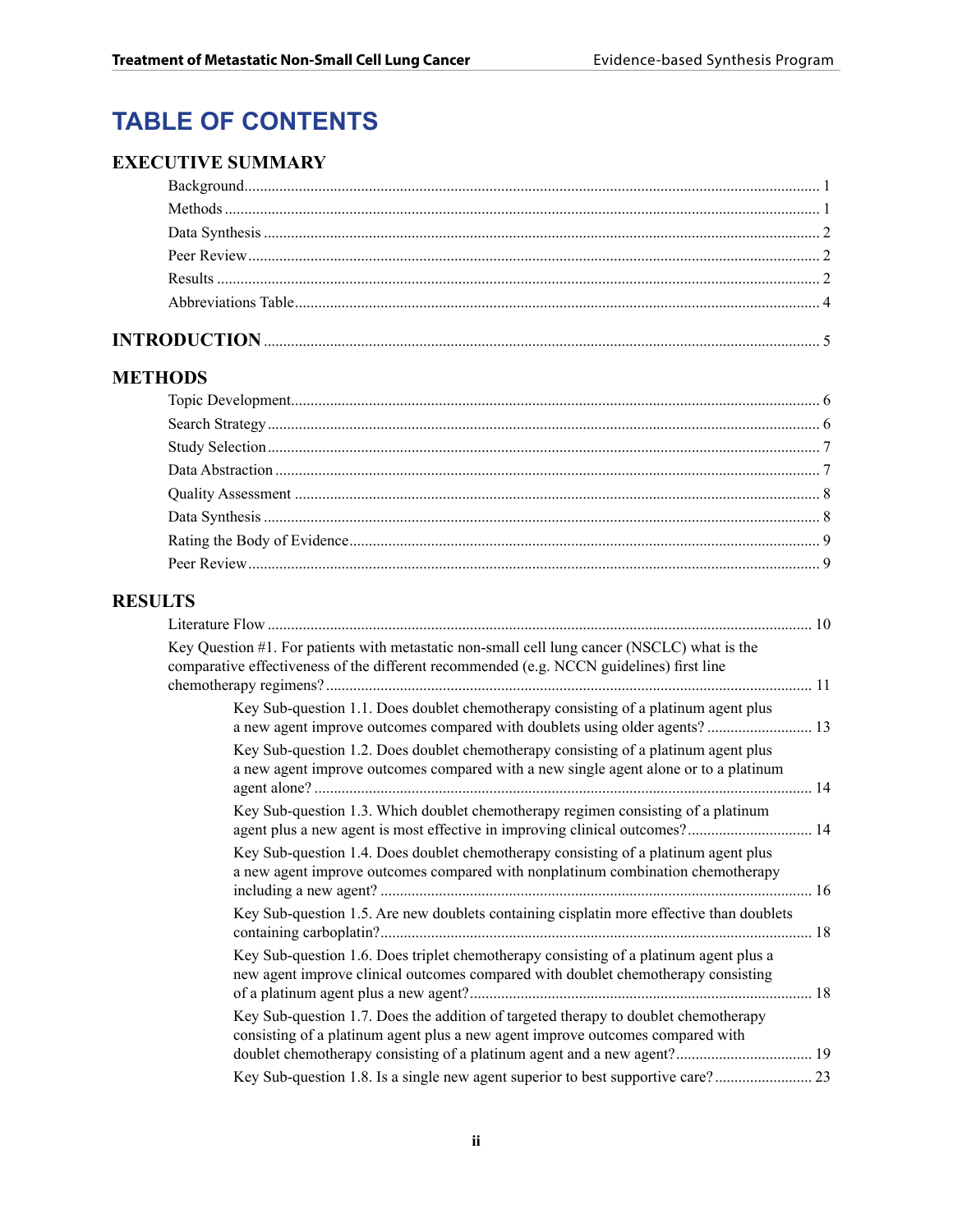# TABLE OF CONTENTS

## EXECUTIVE SUMMARY

Background ... 1
Methods ... 1
Data Synthesis ... 2
Peer Review ... 2
Results ... 2
Abbreviations Table ... 4

## INTRODUCTION ... 5

## METHODS

Topic Development ... 6
Search Strategy ... 6
Study Selection ... 7
Data Abstraction ... 7
Quality Assessment ... 8
Data Synthesis ... 8
Rating the Body of Evidence ... 9
Peer Review ... 9

## RESULTS

Literature Flow ... 10

Key Question #1. For patients with metastatic non-small cell lung cancer (NSCLC) what is the comparative effectiveness of the different recommended (e.g. NCCN guidelines) first line chemotherapy regimens? ... 11

- Key Sub-question 1.1. Does doublet chemotherapy consisting of a platinum agent plus a new agent improve outcomes compared with doublets using older agents? ... 13
- Key Sub-question 1.2. Does doublet chemotherapy consisting of a platinum agent plus a new agent improve outcomes compared with a new single agent alone or to a platinum agent alone? ... 14
- Key Sub-question 1.3. Which doublet chemotherapy regimen consisting of a platinum agent plus a new agent is most effective in improving clinical outcomes? ... 14
- Key Sub-question 1.4. Does doublet chemotherapy consisting of a platinum agent plus a new agent improve outcomes compared with nonplatinum combination chemotherapy including a new agent? ... 16
- Key Sub-question 1.5. Are new doublets containing cisplatin more effective than doublets containing carboplatin? ... 18
- Key Sub-question 1.6. Does triplet chemotherapy consisting of a platinum agent plus a new agent improve clinical outcomes compared with doublet chemotherapy consisting of a platinum agent plus a new agent? ... 18
- Key Sub-question 1.7. Does the addition of targeted therapy to doublet chemotherapy consisting of a platinum agent plus a new agent improve outcomes compared with doublet chemotherapy consisting of a platinum agent and a new agent? ... 19
- Key Sub-question 1.8. Is a single new agent superior to best supportive care? ... 23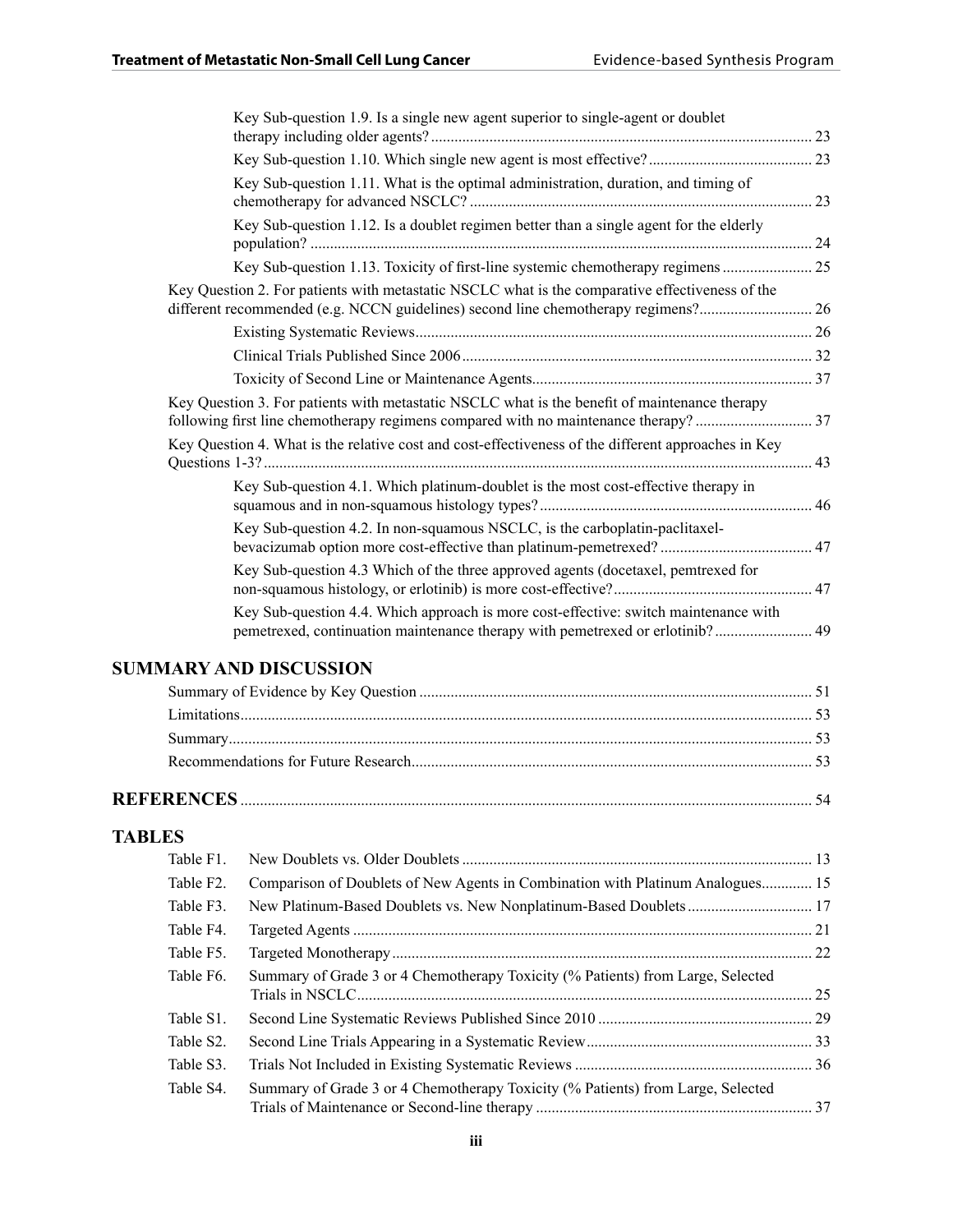Key Sub-question 1.9. Is a single new agent superior to single-agent or doublet therapy including older agents? ..... 23

Key Sub-question 1.10. Which single new agent is most effective? ..... 23

Key Sub-question 1.11. What is the optimal administration, duration, and timing of chemotherapy for advanced NSCLC? ..... 23

Key Sub-question 1.12. Is a doublet regimen better than a single agent for the elderly population? ..... 24

Key Sub-question 1.13. Toxicity of first-line systemic chemotherapy regimens ..... 25

Key Question 2. For patients with metastatic NSCLC what is the comparative effectiveness of the different recommended (e.g. NCCN guidelines) second line chemotherapy regimens? ..... 26

Existing Systematic Reviews ..... 26

Clinical Trials Published Since 2006 ..... 32

Toxicity of Second Line or Maintenance Agents ..... 37

Key Question 3. For patients with metastatic NSCLC what is the benefit of maintenance therapy following first line chemotherapy regimens compared with no maintenance therapy? ..... 37

Key Question 4. What is the relative cost and cost-effectiveness of the different approaches in Key Questions 1-3? ..... 43

Key Sub-question 4.1. Which platinum-doublet is the most cost-effective therapy in squamous and in non-squamous histology types? ..... 46

Key Sub-question 4.2. In non-squamous NSCLC, is the carboplatin-paclitaxel-bevacizumab option more cost-effective than platinum-pemetrexed? ..... 47

Key Sub-question 4.3 Which of the three approved agents (docetaxel, pemtrexed for non-squamous histology, or erlotinib) is more cost-effective? ..... 47

Key Sub-question 4.4. Which approach is more cost-effective: switch maintenance with pemetrexed, continuation maintenance therapy with pemetrexed or erlotinib? ..... 49

## SUMMARY AND DISCUSSION

Summary of Evidence by Key Question ..... 51

Limitations ..... 53

Summary ..... 53

Recommendations for Future Research ..... 53

## REFERENCES ..... 54

## TABLES

| | | |
|---|---|---|
| Table F1. | New Doublets vs. Older Doublets | 13 |
| Table F2. | Comparison of Doublets of New Agents in Combination with Platinum Analogues | 15 |
| Table F3. | New Platinum-Based Doublets vs. New Nonplatinum-Based Doublets | 17 |
| Table F4. | Targeted Agents | 21 |
| Table F5. | Targeted Monotherapy | 22 |
| Table F6. | Summary of Grade 3 or 4 Chemotherapy Toxicity (% Patients) from Large, Selected Trials in NSCLC | 25 |
| Table S1. | Second Line Systematic Reviews Published Since 2010 | 29 |
| Table S2. | Second Line Trials Appearing in a Systematic Review | 33 |
| Table S3. | Trials Not Included in Existing Systematic Reviews | 36 |
| Table S4. | Summary of Grade 3 or 4 Chemotherapy Toxicity (% Patients) from Large, Selected Trials of Maintenance or Second-line therapy | 37 |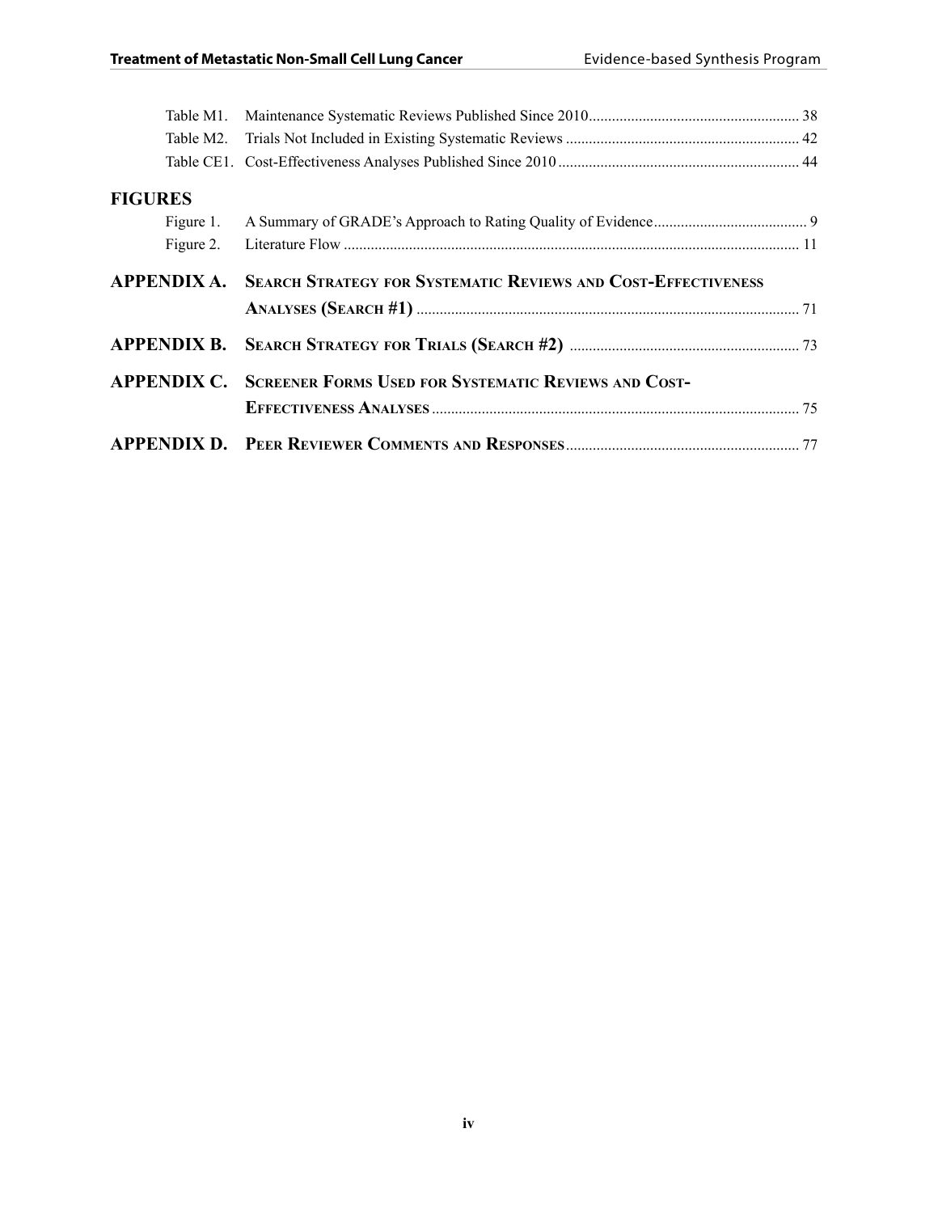Table M1. Maintenance Systematic Reviews Published Since 2010 ....................................................... 38

Table M2. Trials Not Included in Existing Systematic Reviews ............................................................ 42

Table CE1. Cost-Effectiveness Analyses Published Since 2010 .............................................................. 44

## FIGURES

Figure 1. A Summary of GRADE's Approach to Rating Quality of Evidence ........................................ 9

Figure 2. Literature Flow ...................................................................................................................... 11

## APPENDIX A. Search Strategy for Systematic Reviews and Cost-Effectiveness Analyses (Search #1) ........................................................................................... 71

## APPENDIX B. Search Strategy for Trials (Search #2) ............................................................ 73

## APPENDIX C. Screener Forms Used for Systematic Reviews and Cost-Effectiveness Analyses ........................................................................................ 75

## APPENDIX D. Peer Reviewer Comments and Responses ............................................................ 77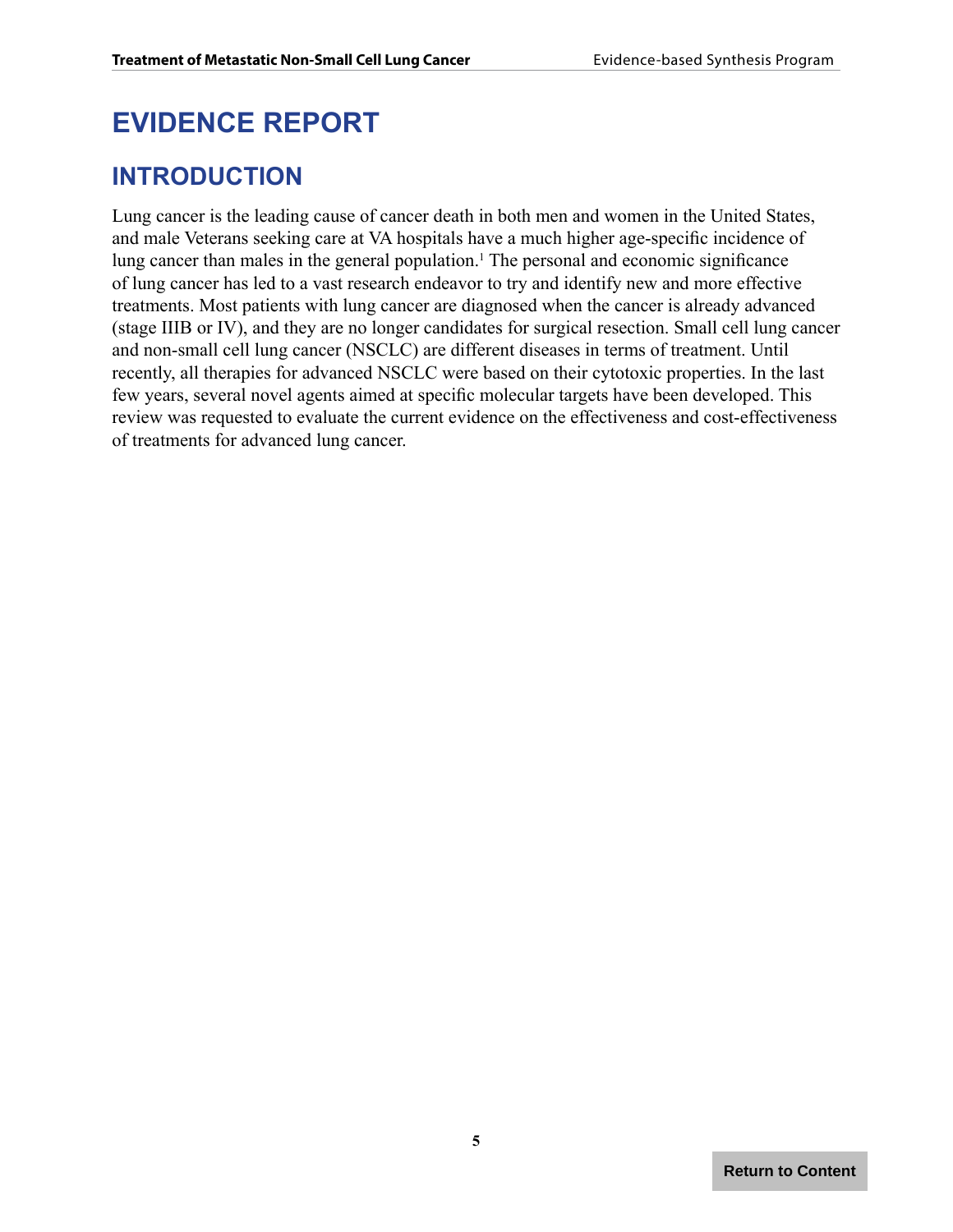# EVIDENCE REPORT

## INTRODUCTION

Lung cancer is the leading cause of cancer death in both men and women in the United States, and male Veterans seeking care at VA hospitals have a much higher age-specific incidence of lung cancer than males in the general population.[1] The personal and economic significance of lung cancer has led to a vast research endeavor to try and identify new and more effective treatments. Most patients with lung cancer are diagnosed when the cancer is already advanced (stage IIIB or IV), and they are no longer candidates for surgical resection. Small cell lung cancer and non-small cell lung cancer (NSCLC) are different diseases in terms of treatment. Until recently, all therapies for advanced NSCLC were based on their cytotoxic properties. In the last few years, several novel agents aimed at specific molecular targets have been developed. This review was requested to evaluate the current evidence on the effectiveness and cost-effectiveness of treatments for advanced lung cancer.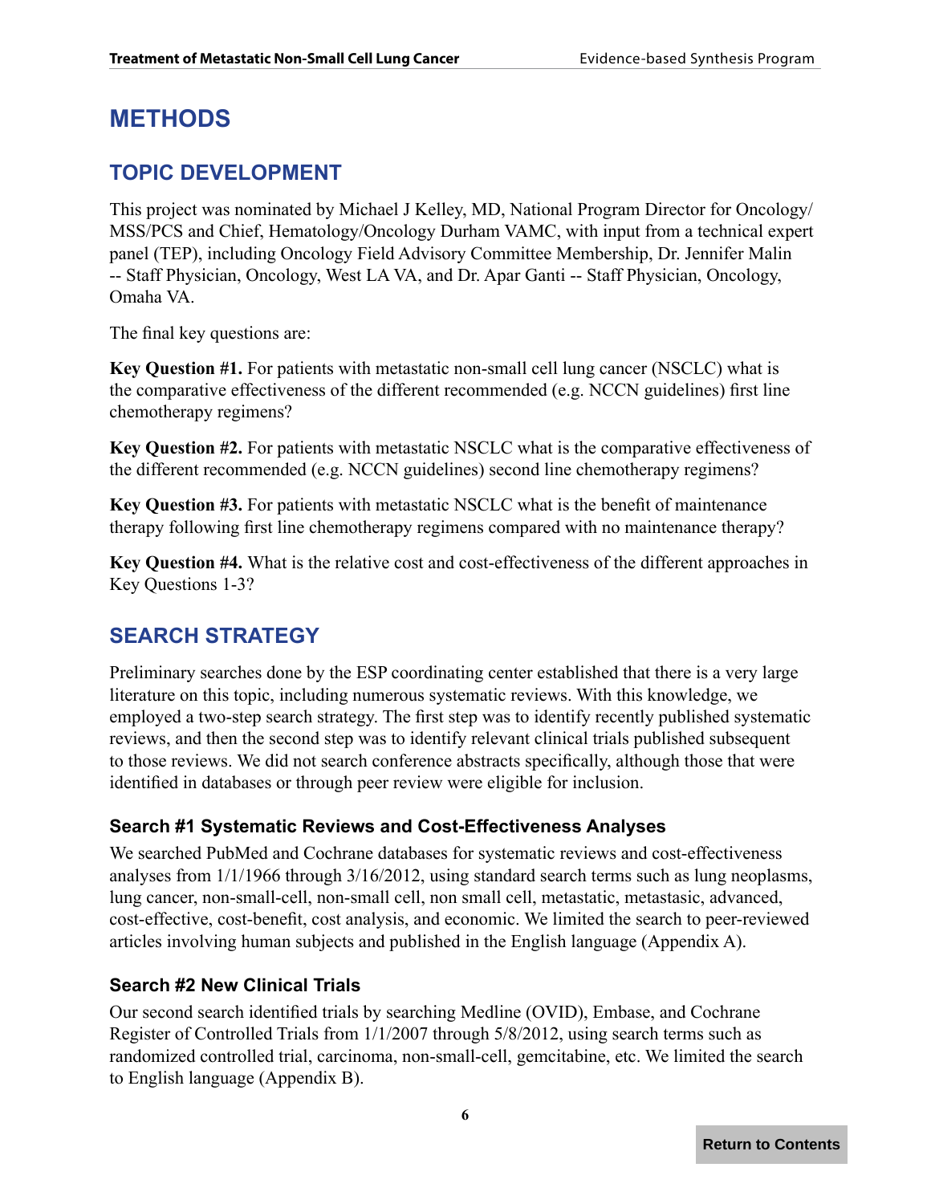# METHODS

## TOPIC DEVELOPMENT

This project was nominated by Michael J Kelley, MD, National Program Director for Oncology/MSS/PCS and Chief, Hematology/Oncology Durham VAMC, with input from a technical expert panel (TEP), including Oncology Field Advisory Committee Membership, Dr. Jennifer Malin -- Staff Physician, Oncology, West LA VA, and Dr. Apar Ganti -- Staff Physician, Oncology, Omaha VA.

The final key questions are:

**Key Question #1.** For patients with metastatic non-small cell lung cancer (NSCLC) what is the comparative effectiveness of the different recommended (e.g. NCCN guidelines) first line chemotherapy regimens?

**Key Question #2.** For patients with metastatic NSCLC what is the comparative effectiveness of the different recommended (e.g. NCCN guidelines) second line chemotherapy regimens?

**Key Question #3.** For patients with metastatic NSCLC what is the benefit of maintenance therapy following first line chemotherapy regimens compared with no maintenance therapy?

**Key Question #4.** What is the relative cost and cost-effectiveness of the different approaches in Key Questions 1-3?

## SEARCH STRATEGY

Preliminary searches done by the ESP coordinating center established that there is a very large literature on this topic, including numerous systematic reviews. With this knowledge, we employed a two-step search strategy. The first step was to identify recently published systematic reviews, and then the second step was to identify relevant clinical trials published subsequent to those reviews. We did not search conference abstracts specifically, although those that were identified in databases or through peer review were eligible for inclusion.

### Search #1 Systematic Reviews and Cost-Effectiveness Analyses

We searched PubMed and Cochrane databases for systematic reviews and cost-effectiveness analyses from 1/1/1966 through 3/16/2012, using standard search terms such as lung neoplasms, lung cancer, non-small-cell, non-small cell, non small cell, metastatic, metastasic, advanced, cost-effective, cost-benefit, cost analysis, and economic. We limited the search to peer-reviewed articles involving human subjects and published in the English language (Appendix A).

### Search #2 New Clinical Trials

Our second search identified trials by searching Medline (OVID), Embase, and Cochrane Register of Controlled Trials from 1/1/2007 through 5/8/2012, using search terms such as randomized controlled trial, carcinoma, non-small-cell, gemcitabine, etc. We limited the search to English language (Appendix B).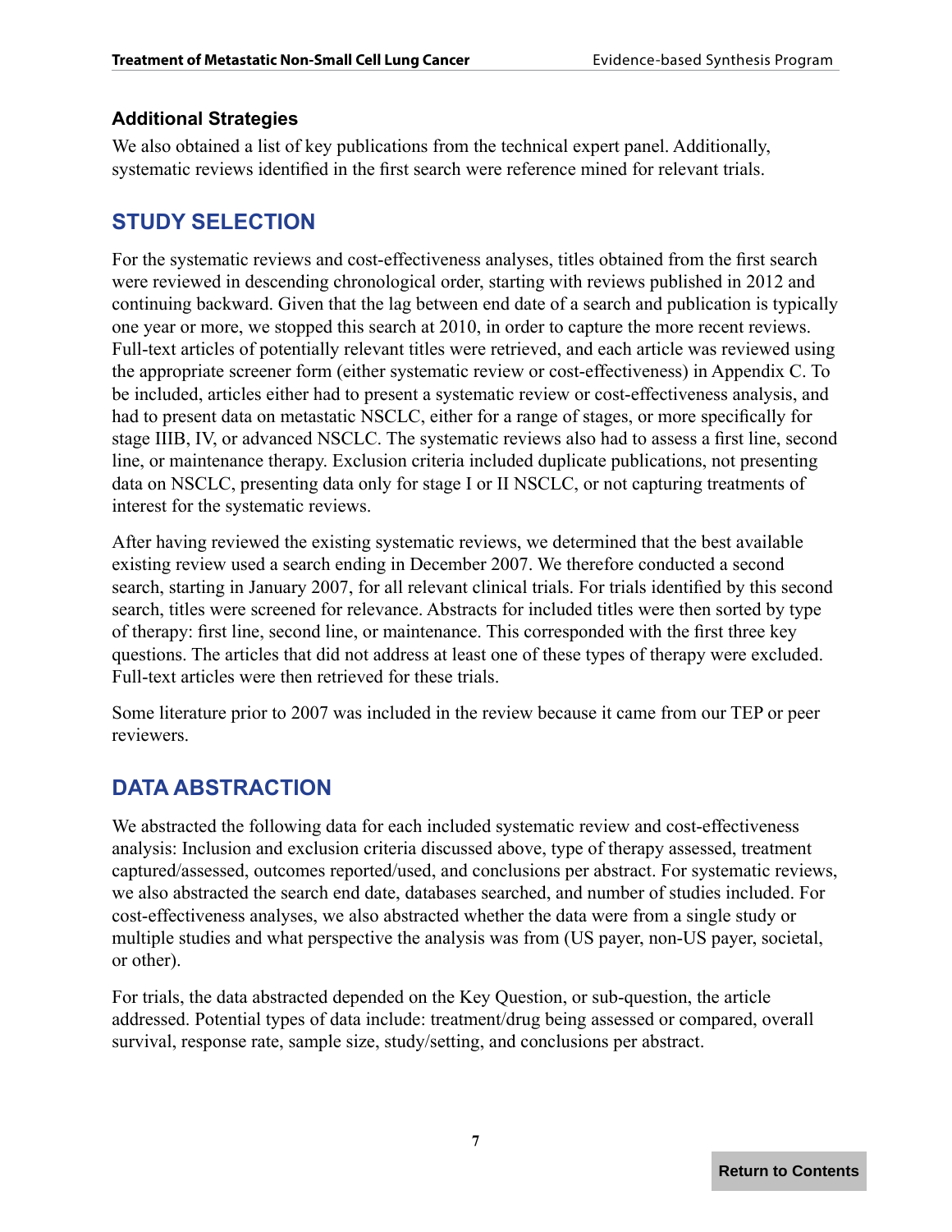### Additional Strategies

We also obtained a list of key publications from the technical expert panel. Additionally, systematic reviews identified in the first search were reference mined for relevant trials.

## STUDY SELECTION

For the systematic reviews and cost-effectiveness analyses, titles obtained from the first search were reviewed in descending chronological order, starting with reviews published in 2012 and continuing backward. Given that the lag between end date of a search and publication is typically one year or more, we stopped this search at 2010, in order to capture the more recent reviews. Full-text articles of potentially relevant titles were retrieved, and each article was reviewed using the appropriate screener form (either systematic review or cost-effectiveness) in Appendix C. To be included, articles either had to present a systematic review or cost-effectiveness analysis, and had to present data on metastatic NSCLC, either for a range of stages, or more specifically for stage IIIB, IV, or advanced NSCLC. The systematic reviews also had to assess a first line, second line, or maintenance therapy. Exclusion criteria included duplicate publications, not presenting data on NSCLC, presenting data only for stage I or II NSCLC, or not capturing treatments of interest for the systematic reviews.

After having reviewed the existing systematic reviews, we determined that the best available existing review used a search ending in December 2007. We therefore conducted a second search, starting in January 2007, for all relevant clinical trials. For trials identified by this second search, titles were screened for relevance. Abstracts for included titles were then sorted by type of therapy: first line, second line, or maintenance. This corresponded with the first three key questions. The articles that did not address at least one of these types of therapy were excluded. Full-text articles were then retrieved for these trials.

Some literature prior to 2007 was included in the review because it came from our TEP or peer reviewers.

## DATA ABSTRACTION

We abstracted the following data for each included systematic review and cost-effectiveness analysis: Inclusion and exclusion criteria discussed above, type of therapy assessed, treatment captured/assessed, outcomes reported/used, and conclusions per abstract. For systematic reviews, we also abstracted the search end date, databases searched, and number of studies included. For cost-effectiveness analyses, we also abstracted whether the data were from a single study or multiple studies and what perspective the analysis was from (US payer, non-US payer, societal, or other).

For trials, the data abstracted depended on the Key Question, or sub-question, the article addressed. Potential types of data include: treatment/drug being assessed or compared, overall survival, response rate, sample size, study/setting, and conclusions per abstract.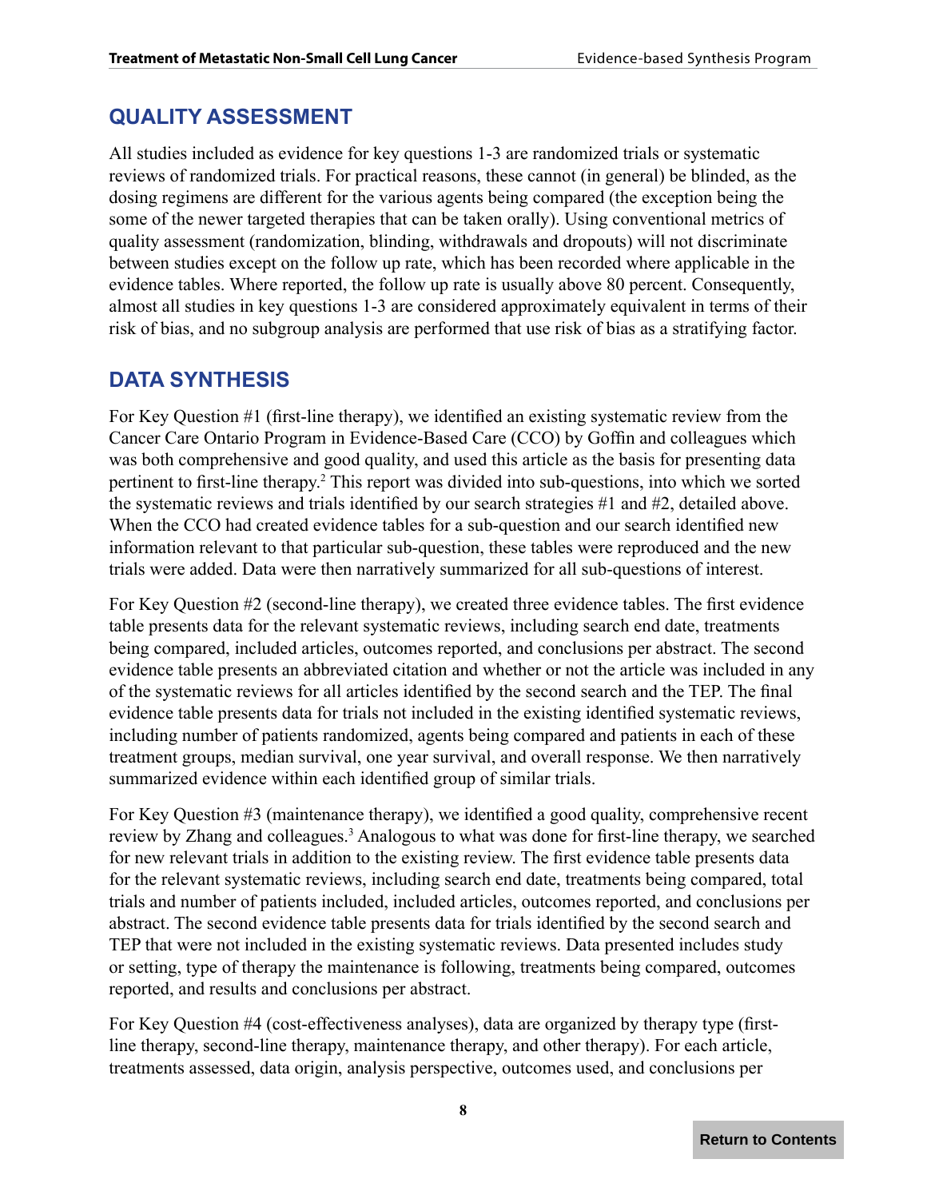## QUALITY ASSESSMENT

All studies included as evidence for key questions 1-3 are randomized trials or systematic reviews of randomized trials. For practical reasons, these cannot (in general) be blinded, as the dosing regimens are different for the various agents being compared (the exception being the some of the newer targeted therapies that can be taken orally). Using conventional metrics of quality assessment (randomization, blinding, withdrawals and dropouts) will not discriminate between studies except on the follow up rate, which has been recorded where applicable in the evidence tables. Where reported, the follow up rate is usually above 80 percent. Consequently, almost all studies in key questions 1-3 are considered approximately equivalent in terms of their risk of bias, and no subgroup analysis are performed that use risk of bias as a stratifying factor.

## DATA SYNTHESIS

For Key Question #1 (first-line therapy), we identified an existing systematic review from the Cancer Care Ontario Program in Evidence-Based Care (CCO) by Goffin and colleagues which was both comprehensive and good quality, and used this article as the basis for presenting data pertinent to first-line therapy.[2] This report was divided into sub-questions, into which we sorted the systematic reviews and trials identified by our search strategies #1 and #2, detailed above. When the CCO had created evidence tables for a sub-question and our search identified new information relevant to that particular sub-question, these tables were reproduced and the new trials were added. Data were then narratively summarized for all sub-questions of interest.

For Key Question #2 (second-line therapy), we created three evidence tables. The first evidence table presents data for the relevant systematic reviews, including search end date, treatments being compared, included articles, outcomes reported, and conclusions per abstract. The second evidence table presents an abbreviated citation and whether or not the article was included in any of the systematic reviews for all articles identified by the second search and the TEP. The final evidence table presents data for trials not included in the existing identified systematic reviews, including number of patients randomized, agents being compared and patients in each of these treatment groups, median survival, one year survival, and overall response. We then narratively summarized evidence within each identified group of similar trials.

For Key Question #3 (maintenance therapy), we identified a good quality, comprehensive recent review by Zhang and colleagues.[3] Analogous to what was done for first-line therapy, we searched for new relevant trials in addition to the existing review. The first evidence table presents data for the relevant systematic reviews, including search end date, treatments being compared, total trials and number of patients included, included articles, outcomes reported, and conclusions per abstract. The second evidence table presents data for trials identified by the second search and TEP that were not included in the existing systematic reviews. Data presented includes study or setting, type of therapy the maintenance is following, treatments being compared, outcomes reported, and results and conclusions per abstract.

For Key Question #4 (cost-effectiveness analyses), data are organized by therapy type (first-line therapy, second-line therapy, maintenance therapy, and other therapy). For each article, treatments assessed, data origin, analysis perspective, outcomes used, and conclusions per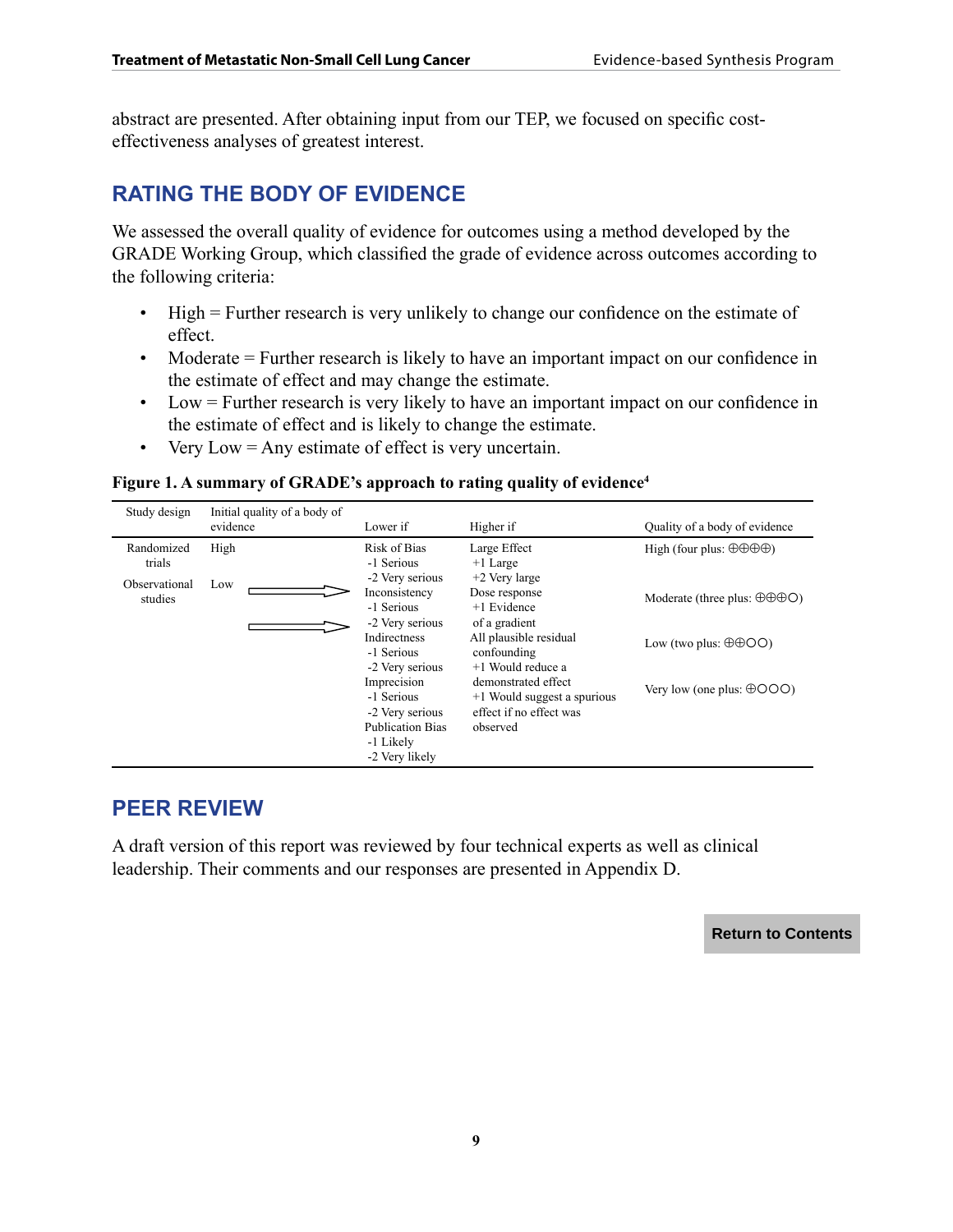abstract are presented. After obtaining input from our TEP, we focused on specific cost-effectiveness analyses of greatest interest.

## RATING THE BODY OF EVIDENCE

We assessed the overall quality of evidence for outcomes using a method developed by the GRADE Working Group, which classified the grade of evidence across outcomes according to the following criteria:

- High = Further research is very unlikely to change our confidence on the estimate of effect.
- Moderate = Further research is likely to have an important impact on our confidence in the estimate of effect and may change the estimate.
- Low = Further research is very likely to have an important impact on our confidence in the estimate of effect and is likely to change the estimate.
- Very Low = Any estimate of effect is very uncertain.

**Figure 1. A summary of GRADE's approach to rating quality of evidence[4]**

| Study design | Initial quality of a body of evidence | Lower if | Higher if | Quality of a body of evidence |
|---|---|---|---|---|
| Randomized trials | High | Risk of Bias<br>-1 Serious<br>-2 Very serious | Large Effect<br>+1 Large<br>+2 Very large | High (four plus: ⊕⊕⊕⊕) |
| Observational studies | Low | Inconsistency<br>-1 Serious<br>-2 Very serious | Dose response<br>+1 Evidence of a gradient | Moderate (three plus: ⊕⊕⊕○) |
| | | Indirectness<br>-1 Serious<br>-2 Very serious | All plausible residual confounding<br>+1 Would reduce a demonstrated effect | Low (two plus: ⊕⊕○○) |
| | | Imprecision<br>-1 Serious<br>-2 Very serious | +1 Would suggest a spurious effect if no effect was observed | Very low (one plus: ⊕○○○) |
| | | Publication Bias<br>-1 Likely<br>-2 Very likely | | |

## PEER REVIEW

A draft version of this report was reviewed by four technical experts as well as clinical leadership. Their comments and our responses are presented in Appendix D.

Return to Contents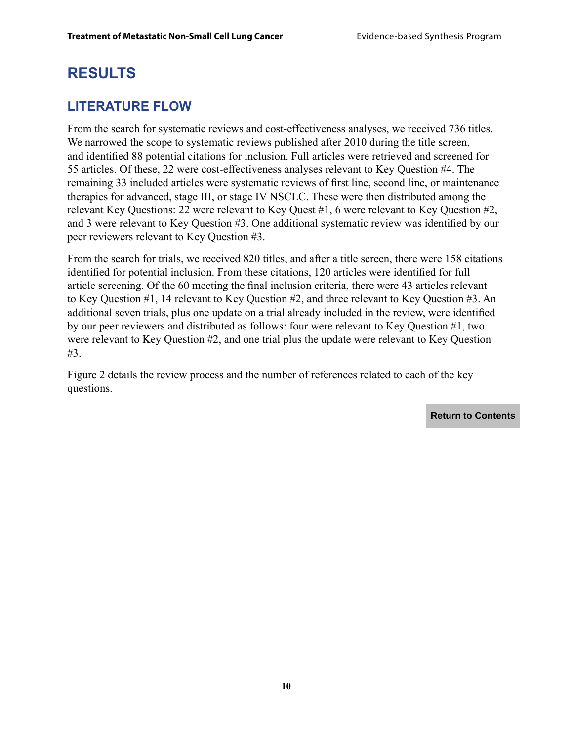# RESULTS

## LITERATURE FLOW

From the search for systematic reviews and cost-effectiveness analyses, we received 736 titles. We narrowed the scope to systematic reviews published after 2010 during the title screen, and identified 88 potential citations for inclusion. Full articles were retrieved and screened for 55 articles. Of these, 22 were cost-effectiveness analyses relevant to Key Question #4. The remaining 33 included articles were systematic reviews of first line, second line, or maintenance therapies for advanced, stage III, or stage IV NSCLC. These were then distributed among the relevant Key Questions: 22 were relevant to Key Quest #1, 6 were relevant to Key Question #2, and 3 were relevant to Key Question #3. One additional systematic review was identified by our peer reviewers relevant to Key Question #3.

From the search for trials, we received 820 titles, and after a title screen, there were 158 citations identified for potential inclusion. From these citations, 120 articles were identified for full article screening. Of the 60 meeting the final inclusion criteria, there were 43 articles relevant to Key Question #1, 14 relevant to Key Question #2, and three relevant to Key Question #3. An additional seven trials, plus one update on a trial already included in the review, were identified by our peer reviewers and distributed as follows: four were relevant to Key Question #1, two were relevant to Key Question #2, and one trial plus the update were relevant to Key Question #3.

Figure 2 details the review process and the number of references related to each of the key questions.

Return to Contents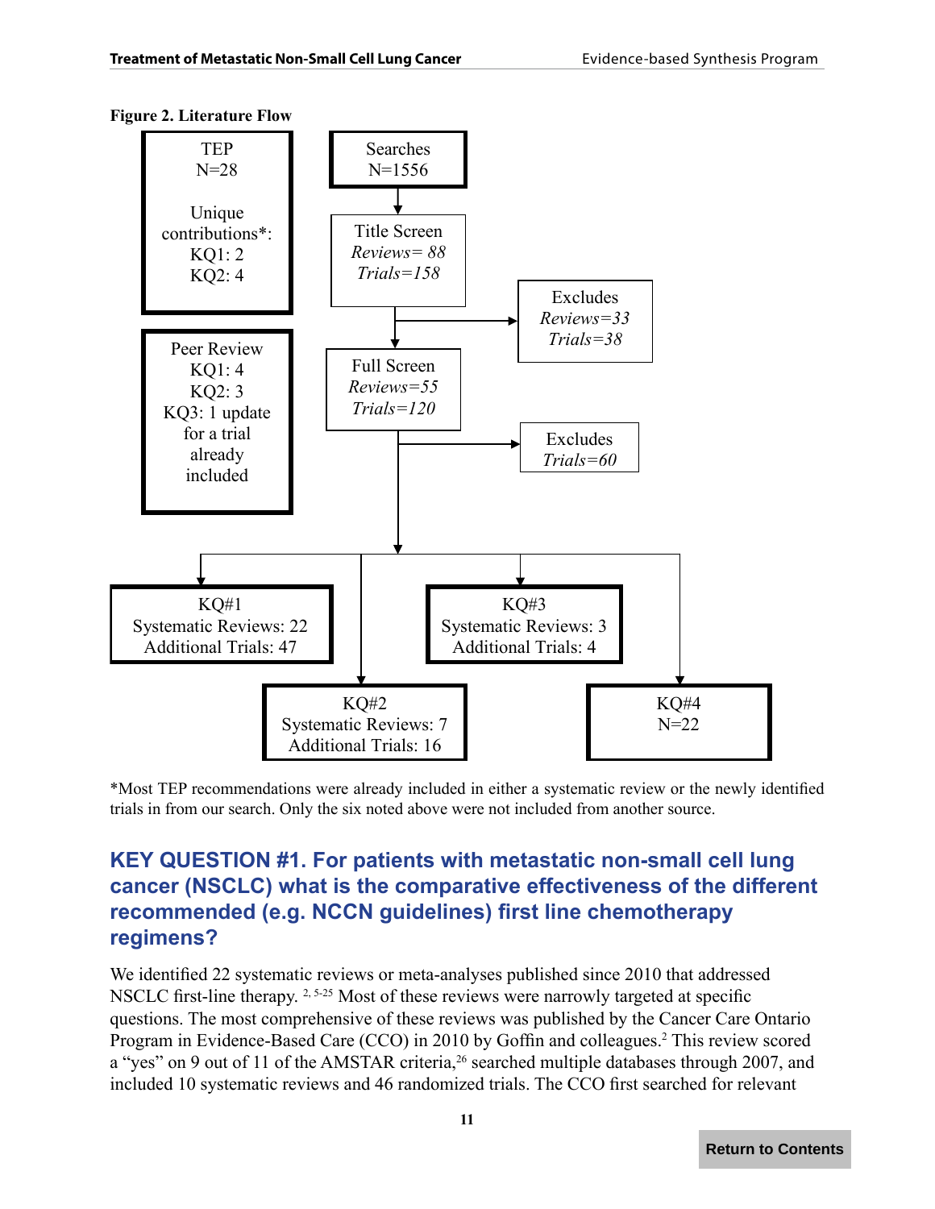**Figure 2. Literature Flow**

TEP
N=28

Unique contributions*:
KQ1: 2
KQ2: 4

Peer Review
KQ1: 4
KQ2: 3
KQ3: 1 update for a trial already included

Searches
N=1556

Title Screen
*Reviews= 88*
*Trials=158*

Excludes
*Reviews=33*
*Trials=38*

Full Screen
*Reviews=55*
*Trials=120*

Excludes
*Trials=60*

KQ#1
Systematic Reviews: 22
Additional Trials: 47

KQ#2
Systematic Reviews: 7
Additional Trials: 16

KQ#3
Systematic Reviews: 3
Additional Trials: 4

KQ#4
N=22

*Most TEP recommendations were already included in either a systematic review or the newly identified trials in from our search. Only the six noted above were not included from another source.

## KEY QUESTION #1. For patients with metastatic non-small cell lung cancer (NSCLC) what is the comparative effectiveness of the different recommended (e.g. NCCN guidelines) first line chemotherapy regimens?

We identified 22 systematic reviews or meta-analyses published since 2010 that addressed NSCLC first-line therapy. [2, 5-25] Most of these reviews were narrowly targeted at specific questions. The most comprehensive of these reviews was published by the Cancer Care Ontario Program in Evidence-Based Care (CCO) in 2010 by Goffin and colleagues.[2] This review scored a "yes" on 9 out of 11 of the AMSTAR criteria,[26] searched multiple databases through 2007, and included 10 systematic reviews and 46 randomized trials. The CCO first searched for relevant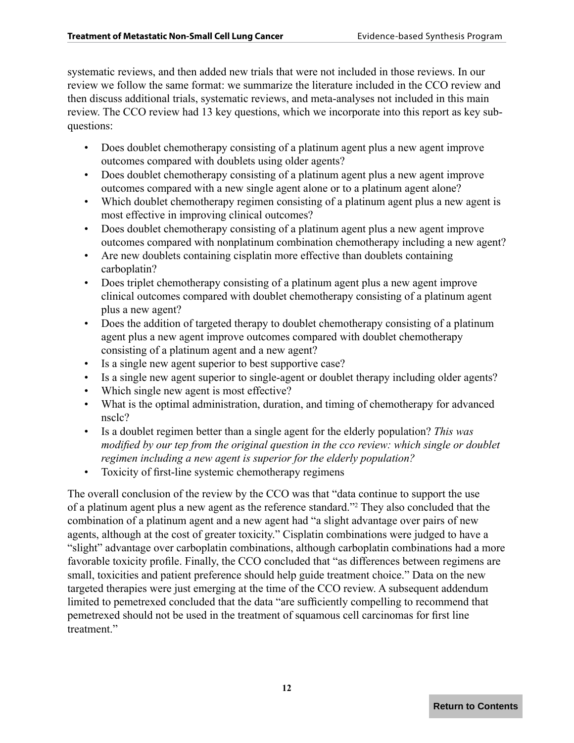systematic reviews, and then added new trials that were not included in those reviews. In our review we follow the same format: we summarize the literature included in the CCO review and then discuss additional trials, systematic reviews, and meta-analyses not included in this main review. The CCO review had 13 key questions, which we incorporate into this report as key sub-questions:

- Does doublet chemotherapy consisting of a platinum agent plus a new agent improve outcomes compared with doublets using older agents?
- Does doublet chemotherapy consisting of a platinum agent plus a new agent improve outcomes compared with a new single agent alone or to a platinum agent alone?
- Which doublet chemotherapy regimen consisting of a platinum agent plus a new agent is most effective in improving clinical outcomes?
- Does doublet chemotherapy consisting of a platinum agent plus a new agent improve outcomes compared with nonplatinum combination chemotherapy including a new agent?
- Are new doublets containing cisplatin more effective than doublets containing carboplatin?
- Does triplet chemotherapy consisting of a platinum agent plus a new agent improve clinical outcomes compared with doublet chemotherapy consisting of a platinum agent plus a new agent?
- Does the addition of targeted therapy to doublet chemotherapy consisting of a platinum agent plus a new agent improve outcomes compared with doublet chemotherapy consisting of a platinum agent and a new agent?
- Is a single new agent superior to best supportive case?
- Is a single new agent superior to single-agent or doublet therapy including older agents?
- Which single new agent is most effective?
- What is the optimal administration, duration, and timing of chemotherapy for advanced nsclc?
- Is a doublet regimen better than a single agent for the elderly population? *This was modified by our tep from the original question in the cco review: which single or doublet regimen including a new agent is superior for the elderly population?*
- Toxicity of first-line systemic chemotherapy regimens

The overall conclusion of the review by the CCO was that "data continue to support the use of a platinum agent plus a new agent as the reference standard."[2] They also concluded that the combination of a platinum agent and a new agent had "a slight advantage over pairs of new agents, although at the cost of greater toxicity." Cisplatin combinations were judged to have a "slight" advantage over carboplatin combinations, although carboplatin combinations had a more favorable toxicity profile. Finally, the CCO concluded that "as differences between regimens are small, toxicities and patient preference should help guide treatment choice." Data on the new targeted therapies were just emerging at the time of the CCO review. A subsequent addendum limited to pemetrexed concluded that the data "are sufficiently compelling to recommend that pemetrexed should not be used in the treatment of squamous cell carcinomas for first line treatment."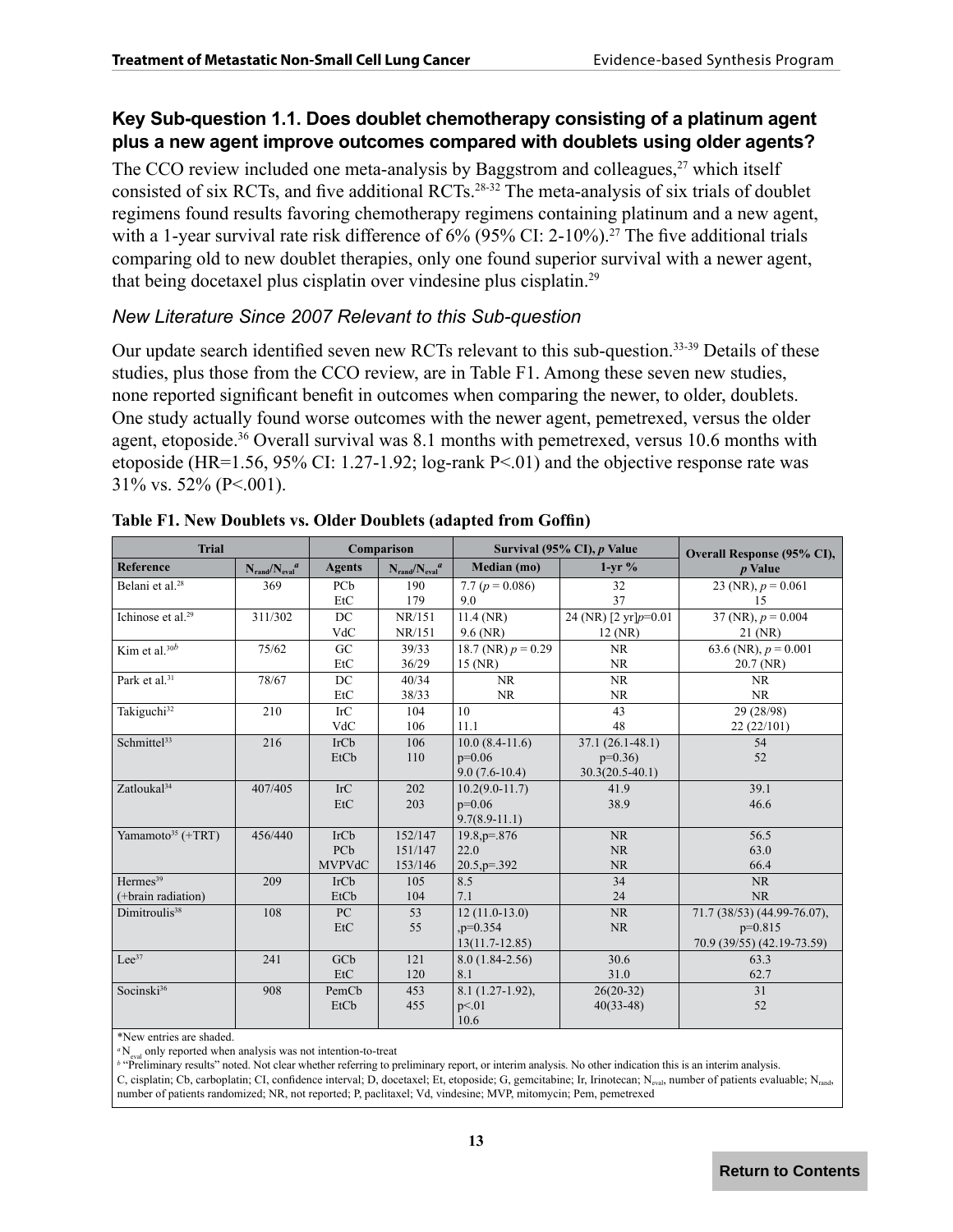### Key Sub-question 1.1. Does doublet chemotherapy consisting of a platinum agent plus a new agent improve outcomes compared with doublets using older agents?

The CCO review included one meta-analysis by Baggstrom and colleagues,[27] which itself consisted of six RCTs, and five additional RCTs.[28-32] The meta-analysis of six trials of doublet regimens found results favoring chemotherapy regimens containing platinum and a new agent, with a 1-year survival rate risk difference of 6% (95% CI: 2-10%).[27] The five additional trials comparing old to new doublet therapies, only one found superior survival with a newer agent, that being docetaxel plus cisplatin over vindesine plus cisplatin.[29]

#### *New Literature Since 2007 Relevant to this Sub-question*

Our update search identified seven new RCTs relevant to this sub-question.[33-39] Details of these studies, plus those from the CCO review, are in Table F1. Among these seven new studies, none reported significant benefit in outcomes when comparing the newer, to older, doublets. One study actually found worse outcomes with the newer agent, pemetrexed, versus the older agent, etoposide.[36] Overall survival was 8.1 months with pemetrexed, versus 10.6 months with etoposide (HR=1.56, 95% CI: 1.27-1.92; log-rank P<.01) and the objective response rate was 31% vs. 52% (P<.001).

**Table F1. New Doublets vs. Older Doublets (adapted from Goffin)**

| Trial | | Comparison | | Survival (95% CI), *p* Value | | Overall Response (95% CI), *p* Value |
|---|---|---|---|---|---|---|
| Reference | $N_{rand}/N_{eval}$[a] | Agents | $N_{rand}/N_{eval}$[a] | Median (mo) | 1-yr % | |
| Belani et al.[28] | 369 | PCb<br>EtC | 190<br>179 | 7.7 (*p* = 0.086)<br>9.0 | 32<br>37 | 23 (NR), *p* = 0.061<br>15 |
| Ichinose et al.[29] | 311/302 | DC<br>VdC | NR/151<br>NR/151 | 11.4 (NR)<br>9.6 (NR) | 24 (NR) [2 yr]*p*=0.01<br>12 (NR) | 37 (NR), *p* = 0.004<br>21 (NR) |
| Kim et al.[30b] | 75/62 | GC<br>EtC | 39/33<br>36/29 | 18.7 (NR) *p* = 0.29<br>15 (NR) | NR<br>NR | 63.6 (NR), *p* = 0.001<br>20.7 (NR) |
| Park et al.[31] | 78/67 | DC<br>EtC | 40/34<br>38/33 | NR<br>NR | NR<br>NR | NR<br>NR |
| Takiguchi[32] | 210 | IrC<br>VdC | 104<br>106 | 10<br>11.1 | 43<br>48 | 29 (28/98)<br>22 (22/101) |
| Schmittel[33] | 216 | IrCb<br>EtCb | 106<br>110 | 10.0 (8.4-11.6)<br>p=0.06<br>9.0 (7.6-10.4) | 37.1 (26.1-48.1)<br>p=0.36)<br>30.3(20.5-40.1) | 54<br>52 |
| Zatloukal[34] | 407/405 | IrC<br>EtC | 202<br>203 | 10.2(9.0-11.7)<br>p=0.06<br>9.7(8.9-11.1) | 41.9<br>38.9 | 39.1<br>46.6 |
| Yamamoto[35] (+TRT) | 456/440 | IrCb<br>PCb<br>MVPVdC | 152/147<br>151/147<br>153/146 | 19.8,p=.876<br>22.0<br>20.5,p=.392 | NR<br>NR<br>NR | 56.5<br>63.0<br>66.4 |
| Hermes[39]<br>(+brain radiation) | 209 | IrCb<br>EtCb | 105<br>104 | 8.5<br>7.1 | 34<br>24 | NR<br>NR |
| Dimitroulis[38] | 108 | PC<br>EtC | 53<br>55 | 12 (11.0-13.0)<br>,p=0.354<br>13(11.7-12.85) | NR<br>NR | 71.7 (38/53) (44.99-76.07),<br>p=0.815<br>70.9 (39/55) (42.19-73.59) |
| Lee[37] | 241 | GCb<br>EtC | 121<br>120 | 8.0 (1.84-2.56)<br>8.1 | 30.6<br>31.0 | 63.3<br>62.7 |
| Socinski[36] | 908 | PemCb<br>EtCb | 453<br>455 | 8.1 (1.27-1.92),<br>p<.01<br>10.6 | 26(20-32)<br>40(33-48) | 31<br>52 |

*New entries are shaded.

[a] $N_{eval}$ only reported when analysis was not intention-to-treat

[b] "Preliminary results" noted. Not clear whether referring to preliminary report, or interim analysis. No other indication this is an interim analysis.

C, cisplatin; Cb, carboplatin; CI, confidence interval; D, docetaxel; Et, etoposide; G, gemcitabine; Ir, Irinotecan; $N_{eval}$, number of patients evaluable; $N_{rand}$, number of patients randomized; NR, not reported; P, paclitaxel; Vd, vindesine; MVP, mitomycin; Pem, pemetrexed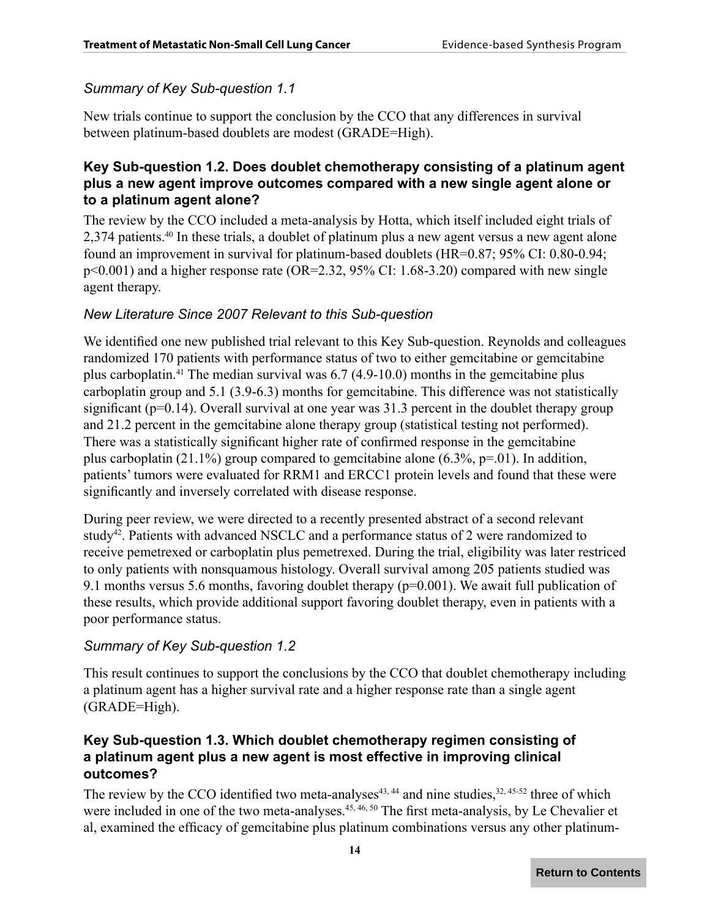*Summary of Key Sub-question 1.1*

New trials continue to support the conclusion by the CCO that any differences in survival between platinum-based doublets are modest (GRADE=High).

### Key Sub-question 1.2. Does doublet chemotherapy consisting of a platinum agent plus a new agent improve outcomes compared with a new single agent alone or to a platinum agent alone?

The review by the CCO included a meta-analysis by Hotta, which itself included eight trials of 2,374 patients.[40] In these trials, a doublet of platinum plus a new agent versus a new agent alone found an improvement in survival for platinum-based doublets (HR=0.87; 95% CI: 0.80-0.94; $p<0.001$) and a higher response rate (OR=2.32, 95% CI: 1.68-3.20) compared with new single agent therapy.

*New Literature Since 2007 Relevant to this Sub-question*

We identified one new published trial relevant to this Key Sub-question. Reynolds and colleagues randomized 170 patients with performance status of two to either gemcitabine or gemcitabine plus carboplatin.[41] The median survival was 6.7 (4.9-10.0) months in the gemcitabine plus carboplatin group and 5.1 (3.9-6.3) months for gemcitabine. This difference was not statistically significant ($p=0.14$). Overall survival at one year was 31.3 percent in the doublet therapy group and 21.2 percent in the gemcitabine alone therapy group (statistical testing not performed). There was a statistically significant higher rate of confirmed response in the gemcitabine plus carboplatin (21.1%) group compared to gemcitabine alone (6.3%, $p=.01$). In addition, patients' tumors were evaluated for RRM1 and ERCC1 protein levels and found that these were significantly and inversely correlated with disease response.

During peer review, we were directed to a recently presented abstract of a second relevant study[42]. Patients with advanced NSCLC and a performance status of 2 were randomized to receive pemetrexed or carboplatin plus pemetrexed. During the trial, eligibility was later restriced to only patients with nonsquamous histology. Overall survival among 205 patients studied was 9.1 months versus 5.6 months, favoring doublet therapy ($p=0.001$). We await full publication of these results, which provide additional support favoring doublet therapy, even in patients with a poor performance status.

*Summary of Key Sub-question 1.2*

This result continues to support the conclusions by the CCO that doublet chemotherapy including a platinum agent has a higher survival rate and a higher response rate than a single agent (GRADE=High).

### Key Sub-question 1.3. Which doublet chemotherapy regimen consisting of a platinum agent plus a new agent is most effective in improving clinical outcomes?

The review by the CCO identified two meta-analyses[43, 44] and nine studies,[32, 45-52] three of which were included in one of the two meta-analyses.[45, 46, 50] The first meta-analysis, by Le Chevalier et al, examined the efficacy of gemcitabine plus platinum combinations versus any other platinum-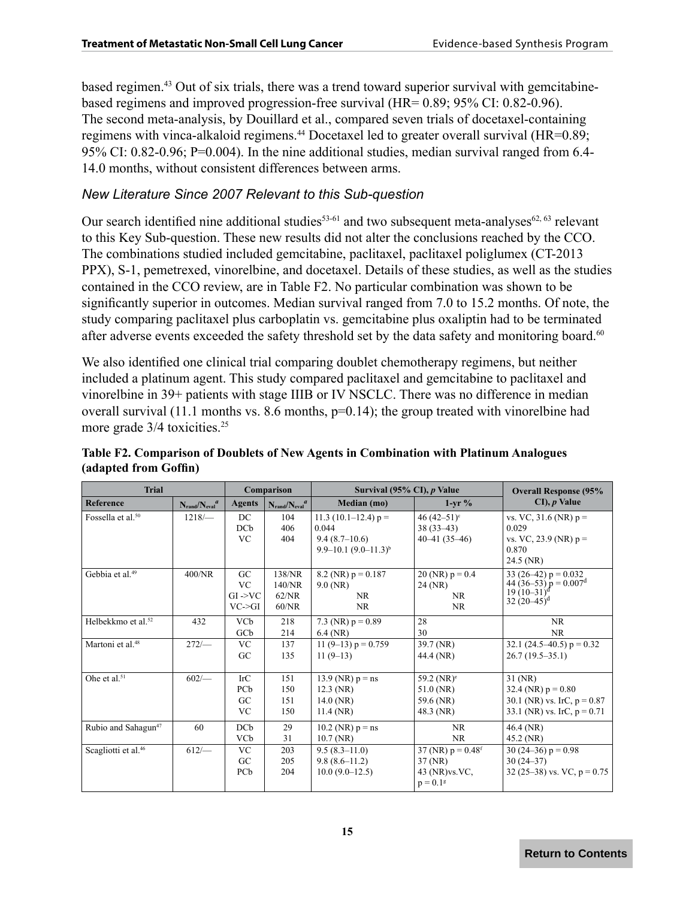based regimen.[43] Out of six trials, there was a trend toward superior survival with gemcitabine-based regimens and improved progression-free survival (HR= 0.89; 95% CI: 0.82-0.96). The second meta-analysis, by Douillard et al., compared seven trials of docetaxel-containing regimens with vinca-alkaloid regimens.[44] Docetaxel led to greater overall survival (HR=0.89; 95% CI: 0.82-0.96; P=0.004). In the nine additional studies, median survival ranged from 6.4-14.0 months, without consistent differences between arms.

### *New Literature Since 2007 Relevant to this Sub-question*

Our search identified nine additional studies[53-61] and two subsequent meta-analyses[62, 63] relevant to this Key Sub-question. These new results did not alter the conclusions reached by the CCO. The combinations studied included gemcitabine, paclitaxel, paclitaxel poliglumex (CT-2013 PPX), S-1, pemetrexed, vinorelbine, and docetaxel. Details of these studies, as well as the studies contained in the CCO review, are in Table F2. No particular combination was shown to be significantly superior in outcomes. Median survival ranged from 7.0 to 15.2 months. Of note, the study comparing paclitaxel plus carboplatin vs. gemcitabine plus oxaliptin had to be terminated after adverse events exceeded the safety threshold set by the data safety and monitoring board.[60]

We also identified one clinical trial comparing doublet chemotherapy regimens, but neither included a platinum agent. This study compared paclitaxel and gemcitabine to paclitaxel and vinorelbine in 39+ patients with stage IIIB or IV NSCLC. There was no difference in median overall survival (11.1 months vs. 8.6 months, p=0.14); the group treated with vinorelbine had more grade 3/4 toxicities.[25]

**Table F2. Comparison of Doublets of New Agents in Combination with Platinum Analogues (adapted from Goffin)**

| Trial | | Comparison | | Survival (95% CI), *p* Value | | Overall Response (95% CI), *p* Value |
|---|---|---|---|---|---|---|
| Reference | $N_{rand}/N_{eval}$[a] | Agents | $N_{rand}/N_{eval}$[a] | Median (mo) | 1-yr % | |
| Fossella et al.[50] | 1218/— | DC<br>DCb<br>VC | 104<br>406<br>404 | 11.3 (10.1–12.4) p = 0.044<br>9.4 (8.7–10.6)<br>9.9–10.1 (9.0–11.3)[b] | 46 (42–51)[e]<br>38 (33–43)<br>40–41 (35–46) | vs. VC, 31.6 (NR) p = 0.029<br>vs. VC, 23.9 (NR) p = 0.870<br>24.5 (NR) |
| Gebbia et al.[49] | 400/NR | GC<br>VC<br>GI ->VC<br>VC->GI | 138/NR<br>140/NR<br>62/NR<br>60/NR | 8.2 (NR) p = 0.187<br>9.0 (NR)<br>NR<br>NR | 20 (NR) p = 0.4<br>24 (NR)<br>NR<br>NR | 33 (26–42) p = 0.032<br>44 (36–53) p = 0.007[d]<br>19 (10–31)[d]<br>32 (20–45)[d] |
| Helbekkmo et al.[52] | 432 | VCb<br>GCb | 218<br>214 | 7.3 (NR) p = 0.89<br>6.4 (NR) | 28<br>30 | NR<br>NR |
| Martoni et al.[48] | 272/— | VC<br>GC | 137<br>135 | 11 (9–13) p = 0.759<br>11 (9–13) | 39.7 (NR)<br>44.4 (NR) | 32.1 (24.5–40.5) p = 0.32<br>26.7 (19.5–35.1) |
| Ohe et al.[51] | 602/— | IrC<br>PCb<br>GC<br>VC | 151<br>150<br>151<br>150 | 13.9 (NR) p = ns<br>12.3 (NR)<br>14.0 (NR)<br>11.4 (NR) | 59.2 (NR)[e]<br>51.0 (NR)<br>59.6 (NR)<br>48.3 (NR) | 31 (NR)<br>32.4 (NR) p = 0.80<br>30.1 (NR) vs. IrC, p = 0.87<br>33.1 (NR) vs. IrC, p = 0.71 |
| Rubio and Sahagun[47] | 60 | DCb<br>VCb | 29<br>31 | 10.2 (NR) p = ns<br>10.7 (NR) | NR<br>NR | 46.4 (NR)<br>45.2 (NR) |
| Scagliotti et al.[46] | 612/— | VC<br>GC<br>PCb | 203<br>205<br>204 | 9.5 (8.3–11.0)<br>9.8 (8.6–11.2)<br>10.0 (9.0–12.5) | 37 (NR) p = 0.48[f]<br>37 (NR)<br>43 (NR)vs.VC, p = 0.1[g] | 30 (24–36) p = 0.98<br>30 (24–37)<br>32 (25–38) vs. VC, p = 0.75 |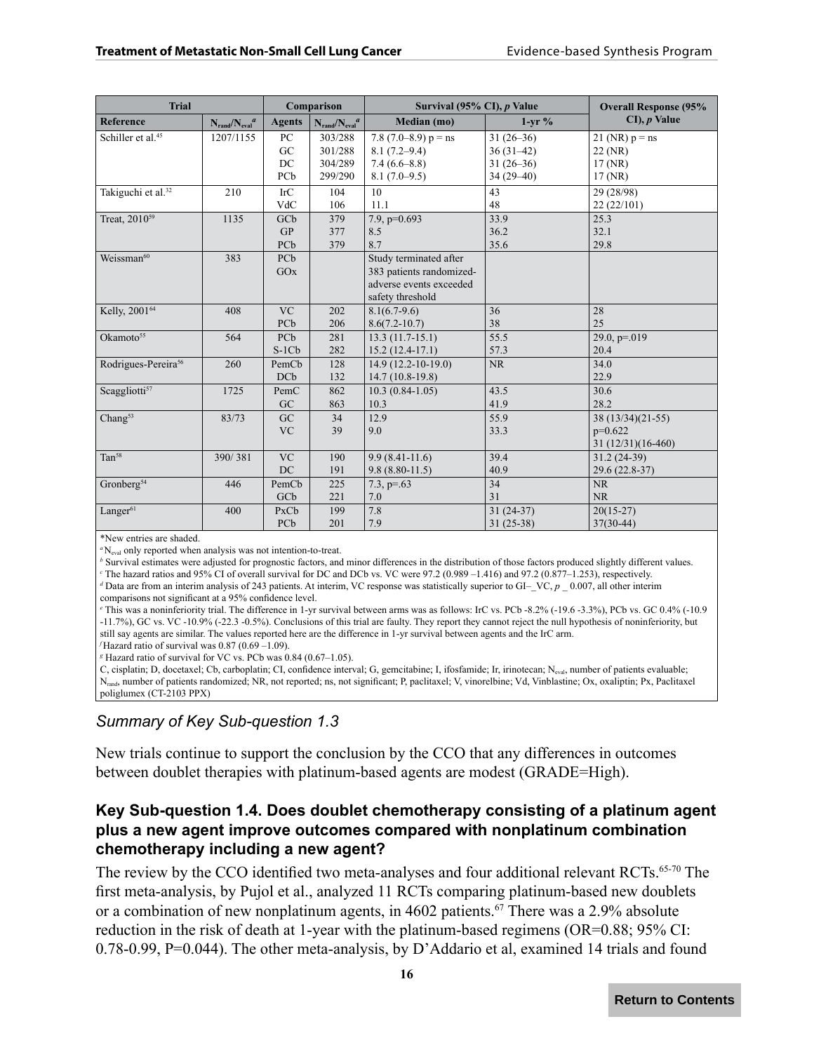| Trial | | Comparison | | Survival (95% CI), p Value | | Overall Response (95% CI), p Value |
|---|---|---|---|---|---|---|
| Reference | $N_{rand}/N_{eval}$[a] | Agents | $N_{rand}/N_{eval}$[a] | Median (mo) | 1-yr % | |
| Schiller et al.[45] | 1207/1155 | PC<br>GC<br>DC<br>PCb | 303/288<br>301/288<br>304/289<br>299/290 | 7.8 (7.0–8.9) p = ns<br>8.1 (7.2–9.4)<br>7.4 (6.6–8.8)<br>8.1 (7.0–9.5) | 31 (26–36)<br>36 (31–42)<br>31 (26–36)<br>34 (29–40) | 21 (NR) p = ns<br>22 (NR)<br>17 (NR)<br>17 (NR) |
| Takiguchi et al.[32] | 210 | IrC<br>VdC | 104<br>106 | 10<br>11.1 | 43<br>48 | 29 (28/98)<br>22 (22/101) |
| Treat, 2010[59] | 1135 | GCb<br>GP<br>PCb | 379<br>377<br>379 | 7.9, p=0.693<br>8.5<br>8.7 | 33.9<br>36.2<br>35.6 | 25.3<br>32.1<br>29.8 |
| Weissman[60] | 383 | PCb<br>GOx | | Study terminated after 383 patients randomized-adverse events exceeded safety threshold | | |
| Kelly, 2001[64] | 408 | VC<br>PCb | 202<br>206 | 8.1(6.7-9.6)<br>8.6(7.2-10.7) | 36<br>38 | 28<br>25 |
| Okamoto[55] | 564 | PCb<br>S-1Cb | 281<br>282 | 13.3 (11.7-15.1)<br>15.2 (12.4-17.1) | 55.5<br>57.3 | 29.0, p=.019<br>20.4 |
| Rodrigues-Pereira[56] | 260 | PemCb<br>DCb | 128<br>132 | 14.9 (12.2-10-19.0)<br>14.7 (10.8-19.8) | NR | 34.0<br>22.9 |
| Scaggliotti[57] | 1725 | PemC<br>GC | 862<br>863 | 10.3 (0.84-1.05)<br>10.3 | 43.5<br>41.9 | 30.6<br>28.2 |
| Chang[53] | 83/73 | GC<br>VC | 34<br>39 | 12.9<br>9.0 | 55.9<br>33.3 | 38 (13/34)(21-55)<br>p=0.622<br>31 (12/31)(16-460) |
| Tan[58] | 390/ 381 | VC<br>DC | 190<br>191 | 9.9 (8.41-11.6)<br>9.8 (8.80-11.5) | 39.4<br>40.9 | 31.2 (24-39)<br>29.6 (22.8-37) |
| Gronberg[54] | 446 | PemCb<br>GCb | 225<br>221 | 7.3, p=.63<br>7.0 | 34<br>31 | NR<br>NR |
| Langer[61] | 400 | PxCb<br>PCb | 199<br>201 | 7.8<br>7.9 | 31 (24-37)<br>31 (25-38) | 20(15-27)<br>37(30-44) |

*New entries are shaded.

[a] $N_{eval}$ only reported when analysis was not intention-to-treat.

[b] Survival estimates were adjusted for prognostic factors, and minor differences in the distribution of those factors produced slightly different values.

[c] The hazard ratios and 95% CI of overall survival for DC and DCb vs. VC were 97.2 (0.989 –1.416) and 97.2 (0.877–1.253), respectively.

[d] Data are from an interim analysis of 243 patients. At interim, VC response was statistically superior to GI–_VC, p _ 0.007, all other interim comparisons not significant at a 95% confidence level.

[e] This was a noninferiority trial. The difference in 1-yr survival between arms was as follows: IrC vs. PCb -8.2% (-19.6 -3.3%), PCb vs. GC 0.4% (-10.9 -11.7%), GC vs. VC -10.9% (-22.3 -0.5%). Conclusions of this trial are faulty. They report they cannot reject the null hypothesis of noninferiority, but still say agents are similar. The values reported here are the difference in 1-yr survival between agents and the IrC arm.

[f] Hazard ratio of survival was 0.87 (0.69 –1.09).

[g] Hazard ratio of survival for VC vs. PCb was 0.84 (0.67–1.05).

C, cisplatin; D, docetaxel; Cb, carboplatin; CI, confidence interval; G, gemcitabine; I, ifosfamide; Ir, irinotecan; $N_{eval}$, number of patients evaluable; $N_{rand}$, number of patients randomized; NR, not reported; ns, not significant; P, paclitaxel; V, vinorelbine; Vd, Vinblastine; Ox, oxaliptin; Px, Paclitaxel poliglumex (CT-2103 PPX)

### *Summary of Key Sub-question 1.3*

New trials continue to support the conclusion by the CCO that any differences in outcomes between doublet therapies with platinum-based agents are modest (GRADE=High).

### Key Sub-question 1.4. Does doublet chemotherapy consisting of a platinum agent plus a new agent improve outcomes compared with nonplatinum combination chemotherapy including a new agent?

The review by the CCO identified two meta-analyses and four additional relevant RCTs.[65-70] The first meta-analysis, by Pujol et al., analyzed 11 RCTs comparing platinum-based new doublets or a combination of new nonplatinum agents, in 4602 patients.[67] There was a 2.9% absolute reduction in the risk of death at 1-year with the platinum-based regimens (OR=0.88; 95% CI: 0.78-0.99, P=0.044). The other meta-analysis, by D'Addario et al, examined 14 trials and found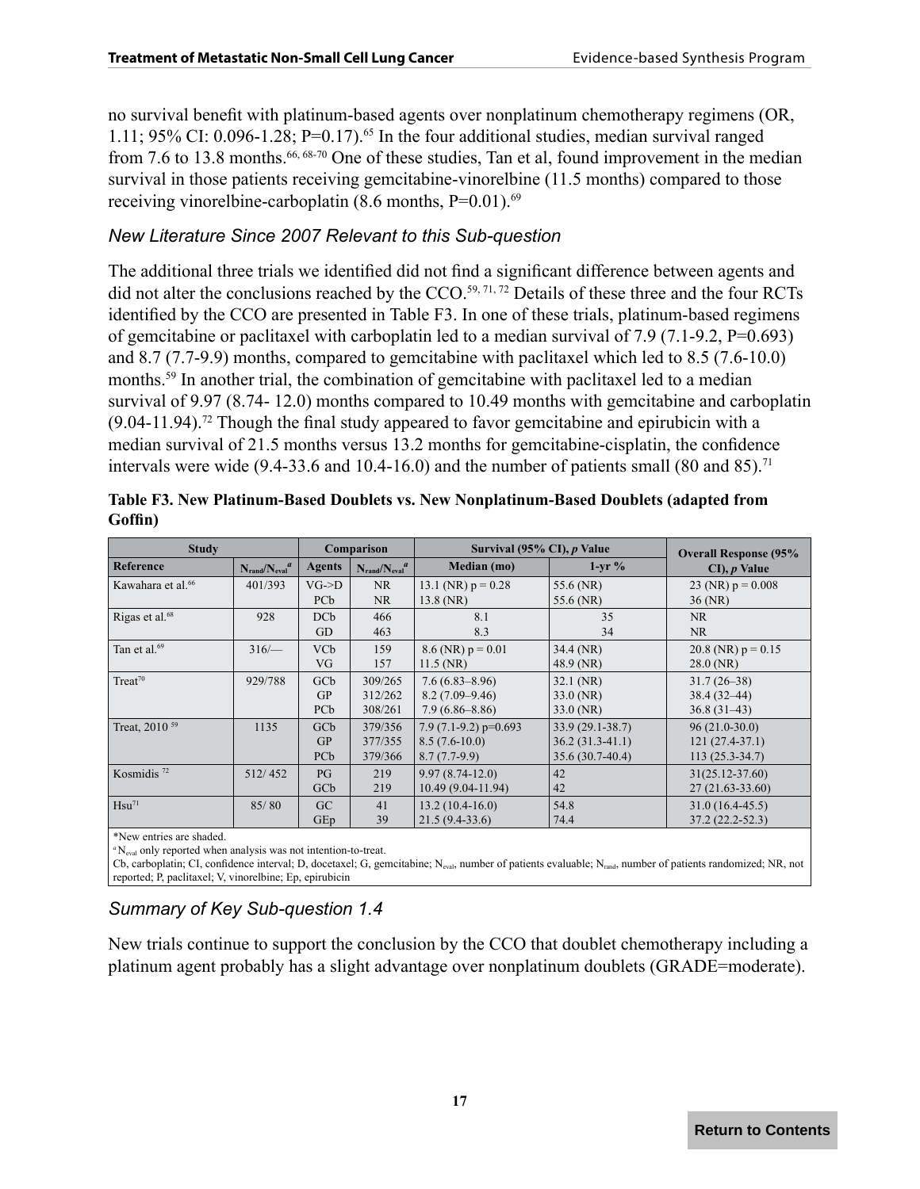no survival benefit with platinum-based agents over nonplatinum chemotherapy regimens (OR, 1.11; 95% CI: 0.096-1.28; P=0.17).[65] In the four additional studies, median survival ranged from 7.6 to 13.8 months.[66, 68-70] One of these studies, Tan et al, found improvement in the median survival in those patients receiving gemcitabine-vinorelbine (11.5 months) compared to those receiving vinorelbine-carboplatin (8.6 months, P=0.01).[69]

### *New Literature Since 2007 Relevant to this Sub-question*

The additional three trials we identified did not find a significant difference between agents and did not alter the conclusions reached by the CCO.[59, 71, 72] Details of these three and the four RCTs identified by the CCO are presented in Table F3. In one of these trials, platinum-based regimens of gemcitabine or paclitaxel with carboplatin led to a median survival of 7.9 (7.1-9.2, P=0.693) and 8.7 (7.7-9.9) months, compared to gemcitabine with paclitaxel which led to 8.5 (7.6-10.0) months.[59] In another trial, the combination of gemcitabine with paclitaxel led to a median survival of 9.97 (8.74- 12.0) months compared to 10.49 months with gemcitabine and carboplatin (9.04-11.94).[72] Though the final study appeared to favor gemcitabine and epirubicin with a median survival of 21.5 months versus 13.2 months for gemcitabine-cisplatin, the confidence intervals were wide (9.4-33.6 and 10.4-16.0) and the number of patients small (80 and 85).[71]

**Table F3. New Platinum-Based Doublets vs. New Nonplatinum-Based Doublets (adapted from Goffin)**

| Study | | Comparison | | Survival (95% CI), *p* Value | | Overall Response (95% CI), *p* Value |
|---|---|---|---|---|---|---|
| Reference | $N_{rand}/N_{eval}$[a] | Agents | $N_{rand}/N_{eval}$[a] | Median (mo) | 1-yr % | |
| Kawahara et al.[66] | 401/393 | VG->D<br>PCb | NR<br>NR | 13.1 (NR) p = 0.28<br>13.8 (NR) | 55.6 (NR)<br>55.6 (NR) | 23 (NR) p = 0.008<br>36 (NR) |
| Rigas et al.[68] | 928 | DCb<br>GD | 466<br>463 | 8.1<br>8.3 | 35<br>34 | NR<br>NR |
| Tan et al.[69] | 316/— | VCb<br>VG | 159<br>157 | 8.6 (NR) p = 0.01<br>11.5 (NR) | 34.4 (NR)<br>48.9 (NR) | 20.8 (NR) p = 0.15<br>28.0 (NR) |
| Treat[70] | 929/788 | GCb<br>GP<br>PCb | 309/265<br>312/262<br>308/261 | 7.6 (6.83–8.96)<br>8.2 (7.09–9.46)<br>7.9 (6.86–8.86) | 32.1 (NR)<br>33.0 (NR)<br>33.0 (NR) | 31.7 (26–38)<br>38.4 (32–44)<br>36.8 (31–43) |
| Treat, 2010 [59] | 1135 | GCb<br>GP<br>PCb | 379/356<br>377/355<br>379/366 | 7.9 (7.1-9.2) p=0.693<br>8.5 (7.6-10.0)<br>8.7 (7.7-9.9) | 33.9 (29.1-38.7)<br>36.2 (31.3-41.1)<br>35.6 (30.7-40.4) | 96 (21.0-30.0)<br>121 (27.4-37.1)<br>113 (25.3-34.7) |
| Kosmidis [72] | 512/ 452 | PG<br>GCb | 219<br>219 | 9.97 (8.74-12.0)<br>10.49 (9.04-11.94) | 42<br>42 | 31(25.12-37.60)<br>27 (21.63-33.60) |
| Hsu[71] | 85/ 80 | GC<br>GEp | 41<br>39 | 13.2 (10.4-16.0)<br>21.5 (9.4-33.6) | 54.8<br>74.4 | 31.0 (16.4-45.5)<br>37.2 (22.2-52.3) |

*New entries are shaded.
[a] $N_{eval}$ only reported when analysis was not intention-to-treat.
Cb, carboplatin; CI, confidence interval; D, docetaxel; G, gemcitabine; $N_{eval}$, number of patients evaluable; $N_{rand}$, number of patients randomized; NR, not reported; P, paclitaxel; V, vinorelbine; Ep, epirubicin

### *Summary of Key Sub-question 1.4*

New trials continue to support the conclusion by the CCO that doublet chemotherapy including a platinum agent probably has a slight advantage over nonplatinum doublets (GRADE=moderate).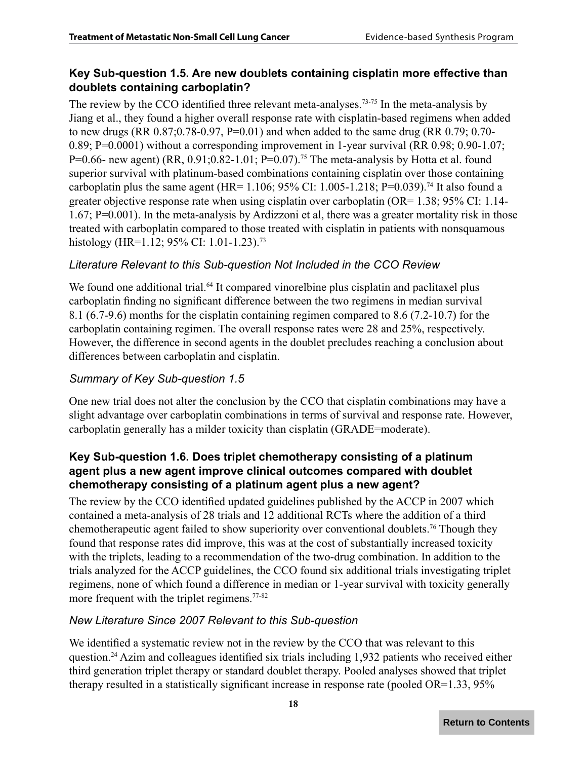### Key Sub-question 1.5. Are new doublets containing cisplatin more effective than doublets containing carboplatin?

The review by the CCO identified three relevant meta-analyses.[73-75] In the meta-analysis by Jiang et al., they found a higher overall response rate with cisplatin-based regimens when added to new drugs (RR 0.87;0.78-0.97, P=0.01) and when added to the same drug (RR 0.79; 0.70-0.89; P=0.0001) without a corresponding improvement in 1-year survival (RR 0.98; 0.90-1.07; P=0.66- new agent) (RR, 0.91;0.82-1.01; P=0.07).[75] The meta-analysis by Hotta et al. found superior survival with platinum-based combinations containing cisplatin over those containing carboplatin plus the same agent (HR= 1.106; 95% CI: 1.005-1.218; P=0.039).[74] It also found a greater objective response rate when using cisplatin over carboplatin (OR= 1.38; 95% CI: 1.14-1.67; P=0.001). In the meta-analysis by Ardizzoni et al, there was a greater mortality risk in those treated with carboplatin compared to those treated with cisplatin in patients with nonsquamous histology (HR=1.12; 95% CI: 1.01-1.23).[73]

#### *Literature Relevant to this Sub-question Not Included in the CCO Review*

We found one additional trial.[64] It compared vinorelbine plus cisplatin and paclitaxel plus carboplatin finding no significant difference between the two regimens in median survival 8.1 (6.7-9.6) months for the cisplatin containing regimen compared to 8.6 (7.2-10.7) for the carboplatin containing regimen. The overall response rates were 28 and 25%, respectively. However, the difference in second agents in the doublet precludes reaching a conclusion about differences between carboplatin and cisplatin.

#### *Summary of Key Sub-question 1.5*

One new trial does not alter the conclusion by the CCO that cisplatin combinations may have a slight advantage over carboplatin combinations in terms of survival and response rate. However, carboplatin generally has a milder toxicity than cisplatin (GRADE=moderate).

### Key Sub-question 1.6. Does triplet chemotherapy consisting of a platinum agent plus a new agent improve clinical outcomes compared with doublet chemotherapy consisting of a platinum agent plus a new agent?

The review by the CCO identified updated guidelines published by the ACCP in 2007 which contained a meta-analysis of 28 trials and 12 additional RCTs where the addition of a third chemotherapeutic agent failed to show superiority over conventional doublets.[76] Though they found that response rates did improve, this was at the cost of substantially increased toxicity with the triplets, leading to a recommendation of the two-drug combination. In addition to the trials analyzed for the ACCP guidelines, the CCO found six additional trials investigating triplet regimens, none of which found a difference in median or 1-year survival with toxicity generally more frequent with the triplet regimens.[77-82]

#### *New Literature Since 2007 Relevant to this Sub-question*

We identified a systematic review not in the review by the CCO that was relevant to this question.[24] Azim and colleagues identified six trials including 1,932 patients who received either third generation triplet therapy or standard doublet therapy. Pooled analyses showed that triplet therapy resulted in a statistically significant increase in response rate (pooled OR=1.33, 95%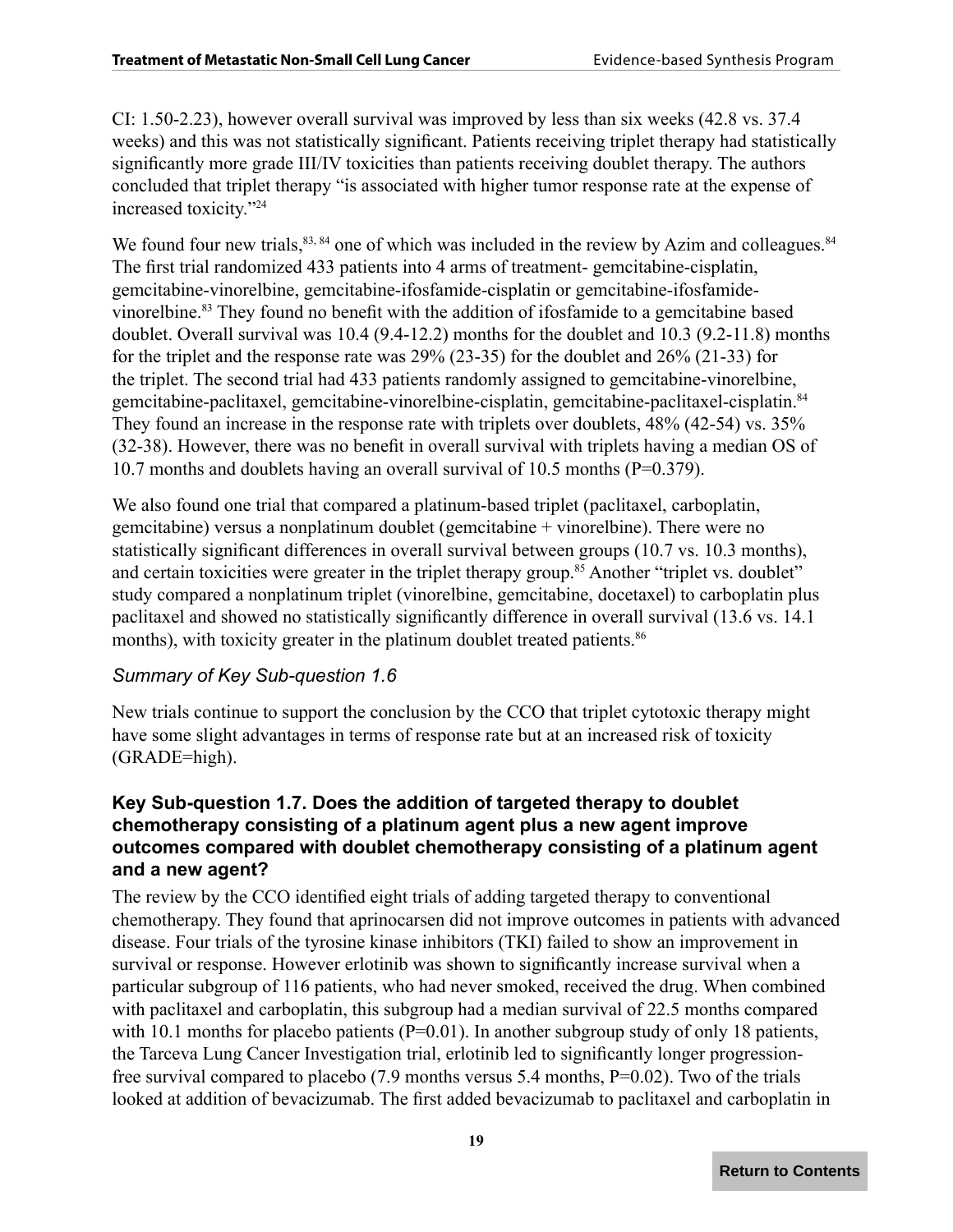CI: 1.50-2.23), however overall survival was improved by less than six weeks (42.8 vs. 37.4 weeks) and this was not statistically significant. Patients receiving triplet therapy had statistically significantly more grade III/IV toxicities than patients receiving doublet therapy. The authors concluded that triplet therapy "is associated with higher tumor response rate at the expense of increased toxicity."[24]

We found four new trials,[83, 84] one of which was included in the review by Azim and colleagues.[84] The first trial randomized 433 patients into 4 arms of treatment- gemcitabine-cisplatin, gemcitabine-vinorelbine, gemcitabine-ifosfamide-cisplatin or gemcitabine-ifosfamide-vinorelbine.[83] They found no benefit with the addition of ifosfamide to a gemcitabine based doublet. Overall survival was 10.4 (9.4-12.2) months for the doublet and 10.3 (9.2-11.8) months for the triplet and the response rate was 29% (23-35) for the doublet and 26% (21-33) for the triplet. The second trial had 433 patients randomly assigned to gemcitabine-vinorelbine, gemcitabine-paclitaxel, gemcitabine-vinorelbine-cisplatin, gemcitabine-paclitaxel-cisplatin.[84] They found an increase in the response rate with triplets over doublets, 48% (42-54) vs. 35% (32-38). However, there was no benefit in overall survival with triplets having a median OS of 10.7 months and doublets having an overall survival of 10.5 months (P=0.379).

We also found one trial that compared a platinum-based triplet (paclitaxel, carboplatin, gemcitabine) versus a nonplatinum doublet (gemcitabine + vinorelbine). There were no statistically significant differences in overall survival between groups (10.7 vs. 10.3 months), and certain toxicities were greater in the triplet therapy group.[85] Another "triplet vs. doublet" study compared a nonplatinum triplet (vinorelbine, gemcitabine, docetaxel) to carboplatin plus paclitaxel and showed no statistically significantly difference in overall survival (13.6 vs. 14.1 months), with toxicity greater in the platinum doublet treated patients.[86]

### *Summary of Key Sub-question 1.6*

New trials continue to support the conclusion by the CCO that triplet cytotoxic therapy might have some slight advantages in terms of response rate but at an increased risk of toxicity (GRADE=high).

### Key Sub-question 1.7. Does the addition of targeted therapy to doublet chemotherapy consisting of a platinum agent plus a new agent improve outcomes compared with doublet chemotherapy consisting of a platinum agent and a new agent?

The review by the CCO identified eight trials of adding targeted therapy to conventional chemotherapy. They found that aprinocarsen did not improve outcomes in patients with advanced disease. Four trials of the tyrosine kinase inhibitors (TKI) failed to show an improvement in survival or response. However erlotinib was shown to significantly increase survival when a particular subgroup of 116 patients, who had never smoked, received the drug. When combined with paclitaxel and carboplatin, this subgroup had a median survival of 22.5 months compared with 10.1 months for placebo patients (P=0.01). In another subgroup study of only 18 patients, the Tarceva Lung Cancer Investigation trial, erlotinib led to significantly longer progression-free survival compared to placebo (7.9 months versus 5.4 months, P=0.02). Two of the trials looked at addition of bevacizumab. The first added bevacizumab to paclitaxel and carboplatin in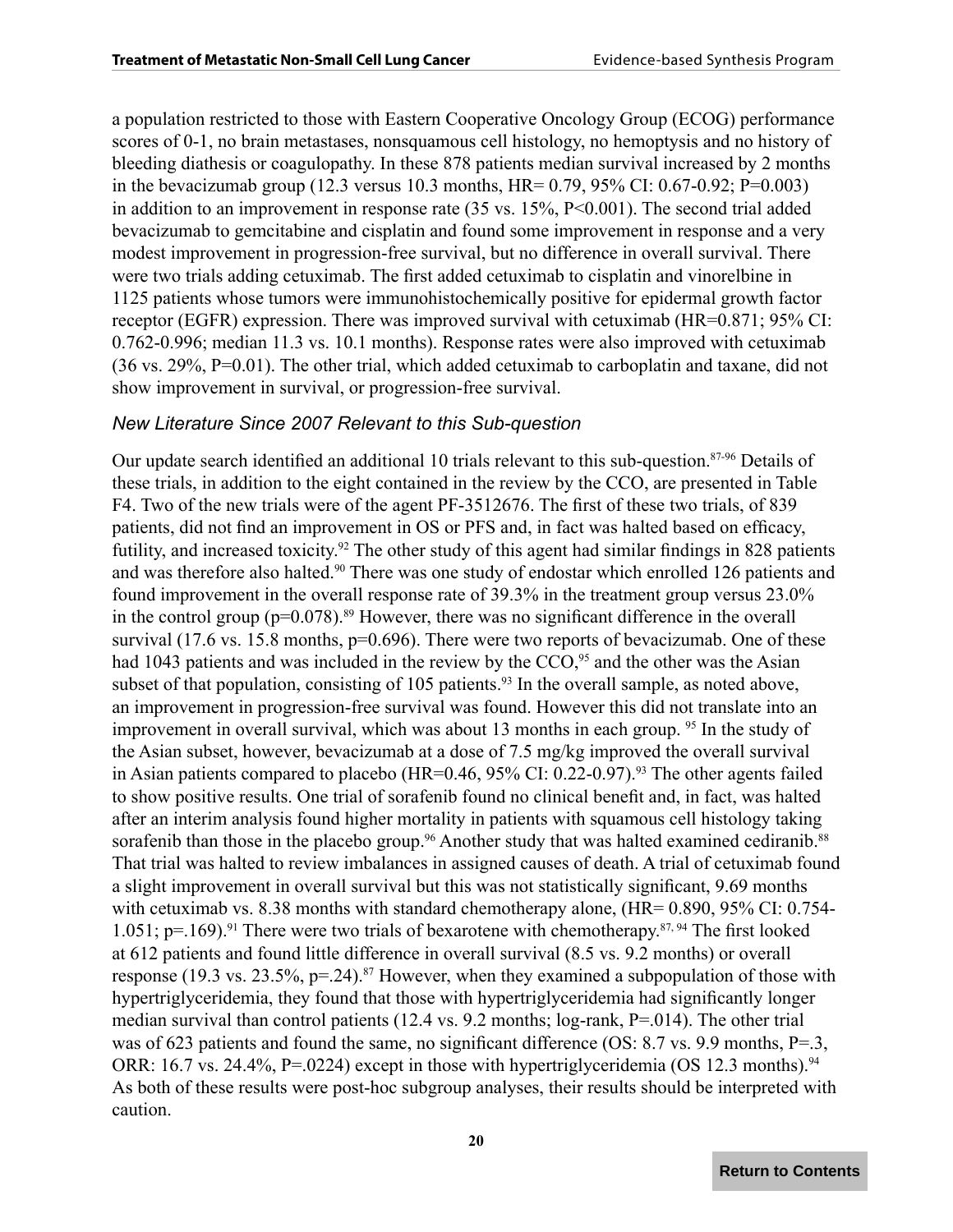a population restricted to those with Eastern Cooperative Oncology Group (ECOG) performance scores of 0-1, no brain metastases, nonsquamous cell histology, no hemoptysis and no history of bleeding diathesis or coagulopathy. In these 878 patients median survival increased by 2 months in the bevacizumab group (12.3 versus 10.3 months, HR= 0.79, 95% CI: 0.67-0.92; P=0.003) in addition to an improvement in response rate (35 vs. 15%, P<0.001). The second trial added bevacizumab to gemcitabine and cisplatin and found some improvement in response and a very modest improvement in progression-free survival, but no difference in overall survival. There were two trials adding cetuximab. The first added cetuximab to cisplatin and vinorelbine in 1125 patients whose tumors were immunohistochemically positive for epidermal growth factor receptor (EGFR) expression. There was improved survival with cetuximab (HR=0.871; 95% CI: 0.762-0.996; median 11.3 vs. 10.1 months). Response rates were also improved with cetuximab (36 vs. 29%, P=0.01). The other trial, which added cetuximab to carboplatin and taxane, did not show improvement in survival, or progression-free survival.

### *New Literature Since 2007 Relevant to this Sub-question*

Our update search identified an additional 10 trials relevant to this sub-question.[87-96] Details of these trials, in addition to the eight contained in the review by the CCO, are presented in Table F4. Two of the new trials were of the agent PF-3512676. The first of these two trials, of 839 patients, did not find an improvement in OS or PFS and, in fact was halted based on efficacy, futility, and increased toxicity.[92] The other study of this agent had similar findings in 828 patients and was therefore also halted.[90] There was one study of endostar which enrolled 126 patients and found improvement in the overall response rate of 39.3% in the treatment group versus 23.0% in the control group (p=0.078).[89] However, there was no significant difference in the overall survival (17.6 vs. 15.8 months, p=0.696). There were two reports of bevacizumab. One of these had 1043 patients and was included in the review by the CCO,[95] and the other was the Asian subset of that population, consisting of 105 patients.[93] In the overall sample, as noted above, an improvement in progression-free survival was found. However this did not translate into an improvement in overall survival, which was about 13 months in each group. [95] In the study of the Asian subset, however, bevacizumab at a dose of 7.5 mg/kg improved the overall survival in Asian patients compared to placebo (HR=0.46, 95% CI: 0.22-0.97).[93] The other agents failed to show positive results. One trial of sorafenib found no clinical benefit and, in fact, was halted after an interim analysis found higher mortality in patients with squamous cell histology taking sorafenib than those in the placebo group.[96] Another study that was halted examined cediranib.[88] That trial was halted to review imbalances in assigned causes of death. A trial of cetuximab found a slight improvement in overall survival but this was not statistically significant, 9.69 months with cetuximab vs. 8.38 months with standard chemotherapy alone, (HR= 0.890, 95% CI: 0.754-1.051; p=.169).[91] There were two trials of bexarotene with chemotherapy.[87, 94] The first looked at 612 patients and found little difference in overall survival (8.5 vs. 9.2 months) or overall response (19.3 vs. 23.5%, p=.24).[87] However, when they examined a subpopulation of those with hypertriglyceridemia, they found that those with hypertriglyceridemia had significantly longer median survival than control patients (12.4 vs. 9.2 months; log-rank, P=.014). The other trial was of 623 patients and found the same, no significant difference (OS: 8.7 vs. 9.9 months, P=.3, ORR: 16.7 vs. 24.4%, P=.0224) except in those with hypertriglyceridemia (OS 12.3 months).[94] As both of these results were post-hoc subgroup analyses, their results should be interpreted with caution.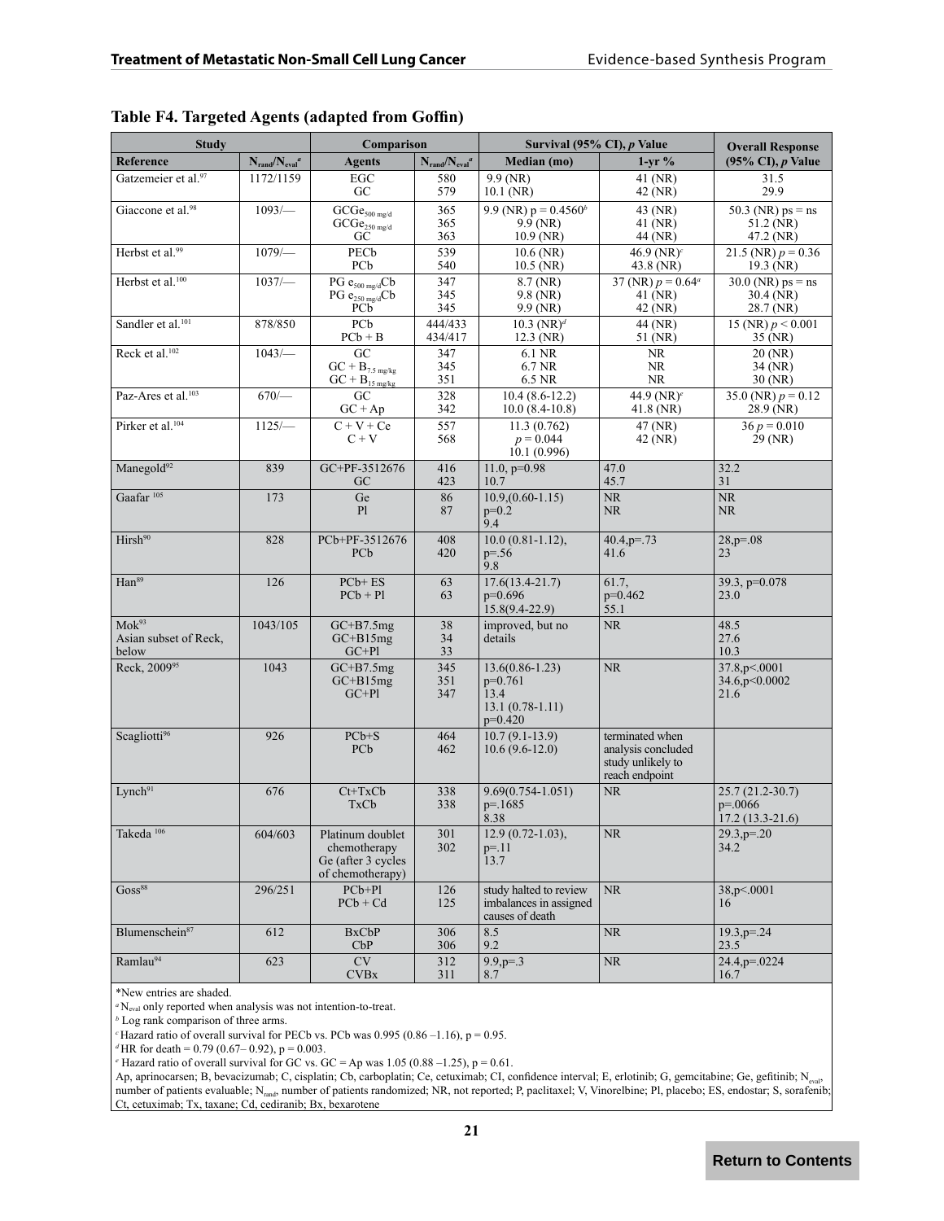## Table F4. Targeted Agents (adapted from Goffin)

| Study | | Comparison | | Survival (95% CI), *p* Value | | Overall Response |
|---|---|---|---|---|---|---|
| Reference | $N_{rand}/N_{eval}$[a] | Agents | $N_{rand}/N_{eval}$[a] | Median (mo) | 1-yr % | (95% CI), *p* Value |
| Gatzemeier et al.[97] | 1172/1159 | EGC<br>GC | 580<br>579 | 9.9 (NR)<br>10.1 (NR) | 41 (NR)<br>42 (NR) | 31.5<br>29.9 |
| Giaccone et al.[98] | 1093/— | $GCGe_{500\ mg/d}$<br>$GCGe_{250\ mg/d}$<br>GC | 365<br>365<br>363 | 9.9 (NR) p = 0.4560[b]<br>9.9 (NR)<br>10.9 (NR) | 43 (NR)<br>41 (NR)<br>44 (NR) | 50.3 (NR) ps = ns<br>51.2 (NR)<br>47.2 (NR) |
| Herbst et al.[99] | 1079/— | PECb<br>PCb | 539<br>540 | 10.6 (NR)<br>10.5 (NR) | 46.9 (NR)[c]<br>43.8 (NR) | 21.5 (NR) *p* = 0.36<br>19.3 (NR) |
| Herbst et al.[100] | 1037/— | $PG\ e_{500\ mg/d}Cb$<br>$PG\ e_{250\ mg/d}Cb$<br>PCb | 347<br>345<br>345 | 8.7 (NR)<br>9.8 (NR)<br>9.9 (NR) | 37 (NR) *p* = 0.64[a]<br>41 (NR)<br>42 (NR) | 30.0 (NR) ps = ns<br>30.4 (NR)<br>28.7 (NR) |
| Sandler et al.[101] | 878/850 | PCb<br>PCb + B | 444/433<br>434/417 | 10.3 (NR)[d]<br>12.3 (NR) | 44 (NR)<br>51 (NR) | 15 (NR) *p* < 0.001<br>35 (NR) |
| Reck et al.[102] | 1043/— | GC<br>$GC + B_{7.5\ mg/kg}$<br>$GC + B_{15\ mg/kg}$ | 347<br>345<br>351 | 6.1 NR<br>6.7 NR<br>6.5 NR | NR<br>NR<br>NR | 20 (NR)<br>34 (NR)<br>30 (NR) |
| Paz-Ares et al.[103] | 670/— | GC<br>GC + Ap | 328<br>342 | 10.4 (8.6-12.2)<br>10.0 (8.4-10.8) | 44.9 (NR)[e]<br>41.8 (NR) | 35.0 (NR) *p* = 0.12<br>28.9 (NR) |
| Pirker et al.[104] | 1125/— | C + V + Ce<br>C + V | 557<br>568 | 11.3 (0.762)<br>*p* = 0.044<br>10.1 (0.996) | 47 (NR)<br>42 (NR) | 36 *p* = 0.010<br>29 (NR) |
| Manegold[92] | 839 | GC+PF-3512676<br>GC | 416<br>423 | 11.0, p=0.98<br>10.7 | 47.0<br>45.7 | 32.2<br>31 |
| Gaafar [105] | 173 | Ge<br>Pl | 86<br>87 | 10.9,(0.60-1.15)<br>p=0.2<br>9.4 | NR<br>NR | NR<br>NR |
| Hirsh[90] | 828 | PCb+PF-3512676<br>PCb | 408<br>420 | 10.0 (0.81-1.12),<br>p=.56<br>9.8 | 40.4,p=.73<br>41.6 | 28,p=.08<br>23 |
| Han[89] | 126 | PCb+ ES<br>PCb + Pl | 63<br>63 | 17.6(13.4-21.7)<br>p=0.696<br>15.8(9.4-22.9) | 61.7,<br>p=0.462<br>55.1 | 39.3, p=0.078<br>23.0 |
| Mok[93]<br>Asian subset of Reck, below | 1043/105 | GC+B7.5mg<br>GC+B15mg<br>GC+Pl | 38<br>34<br>33 | improved, but no details | NR | 48.5<br>27.6<br>10.3 |
| Reck, 2009[95] | 1043 | GC+B7.5mg<br>GC+B15mg<br>GC+Pl | 345<br>351<br>347 | 13.6(0.86-1.23)<br>p=0.761<br>13.4<br>13.1 (0.78-1.11)<br>p=0.420 | NR | 37.8,p<.0001<br>34.6,p<0.0002<br>21.6 |
| Scagliotti[96] | 926 | PCb+S<br>PCb | 464<br>462 | 10.7 (9.1-13.9)<br>10.6 (9.6-12.0) | terminated when analysis concluded study unlikely to reach endpoint | |
| Lynch[91] | 676 | Ct+TxCb<br>TxCb | 338<br>338 | 9.69(0.754-1.051)<br>p=.1685<br>8.38 | NR | 25.7 (21.2-30.7)<br>p=.0066<br>17.2 (13.3-21.6) |
| Takeda [106] | 604/603 | Platinum doublet chemotherapy<br>Ge (after 3 cycles of chemotherapy) | 301<br>302 | 12.9 (0.72-1.03),<br>p=.11<br>13.7 | NR | 29.3,p=.20<br>34.2 |
| Goss[88] | 296/251 | PCb+Pl<br>PCb + Cd | 126<br>125 | study halted to review imbalances in assigned causes of death | NR | 38,p<.0001<br>16 |
| Blumenschein[87] | 612 | BxCbP<br>CbP | 306<br>306 | 8.5<br>9.2 | NR | 19.3,p=.24<br>23.5 |
| Ramlau[94] | 623 | CV<br>CVBx | 312<br>311 | 9.9,p=.3<br>8.7 | NR | 24.4,p=.0224<br>16.7 |

*New entries are shaded.

[a] $N_{eval}$ only reported when analysis was not intention-to-treat.

[b] Log rank comparison of three arms.

[c] Hazard ratio of overall survival for PECb vs. PCb was 0.995 (0.86 –1.16), p = 0.95.

[d] HR for death = 0.79 (0.67– 0.92), p = 0.003.

[e] Hazard ratio of overall survival for GC vs. GC = Ap was 1.05 (0.88 –1.25), p = 0.61.

Ap, aprinocarsen; B, bevacizumab; C, cisplatin; Cb, carboplatin; Ce, cetuximab; CI, confidence interval; E, erlotinib; G, gemcitabine; Ge, gefitinib; $N_{eval}$, number of patients evaluable; $N_{rand}$, number of patients randomized; NR, not reported; P, paclitaxel; V, Vinorelbine; Pl, placebo; ES, endostar; S, sorafenib; Ct, cetuximab; Tx, taxane; Cd, cediranib; Bx, bexarotene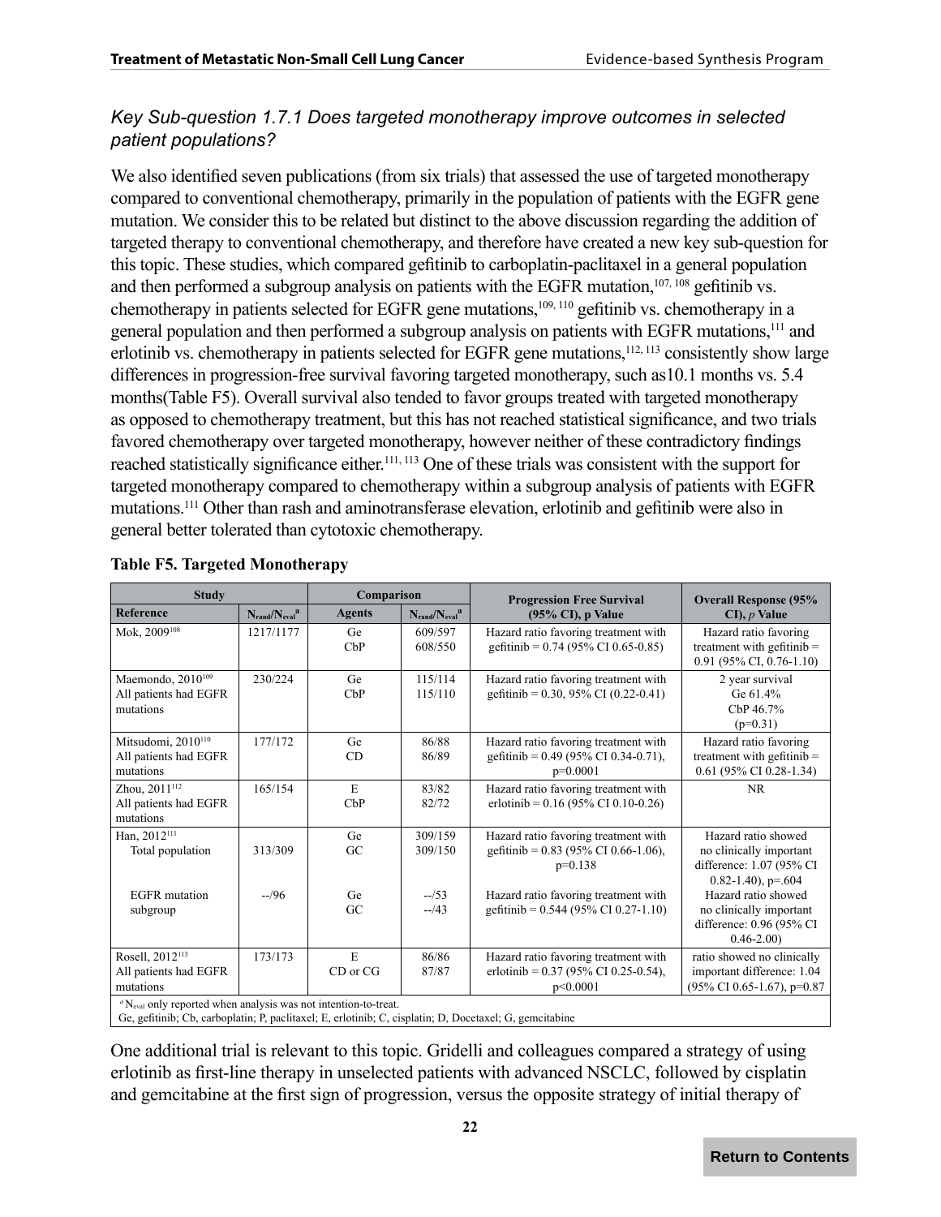### *Key Sub-question 1.7.1 Does targeted monotherapy improve outcomes in selected patient populations?*

We also identified seven publications (from six trials) that assessed the use of targeted monotherapy compared to conventional chemotherapy, primarily in the population of patients with the EGFR gene mutation. We consider this to be related but distinct to the above discussion regarding the addition of targeted therapy to conventional chemotherapy, and therefore have created a new key sub-question for this topic. These studies, which compared gefitinib to carboplatin-paclitaxel in a general population and then performed a subgroup analysis on patients with the EGFR mutation,[107, 108] gefitinib vs. chemotherapy in patients selected for EGFR gene mutations,[109, 110] gefitinib vs. chemotherapy in a general population and then performed a subgroup analysis on patients with EGFR mutations,[111] and erlotinib vs. chemotherapy in patients selected for EGFR gene mutations,[112, 113] consistently show large differences in progression-free survival favoring targeted monotherapy, such as10.1 months vs. 5.4 months(Table F5). Overall survival also tended to favor groups treated with targeted monotherapy as opposed to chemotherapy treatment, but this has not reached statistical significance, and two trials favored chemotherapy over targeted monotherapy, however neither of these contradictory findings reached statistically significance either.[111, 113] One of these trials was consistent with the support for targeted monotherapy compared to chemotherapy within a subgroup analysis of patients with EGFR mutations.[111] Other than rash and aminotransferase elevation, erlotinib and gefitinib were also in general better tolerated than cytotoxic chemotherapy.

**Table F5. Targeted Monotherapy**

| Study | | Comparison | | Progression Free Survival (95% CI), p Value | Overall Response (95% CI), *p* Value |
|---|---|---|---|---|---|
| Reference | $N_{rand}/N_{eval}$[a] | Agents | $N_{rand}/N_{eval}$[a] | | |
| Mok, 2009[108] | 1217/1177 | Ge<br>CbP | 609/597<br>608/550 | Hazard ratio favoring treatment with gefitinib = 0.74 (95% CI 0.65-0.85) | Hazard ratio favoring treatment with gefitinib = 0.91 (95% CI, 0.76-1.10) |
| Maemondo, 2010[109]<br>All patients had EGFR mutations | 230/224 | Ge<br>CbP | 115/114<br>115/110 | Hazard ratio favoring treatment with gefitinib = 0.30, 95% CI (0.22-0.41) | 2 year survival<br>Ge 61.4%<br>CbP 46.7%<br>(p=0.31) |
| Mitsudomi, 2010[110]<br>All patients had EGFR mutations | 177/172 | Ge<br>CD | 86/88<br>86/89 | Hazard ratio favoring treatment with gefitinib = 0.49 (95% CI 0.34-0.71), p=0.0001 | Hazard ratio favoring treatment with gefitinib = 0.61 (95% CI 0.28-1.34) |
| Zhou, 2011[112]<br>All patients had EGFR mutations | 165/154 | E<br>CbP | 83/82<br>82/72 | Hazard ratio favoring treatment with erlotinib = 0.16 (95% CI 0.10-0.26) | NR |
| Han, 2012[111]<br>Total population | 313/309 | Ge<br>GC | 309/159<br>309/150 | Hazard ratio favoring treatment with gefitinib = 0.83 (95% CI 0.66-1.06), p=0.138 | Hazard ratio showed no clinically important difference: 1.07 (95% CI 0.82-1.40), p=.604 |
| EGFR mutation subgroup | --/96 | Ge<br>GC | --/53<br>--/43 | Hazard ratio favoring treatment with gefitinib = 0.544 (95% CI 0.27-1.10) | Hazard ratio showed no clinically important difference: 0.96 (95% CI 0.46-2.00) |
| Rosell, 2012[113]<br>All patients had EGFR mutations | 173/173 | E<br>CD or CG | 86/86<br>87/87 | Hazard ratio favoring treatment with erlotinib = 0.37 (95% CI 0.25-0.54), p<0.0001 | ratio showed no clinically important difference: 1.04 (95% CI 0.65-1.67), p=0.87 |

[a] $N_{eval}$ only reported when analysis was not intention-to-treat.
Ge, gefitinib; Cb, carboplatin; P, paclitaxel; E, erlotinib; C, cisplatin; D, Docetaxel; G, gemcitabine

One additional trial is relevant to this topic. Gridelli and colleagues compared a strategy of using erlotinib as first-line therapy in unselected patients with advanced NSCLC, followed by cisplatin and gemcitabine at the first sign of progression, versus the opposite strategy of initial therapy of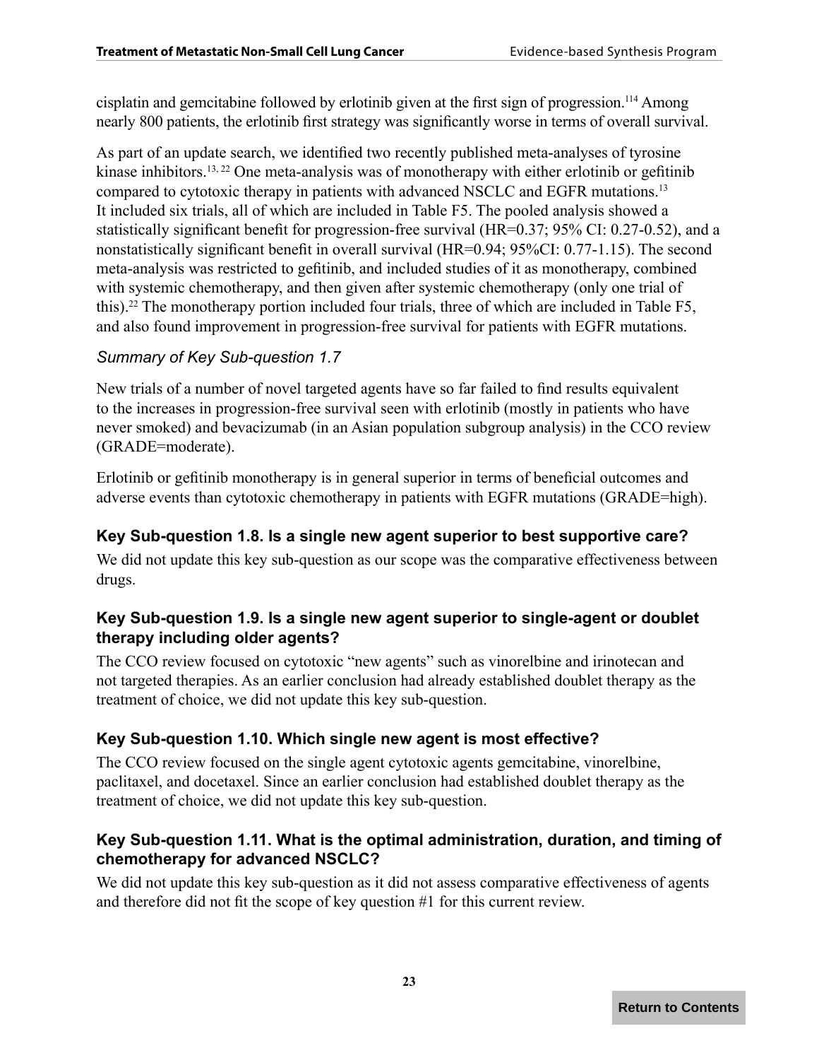cisplatin and gemcitabine followed by erlotinib given at the first sign of progression.[114] Among nearly 800 patients, the erlotinib first strategy was significantly worse in terms of overall survival.

As part of an update search, we identified two recently published meta-analyses of tyrosine kinase inhibitors.[13, 22] One meta-analysis was of monotherapy with either erlotinib or gefitinib compared to cytotoxic therapy in patients with advanced NSCLC and EGFR mutations.[13] It included six trials, all of which are included in Table F5. The pooled analysis showed a statistically significant benefit for progression-free survival (HR=0.37; 95% CI: 0.27-0.52), and a nonstatistically significant benefit in overall survival (HR=0.94; 95%CI: 0.77-1.15). The second meta-analysis was restricted to gefitinib, and included studies of it as monotherapy, combined with systemic chemotherapy, and then given after systemic chemotherapy (only one trial of this).[22] The monotherapy portion included four trials, three of which are included in Table F5, and also found improvement in progression-free survival for patients with EGFR mutations.

*Summary of Key Sub-question 1.7*

New trials of a number of novel targeted agents have so far failed to find results equivalent to the increases in progression-free survival seen with erlotinib (mostly in patients who have never smoked) and bevacizumab (in an Asian population subgroup analysis) in the CCO review (GRADE=moderate).

Erlotinib or gefitinib monotherapy is in general superior in terms of beneficial outcomes and adverse events than cytotoxic chemotherapy in patients with EGFR mutations (GRADE=high).

### Key Sub-question 1.8. Is a single new agent superior to best supportive care?

We did not update this key sub-question as our scope was the comparative effectiveness between drugs.

### Key Sub-question 1.9. Is a single new agent superior to single-agent or doublet therapy including older agents?

The CCO review focused on cytotoxic "new agents" such as vinorelbine and irinotecan and not targeted therapies. As an earlier conclusion had already established doublet therapy as the treatment of choice, we did not update this key sub-question.

### Key Sub-question 1.10. Which single new agent is most effective?

The CCO review focused on the single agent cytotoxic agents gemcitabine, vinorelbine, paclitaxel, and docetaxel. Since an earlier conclusion had established doublet therapy as the treatment of choice, we did not update this key sub-question.

### Key Sub-question 1.11. What is the optimal administration, duration, and timing of chemotherapy for advanced NSCLC?

We did not update this key sub-question as it did not assess comparative effectiveness of agents and therefore did not fit the scope of key question #1 for this current review.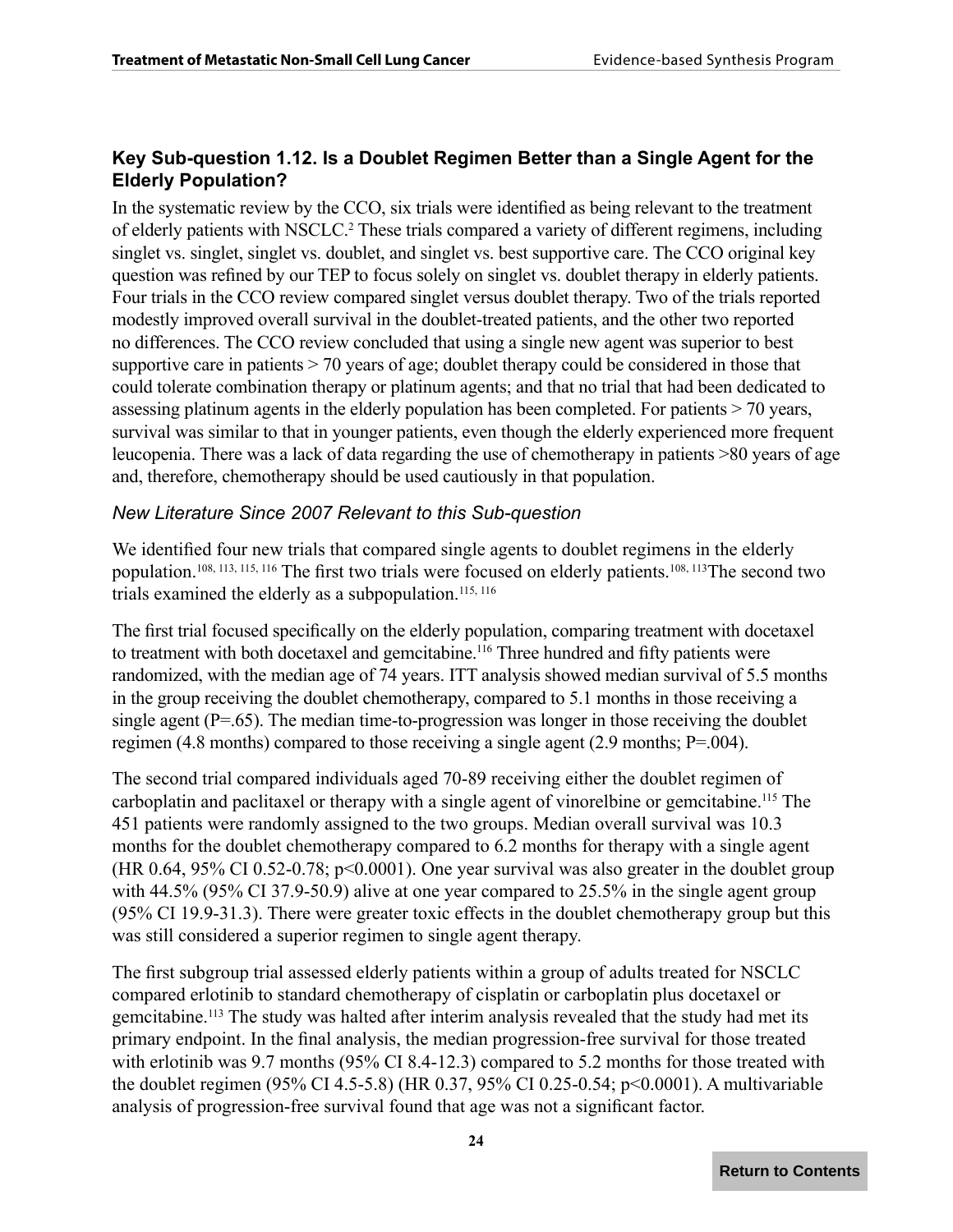### Key Sub-question 1.12. Is a Doublet Regimen Better than a Single Agent for the Elderly Population?

In the systematic review by the CCO, six trials were identified as being relevant to the treatment of elderly patients with NSCLC.[2] These trials compared a variety of different regimens, including singlet vs. singlet, singlet vs. doublet, and singlet vs. best supportive care. The CCO original key question was refined by our TEP to focus solely on singlet vs. doublet therapy in elderly patients. Four trials in the CCO review compared singlet versus doublet therapy. Two of the trials reported modestly improved overall survival in the doublet-treated patients, and the other two reported no differences. The CCO review concluded that using a single new agent was superior to best supportive care in patients > 70 years of age; doublet therapy could be considered in those that could tolerate combination therapy or platinum agents; and that no trial that had been dedicated to assessing platinum agents in the elderly population has been completed. For patients > 70 years, survival was similar to that in younger patients, even though the elderly experienced more frequent leucopenia. There was a lack of data regarding the use of chemotherapy in patients >80 years of age and, therefore, chemotherapy should be used cautiously in that population.

*New Literature Since 2007 Relevant to this Sub-question*

We identified four new trials that compared single agents to doublet regimens in the elderly population.[108, 113, 115, 116] The first two trials were focused on elderly patients.[108, 113]The second two trials examined the elderly as a subpopulation.[115, 116]

The first trial focused specifically on the elderly population, comparing treatment with docetaxel to treatment with both docetaxel and gemcitabine.[116] Three hundred and fifty patients were randomized, with the median age of 74 years. ITT analysis showed median survival of 5.5 months in the group receiving the doublet chemotherapy, compared to 5.1 months in those receiving a single agent (P=.65). The median time-to-progression was longer in those receiving the doublet regimen (4.8 months) compared to those receiving a single agent (2.9 months; P=.004).

The second trial compared individuals aged 70-89 receiving either the doublet regimen of carboplatin and paclitaxel or therapy with a single agent of vinorelbine or gemcitabine.[115] The 451 patients were randomly assigned to the two groups. Median overall survival was 10.3 months for the doublet chemotherapy compared to 6.2 months for therapy with a single agent (HR 0.64, 95% CI 0.52-0.78; p<0.0001). One year survival was also greater in the doublet group with 44.5% (95% CI 37.9-50.9) alive at one year compared to 25.5% in the single agent group (95% CI 19.9-31.3). There were greater toxic effects in the doublet chemotherapy group but this was still considered a superior regimen to single agent therapy.

The first subgroup trial assessed elderly patients within a group of adults treated for NSCLC compared erlotinib to standard chemotherapy of cisplatin or carboplatin plus docetaxel or gemcitabine.[113] The study was halted after interim analysis revealed that the study had met its primary endpoint. In the final analysis, the median progression-free survival for those treated with erlotinib was 9.7 months (95% CI 8.4-12.3) compared to 5.2 months for those treated with the doublet regimen (95% CI 4.5-5.8) (HR 0.37, 95% CI 0.25-0.54; p<0.0001). A multivariable analysis of progression-free survival found that age was not a significant factor.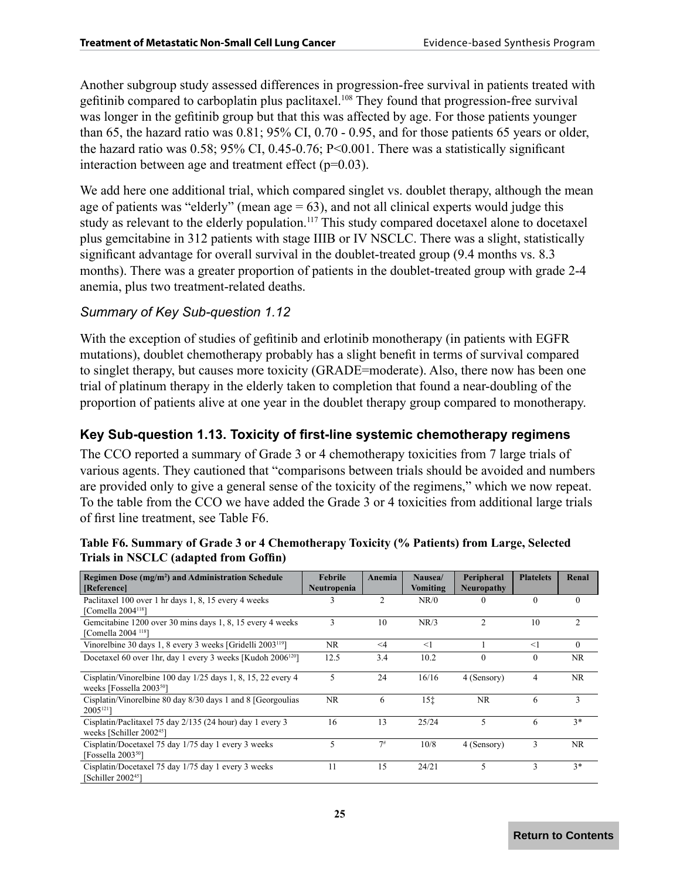Another subgroup study assessed differences in progression-free survival in patients treated with gefitinib compared to carboplatin plus paclitaxel.[108] They found that progression-free survival was longer in the gefitinib group but that this was affected by age. For those patients younger than 65, the hazard ratio was 0.81; 95% CI, 0.70 - 0.95, and for those patients 65 years or older, the hazard ratio was 0.58; 95% CI, 0.45-0.76; P<0.001. There was a statistically significant interaction between age and treatment effect (p=0.03).

We add here one additional trial, which compared singlet vs. doublet therapy, although the mean age of patients was "elderly" (mean age = 63), and not all clinical experts would judge this study as relevant to the elderly population.[117] This study compared docetaxel alone to docetaxel plus gemcitabine in 312 patients with stage IIIB or IV NSCLC. There was a slight, statistically significant advantage for overall survival in the doublet-treated group (9.4 months vs. 8.3 months). There was a greater proportion of patients in the doublet-treated group with grade 2-4 anemia, plus two treatment-related deaths.

### *Summary of Key Sub-question 1.12*

With the exception of studies of gefitinib and erlotinib monotherapy (in patients with EGFR mutations), doublet chemotherapy probably has a slight benefit in terms of survival compared to singlet therapy, but causes more toxicity (GRADE=moderate). Also, there now has been one trial of platinum therapy in the elderly taken to completion that found a near-doubling of the proportion of patients alive at one year in the doublet therapy group compared to monotherapy.

## Key Sub-question 1.13. Toxicity of first-line systemic chemotherapy regimens

The CCO reported a summary of Grade 3 or 4 chemotherapy toxicities from 7 large trials of various agents. They cautioned that "comparisons between trials should be avoided and numbers are provided only to give a general sense of the toxicity of the regimens," which we now repeat. To the table from the CCO we have added the Grade 3 or 4 toxicities from additional large trials of first line treatment, see Table F6.

**Table F6. Summary of Grade 3 or 4 Chemotherapy Toxicity (% Patients) from Large, Selected Trials in NSCLC (adapted from Goffin)**

| Regimen Dose (mg/m$^2$) and Administration Schedule [Reference] | Febrile Neutropenia | Anemia | Nausea/ Vomiting | Peripheral Neuropathy | Platelets | Renal |
|---|---|---|---|---|---|---|
| Paclitaxel 100 over 1 hr days 1, 8, 15 every 4 weeks [Comella 2004[118]] | 3 | 2 | NR/0 | 0 | 0 | 0 |
| Gemcitabine 1200 over 30 mins days 1, 8, 15 every 4 weeks [Comella 2004 [118]] | 3 | 10 | NR/3 | 2 | 10 | 2 |
| Vinorelbine 30 days 1, 8 every 3 weeks [Gridelli 2003[119]] | NR | <4 | <1 | 1 | <1 | 0 |
| Docetaxel 60 over 1hr, day 1 every 3 weeks [Kudoh 2006[120]] | 12.5 | 3.4 | 10.2 | 0 | 0 | NR |
| Cisplatin/Vinorelbine 100 day 1/25 days 1, 8, 15, 22 every 4 weeks [Fossella 2003[50]] | 5 | 24 | 16/16 | 4 (Sensory) | 4 | NR |
| Cisplatin/Vinorelbine 80 day 8/30 days 1 and 8 [Georgoulias 2005[121]] | NR | 6 | 15‡ | NR | 6 | 3 |
| Cisplatin/Paclitaxel 75 day 2/135 (24 hour) day 1 every 3 weeks [Schiller 2002[45]] | 16 | 13 | 25/24 | 5 | 6 | 3* |
| Cisplatin/Docetaxel 75 day 1/75 day 1 every 3 weeks [Fossella 2003[50]] | 5 | 7# | 10/8 | 4 (Sensory) | 3 | NR |
| Cisplatin/Docetaxel 75 day 1/75 day 1 every 3 weeks [Schiller 2002[45]] | 11 | 15 | 24/21 | 5 | 3 | 3* |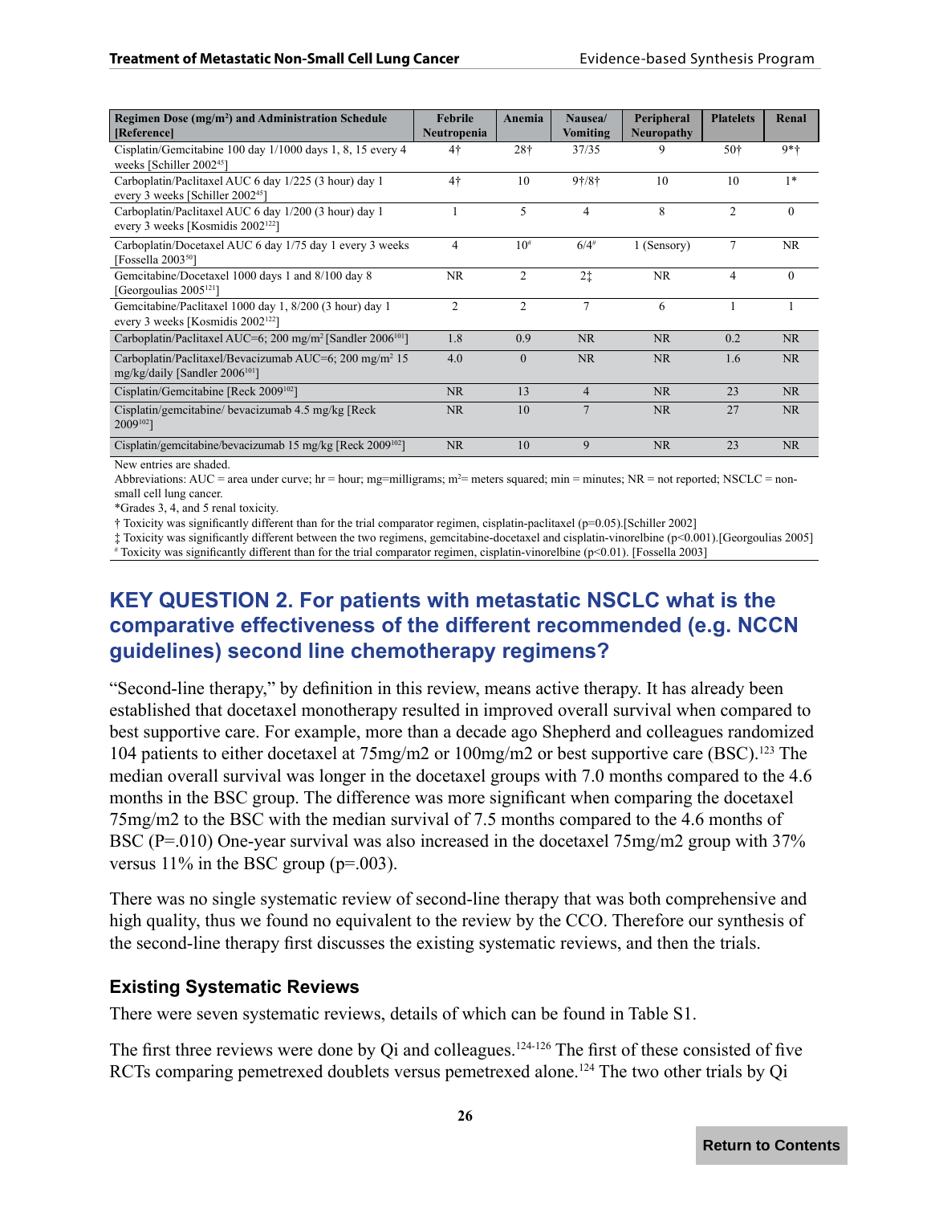| Regimen Dose (mg/m$^2$) and Administration Schedule [Reference] | Febrile Neutropenia | Anemia | Nausea/ Vomiting | Peripheral Neuropathy | Platelets | Renal |
|---|---|---|---|---|---|---|
| Cisplatin/Gemcitabine 100 day 1/1000 days 1, 8, 15 every 4 weeks [Schiller 2002[45]] | 4† | 28† | 37/35 | 9 | 50† | 9*† |
| Carboplatin/Paclitaxel AUC 6 day 1/225 (3 hour) day 1 every 3 weeks [Schiller 2002[45]] | 4† | 10 | 9†/8† | 10 | 10 | 1* |
| Carboplatin/Paclitaxel AUC 6 day 1/200 (3 hour) day 1 every 3 weeks [Kosmidis 2002[122]] | 1 | 5 | 4 | 8 | 2 | 0 |
| Carboplatin/Docetaxel AUC 6 day 1/75 day 1 every 3 weeks [Fossella 2003[50]] | 4 | 10# | 6/4# | 1 (Sensory) | 7 | NR |
| Gemcitabine/Docetaxel 1000 days 1 and 8/100 day 8 [Georgoulias 2005[121]] | NR | 2 | 2‡ | NR | 4 | 0 |
| Gemcitabine/Paclitaxel 1000 day 1, 8/200 (3 hour) day 1 every 3 weeks [Kosmidis 2002[122]] | 2 | 2 | 7 | 6 | 1 | 1 |
| Carboplatin/Paclitaxel AUC=6; 200 mg/m$^2$ [Sandler 2006[101]] | 1.8 | 0.9 | NR | NR | 0.2 | NR |
| Carboplatin/Paclitaxel/Bevacizumab AUC=6; 200 mg/m$^2$ 15 mg/kg/daily [Sandler 2006[101]] | 4.0 | 0 | NR | NR | 1.6 | NR |
| Cisplatin/Gemcitabine [Reck 2009[102]] | NR | 13 | 4 | NR | 23 | NR |
| Cisplatin/gemcitabine/ bevacizumab 4.5 mg/kg [Reck 2009[102]] | NR | 10 | 7 | NR | 27 | NR |
| Cisplatin/gemcitabine/bevacizumab 15 mg/kg [Reck 2009[102]] | NR | 10 | 9 | NR | 23 | NR |

New entries are shaded.

Abbreviations: AUC = area under curve; hr = hour; mg=milligrams; m$^2$= meters squared; min = minutes; NR = not reported; NSCLC = non-small cell lung cancer.

*Grades 3, 4, and 5 renal toxicity.

† Toxicity was significantly different than for the trial comparator regimen, cisplatin-paclitaxel (p=0.05).[Schiller 2002]

‡ Toxicity was significantly different between the two regimens, gemcitabine-docetaxel and cisplatin-vinorelbine (p<0.001).[Georgoulias 2005]

# Toxicity was significantly different than for the trial comparator regimen, cisplatin-vinorelbine (p<0.01). [Fossella 2003]

## KEY QUESTION 2. For patients with metastatic NSCLC what is the comparative effectiveness of the different recommended (e.g. NCCN guidelines) second line chemotherapy regimens?

"Second-line therapy," by definition in this review, means active therapy. It has already been established that docetaxel monotherapy resulted in improved overall survival when compared to best supportive care. For example, more than a decade ago Shepherd and colleagues randomized 104 patients to either docetaxel at 75mg/m2 or 100mg/m2 or best supportive care (BSC).[123] The median overall survival was longer in the docetaxel groups with 7.0 months compared to the 4.6 months in the BSC group. The difference was more significant when comparing the docetaxel 75mg/m2 to the BSC with the median survival of 7.5 months compared to the 4.6 months of BSC (P=.010) One-year survival was also increased in the docetaxel 75mg/m2 group with 37% versus 11% in the BSC group (p=.003).

There was no single systematic review of second-line therapy that was both comprehensive and high quality, thus we found no equivalent to the review by the CCO. Therefore our synthesis of the second-line therapy first discusses the existing systematic reviews, and then the trials.

### Existing Systematic Reviews

There were seven systematic reviews, details of which can be found in Table S1.

The first three reviews were done by Qi and colleagues.[124-126] The first of these consisted of five RCTs comparing pemetrexed doublets versus pemetrexed alone.[124] The two other trials by Qi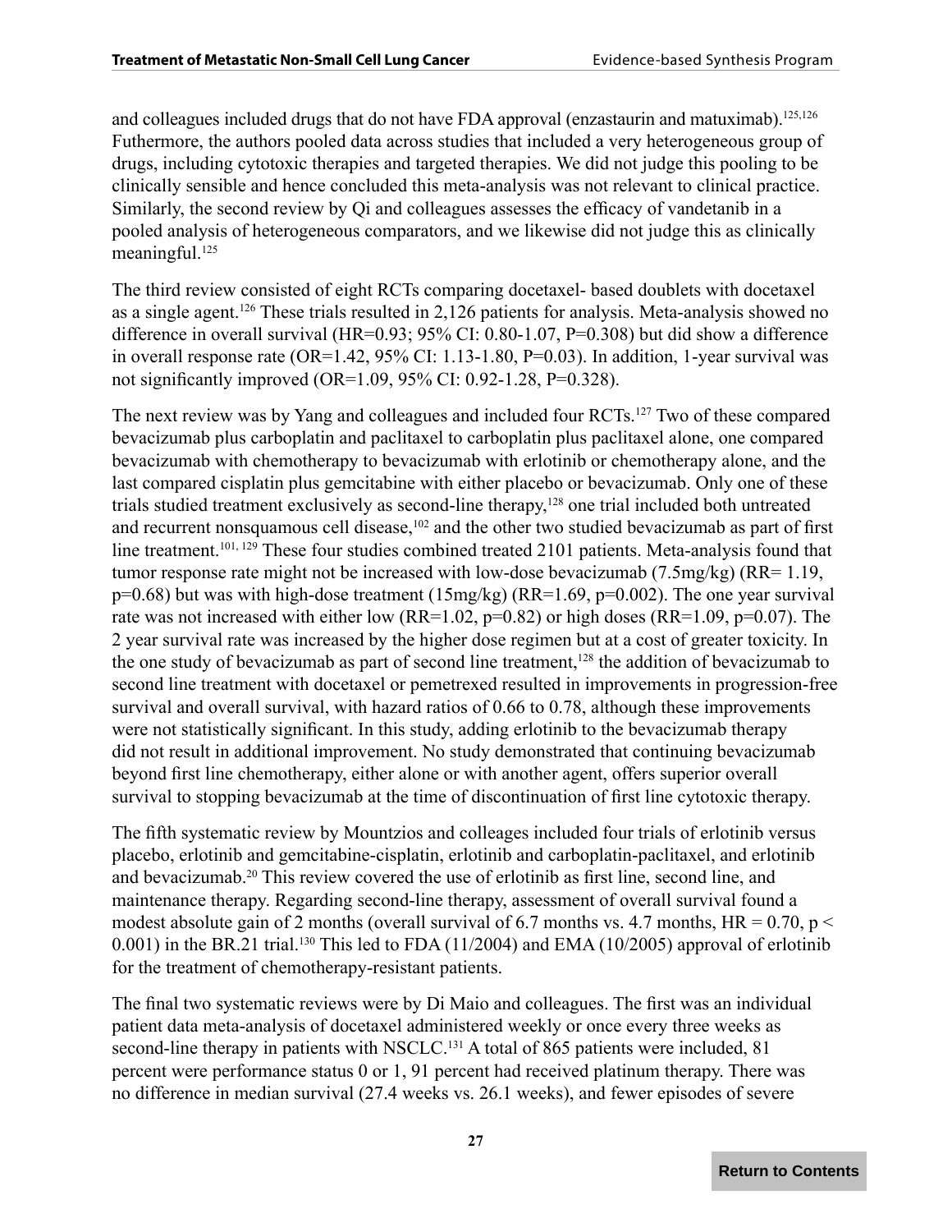and colleagues included drugs that do not have FDA approval (enzastaurin and matuximab).[125,126] Futhermore, the authors pooled data across studies that included a very heterogeneous group of drugs, including cytotoxic therapies and targeted therapies. We did not judge this pooling to be clinically sensible and hence concluded this meta-analysis was not relevant to clinical practice. Similarly, the second review by Qi and colleagues assesses the efficacy of vandetanib in a pooled analysis of heterogeneous comparators, and we likewise did not judge this as clinically meaningful.[125]

The third review consisted of eight RCTs comparing docetaxel- based doublets with docetaxel as a single agent.[126] These trials resulted in 2,126 patients for analysis. Meta-analysis showed no difference in overall survival (HR=0.93; 95% CI: 0.80-1.07, P=0.308) but did show a difference in overall response rate (OR=1.42, 95% CI: 1.13-1.80, P=0.03). In addition, 1-year survival was not significantly improved (OR=1.09, 95% CI: 0.92-1.28, P=0.328).

The next review was by Yang and colleagues and included four RCTs.[127] Two of these compared bevacizumab plus carboplatin and paclitaxel to carboplatin plus paclitaxel alone, one compared bevacizumab with chemotherapy to bevacizumab with erlotinib or chemotherapy alone, and the last compared cisplatin plus gemcitabine with either placebo or bevacizumab. Only one of these trials studied treatment exclusively as second-line therapy,[128] one trial included both untreated and recurrent nonsquamous cell disease,[102] and the other two studied bevacizumab as part of first line treatment.[101, 129] These four studies combined treated 2101 patients. Meta-analysis found that tumor response rate might not be increased with low-dose bevacizumab (7.5mg/kg) (RR= 1.19, p=0.68) but was with high-dose treatment (15mg/kg) (RR=1.69, p=0.002). The one year survival rate was not increased with either low (RR=1.02, p=0.82) or high doses (RR=1.09, p=0.07). The 2 year survival rate was increased by the higher dose regimen but at a cost of greater toxicity. In the one study of bevacizumab as part of second line treatment,[128] the addition of bevacizumab to second line treatment with docetaxel or pemetrexed resulted in improvements in progression-free survival and overall survival, with hazard ratios of 0.66 to 0.78, although these improvements were not statistically significant. In this study, adding erlotinib to the bevacizumab therapy did not result in additional improvement. No study demonstrated that continuing bevacizumab beyond first line chemotherapy, either alone or with another agent, offers superior overall survival to stopping bevacizumab at the time of discontinuation of first line cytotoxic therapy.

The fifth systematic review by Mountzios and colleages included four trials of erlotinib versus placebo, erlotinib and gemcitabine-cisplatin, erlotinib and carboplatin-paclitaxel, and erlotinib and bevacizumab.[20] This review covered the use of erlotinib as first line, second line, and maintenance therapy. Regarding second-line therapy, assessment of overall survival found a modest absolute gain of 2 months (overall survival of 6.7 months vs. 4.7 months, HR = 0.70, p < 0.001) in the BR.21 trial.[130] This led to FDA (11/2004) and EMA (10/2005) approval of erlotinib for the treatment of chemotherapy-resistant patients.

The final two systematic reviews were by Di Maio and colleagues. The first was an individual patient data meta-analysis of docetaxel administered weekly or once every three weeks as second-line therapy in patients with NSCLC.[131] A total of 865 patients were included, 81 percent were performance status 0 or 1, 91 percent had received platinum therapy. There was no difference in median survival (27.4 weeks vs. 26.1 weeks), and fewer episodes of severe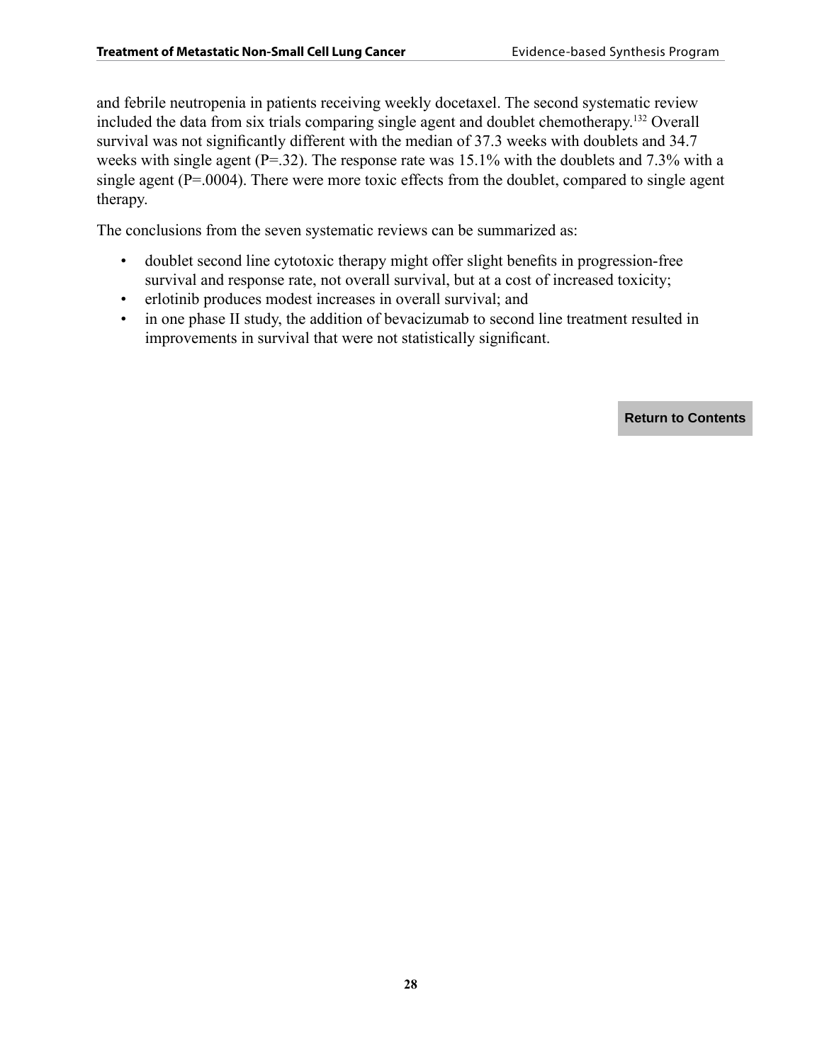and febrile neutropenia in patients receiving weekly docetaxel. The second systematic review included the data from six trials comparing single agent and doublet chemotherapy.[132] Overall survival was not significantly different with the median of 37.3 weeks with doublets and 34.7 weeks with single agent (P=.32). The response rate was 15.1% with the doublets and 7.3% with a single agent (P=.0004). There were more toxic effects from the doublet, compared to single agent therapy.

The conclusions from the seven systematic reviews can be summarized as:

- doublet second line cytotoxic therapy might offer slight benefits in progression-free survival and response rate, not overall survival, but at a cost of increased toxicity;
- erlotinib produces modest increases in overall survival; and
- in one phase II study, the addition of bevacizumab to second line treatment resulted in improvements in survival that were not statistically significant.

**Return to Contents**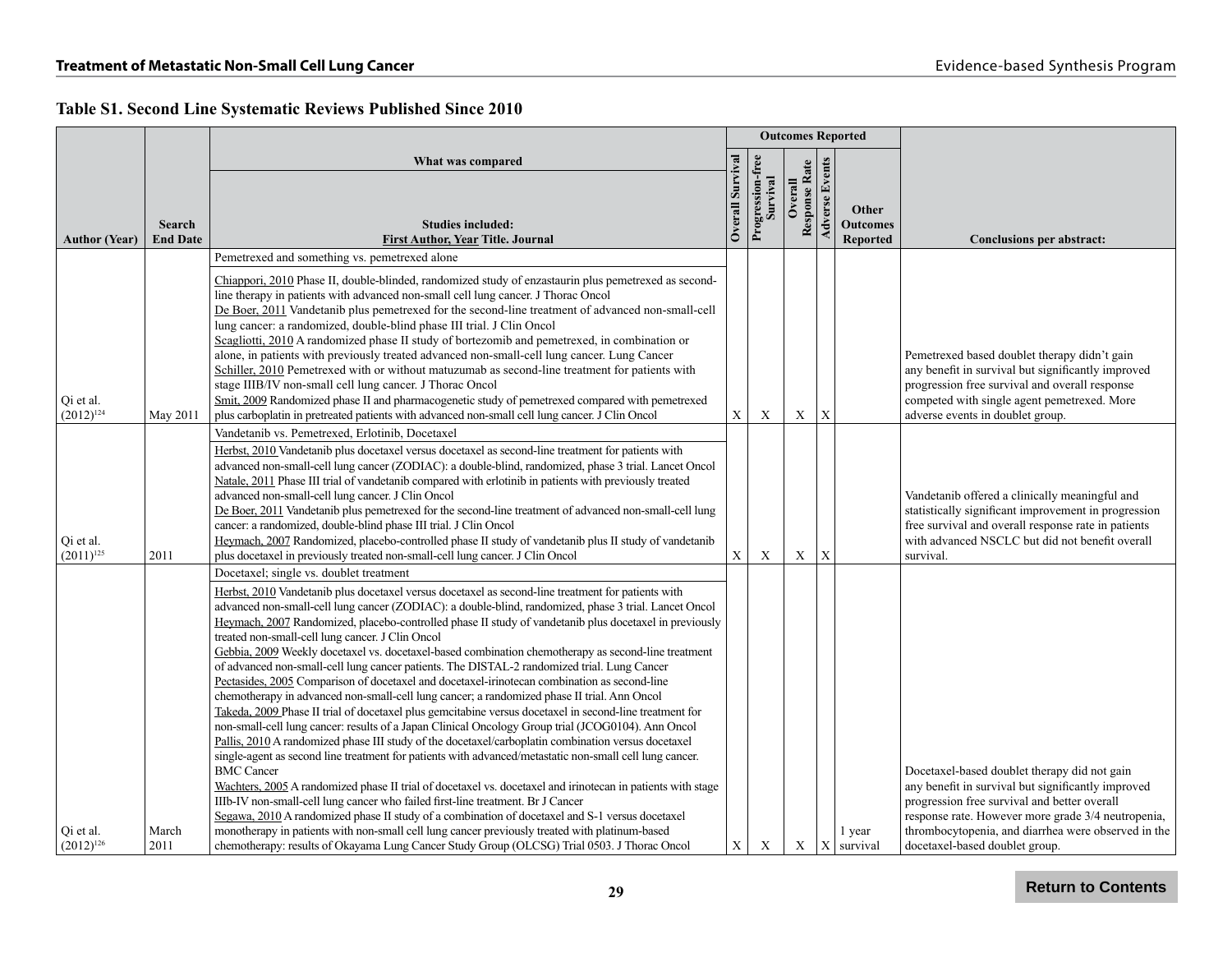### Table S1. Second Line Systematic Reviews Published Since 2010

| Author (Year) | Search End Date | What was compared / Studies included: First Author, Year Title. Journal | Overall Survival | Progression-free Survival | Overall Response Rate | Adverse Events | Other Outcomes Reported | Conclusions per abstract: |
|---|---|---|---|---|---|---|---|---|
| Qi et al. (2012)[124] | May 2011 | Pemetrexed and something vs. pemetrexed alone<br><br>Chiappori, 2010 Phase II, double-blinded, randomized study of enzastaurin plus pemetrexed as second-line therapy in patients with advanced non-small cell lung cancer. J Thorac Oncol<br>De Boer, 2011 Vandetanib plus pemetrexed for the second-line treatment of advanced non-small-cell lung cancer: a randomized, double-blind phase III trial. J Clin Oncol<br>Scagliotti, 2010 A randomized phase II study of bortezomib and pemetrexed, in combination or alone, in patients with previously treated advanced non-small-cell lung cancer. Lung Cancer<br>Schiller, 2010 Pemetrexed with or without matuzumab as second-line treatment for patients with stage IIIB/IV non-small cell lung cancer. J Thorac Oncol<br>Smit, 2009 Randomized phase II and pharmacogenetic study of pemetrexed compared with pemetrexed plus carboplatin in pretreated patients with advanced non-small-cell lung cancer. J Clin Oncol | X | X | X | X | | Pemetrexed based doublet therapy didn't gain any benefit in survival but significantly improved progression free survival and overall response competed with single agent pemetrexed. More adverse events in doublet group. |
| Qi et al. (2011)[125] | 2011 | Vandetanib vs. Pemetrexed, Erlotinib, Docetaxel<br><br>Herbst, 2010 Vandetanib plus docetaxel versus docetaxel as second-line treatment for patients with advanced non-small-cell lung cancer (ZODIAC): a double-blind, randomized, phase 3 trial. Lancet Oncol<br>Natale, 2011 Phase III trial of vandetanib compared with erlotinib in patients with previously treated advanced non-small-cell lung cancer. J Clin Oncol<br>De Boer, 2011 Vandetanib plus pemetrexed for the second-line treatment of advanced non-small-cell lung cancer: a randomized, double-blind phase III trial. J Clin Oncol<br>Heymach, 2007 Randomized, placebo-controlled phase II study of vandetanib plus II study of vandetanib plus docetaxel in previously treated non-small-cell lung cancer. J Clin Oncol | X | X | X | X | | Vandetanib offered a clinically meaningful and statistically significant improvement in progression free survival and overall response rate in patients with advanced NSCLC but did not benefit overall survival. |
| Qi et al. (2012)[126] | March 2011 | Docetaxel; single vs. doublet treatment<br><br>Herbst, 2010 Vandetanib plus docetaxel versus docetaxel as second-line treatment for patients with advanced non-small-cell lung cancer (ZODIAC): a double-blind, randomized, phase 3 trial. Lancet Oncol<br>Heymach, 2007 Randomized, placebo-controlled phase II study of vandetanib plus docetaxel in previously treated non-small-cell lung cancer. J Clin Oncol<br>Gebbia, 2009 Weekly docetaxel vs. docetaxel-based combination chemotherapy as second-line treatment of advanced non-small-cell lung cancer patients. The DISTAL-2 randomized trial. Lung Cancer<br>Pectasides, 2005 Comparison of docetaxel and docetaxel-irinotecan combination as second-line chemotherapy in advanced non-small-cell lung cancer; a randomized phase II trial. Ann Oncol<br>Takeda, 2009 Phase II trial of docetaxel plus gemcitabine versus docetaxel in second-line treatment for non-small-cell lung cancer: results of a Japan Clinical Oncology Group trial (JCOG0104). Ann Oncol<br>Pallis, 2010 A randomized phase III study of the docetaxel/carboplatin combination versus docetaxel single-agent as second line treatment for patients with advanced/metastatic non-small cell lung cancer. BMC Cancer<br>Wachters, 2005 A randomized phase II trial of docetaxel vs. docetaxel and irinotecan in patients with stage IIIb-IV non-small-cell lung cancer who failed first-line treatment. Br J Cancer<br>Segawa, 2010 A randomized phase II study of a combination of docetaxel and S-1 versus docetaxel monotherapy in patients with non-small cell lung cancer previously treated with platinum-based chemotherapy: results of Okayama Lung Cancer Study Group (OLCSG) Trial 0503. J Thorac Oncol | X | X | X | X | 1 year survival | Docetaxel-based doublet therapy did not gain any benefit in survival but significantly improved progression free survival and better overall response rate. However more grade 3/4 neutropenia, thrombocytopenia, and diarrhea were observed in the docetaxel-based doublet group. |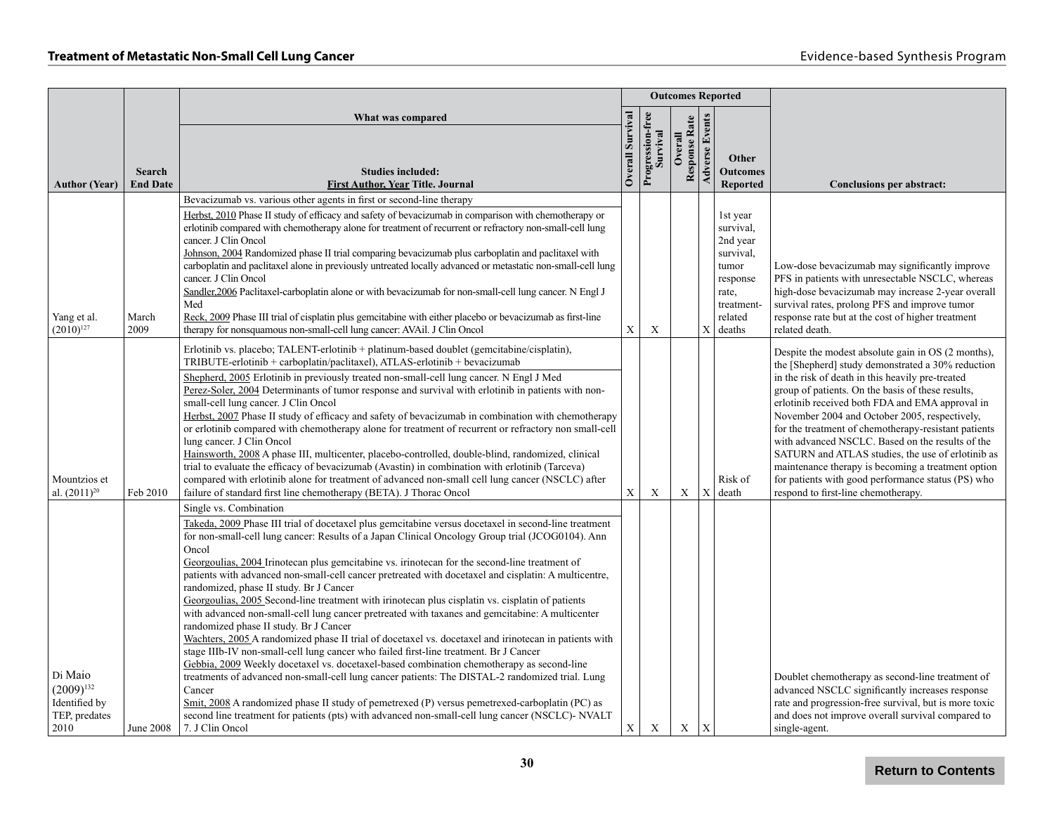| Author (Year) | Search End Date | What was compared / Studies included: First Author, Year Title. Journal | Outcomes Reported: Overall Survival | Progression-free Survival | Overall Response Rate | Adverse Events | Other Outcomes Reported | Conclusions per abstract: |
|---|---|---|---|---|---|---|---|---|
| Yang et al. (2010)[127] | March 2009 | Bevacizumab vs. various other agents in first or second-line therapy<br>Herbst, 2010 Phase II study of efficacy and safety of bevacizumab in comparison with chemotherapy or erlotinib compared with chemotherapy alone for treatment of recurrent or refractory non-small-cell lung cancer. J Clin Oncol<br>Johnson, 2004 Randomized phase II trial comparing bevacizumab plus carboplatin and paclitaxel with carboplatin and paclitaxel alone in previously untreated locally advanced or metastatic non-small-cell lung cancer. J Clin Oncol<br>Sandler,2006 Paclitaxel-carboplatin alone or with bevacizumab for non-small-cell lung cancer. N Engl J Med<br>Reck, 2009 Phase III trial of cisplatin plus gemcitabine with either placebo or bevacizumab as first-line therapy for nonsquamous non-small-cell lung cancer: AVAil. J Clin Oncol | X | X | | X | 1st year survival, 2nd year survival, tumor response rate, treatment-related deaths | Low-dose bevacizumab may significantly improve PFS in patients with unresectable NSCLC, whereas high-dose bevacizumab may increase 2-year overall survival rates, prolong PFS and improve tumor response rate but at the cost of higher treatment related death. |
| Mountzios et al. (2011)[20] | Feb 2010 | Erlotinib vs. placebo; TALENT-erlotinib + platinum-based doublet (gemcitabine/cisplatin), TRIBUTE-erlotinib + carboplatin/paclitaxel), ATLAS-erlotinib + bevacizumab<br>Shepherd, 2005 Erlotinib in previously treated non-small-cell lung cancer. N Engl J Med<br>Perez-Soler, 2004 Determinants of tumor response and survival with erlotinib in patients with non-small-cell lung cancer. J Clin Oncol<br>Herbst, 2007 Phase II study of efficacy and safety of bevacizumab in combination with chemotherapy or erlotinib compared with chemotherapy alone for treatment of recurrent or refractory non small-cell lung cancer. J Clin Oncol<br>Hainsworth, 2008 A phase III, multicenter, placebo-controlled, double-blind, randomized, clinical trial to evaluate the efficacy of bevacizumab (Avastin) in combination with erlotinib (Tarceva) compared with erlotinib alone for treatment of advanced non-small cell lung cancer (NSCLC) after failure of standard first line chemotherapy (BETA). J Thorac Oncol | X | X | X | X | Risk of death | Despite the modest absolute gain in OS (2 months), the [Shepherd] study demonstrated a 30% reduction in the risk of death in this heavily pre-treated group of patients. On the basis of these results, erlotinib received both FDA and EMA approval in November 2004 and October 2005, respectively, for the treatment of chemotherapy-resistant patients with advanced NSCLC. Based on the results of the SATURN and ATLAS studies, the use of erlotinib as maintenance therapy is becoming a treatment option for patients with good performance status (PS) who respond to first-line chemotherapy. |
| Di Maio (2009)[132] Identified by TEP, predates 2010 | June 2008 | Single vs. Combination<br>Takeda, 2009 Phase III trial of docetaxel plus gemcitabine versus docetaxel in second-line treatment for non-small-cell lung cancer: Results of a Japan Clinical Oncology Group trial (JCOG0104). Ann Oncol<br>Georgoulias, 2004 Irinotecan plus gemcitabine vs. irinotecan for the second-line treatment of patients with advanced non-small-cell cancer pretreated with docetaxel and cisplatin: A multicentre, randomized, phase II study. Br J Cancer<br>Georgoulias, 2005 Second-line treatment with irinotecan plus cisplatin vs. cisplatin of patients with advanced non-small-cell lung cancer pretreated with taxanes and gemcitabine: A multicenter randomized phase II study. Br J Cancer<br>Wachters, 2005 A randomized phase II trial of docetaxel vs. docetaxel and irinotecan in patients with stage IIIb-IV non-small-cell lung cancer who failed first-line treatment. Br J Cancer<br>Gebbia, 2009 Weekly docetaxel vs. docetaxel-based combination chemotherapy as second-line treatments of advanced non-small-cell lung cancer patients: The DISTAL-2 randomized trial. Lung Cancer<br>Smit, 2008 A randomized phase II study of pemetrexed (P) versus pemetrexed-carboplatin (PC) as second line treatment for patients (pts) with advanced non-small-cell lung cancer (NSCLC)- NVALT 7. J Clin Oncol | X | X | X | X | | Doublet chemotherapy as second-line treatment of advanced NSCLC significantly increases response rate and progression-free survival, but is more toxic and does not improve overall survival compared to single-agent. |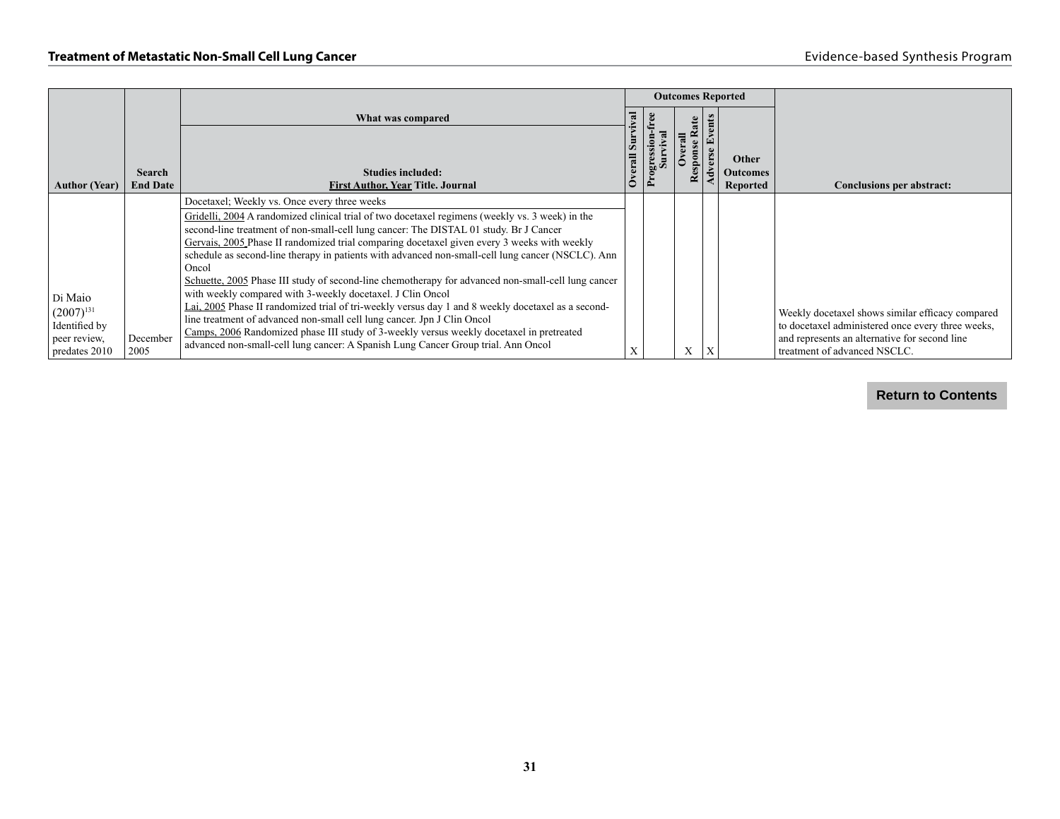| Author (Year) | Search End Date | What was compared<br>Studies included:<br>First Author, Year Title. Journal | Overall Survival | Progression-free Survival | Overall Response Rate | Adverse Events | Other Outcomes Reported | Conclusions per abstract: |
|---|---|---|---|---|---|---|---|---|
| | | **Outcomes Reported** | | | | | | |
| | | Docetaxel; Weekly vs. Once every three weeks | | | | | | |
| Di Maio (2007)[131] Identified by peer review, predates 2010 | December 2005 | Gridelli, 2004 A randomized clinical trial of two docetaxel regimens (weekly vs. 3 week) in the second-line treatment of non-small-cell lung cancer: The DISTAL 01 study. Br J Cancer<br>Gervais, 2005 Phase II randomized trial comparing docetaxel given every 3 weeks with weekly schedule as second-line therapy in patients with advanced non-small-cell lung cancer (NSCLC). Ann Oncol<br>Schuette, 2005 Phase III study of second-line chemotherapy for advanced non-small-cell lung cancer with weekly compared with 3-weekly docetaxel. J Clin Oncol<br>Lai, 2005 Phase II randomized trial of tri-weekly versus day 1 and 8 weekly docetaxel as a second-line treatment of advanced non-small cell lung cancer. Jpn J Clin Oncol<br>Camps, 2006 Randomized phase III study of 3-weekly versus weekly docetaxel in pretreated advanced non-small-cell lung cancer: A Spanish Lung Cancer Group trial. Ann Oncol | X | | X | X | | Weekly docetaxel shows similar efficacy compared to docetaxel administered once every three weeks, and represents an alternative for second line treatment of advanced NSCLC. |

Return to Contents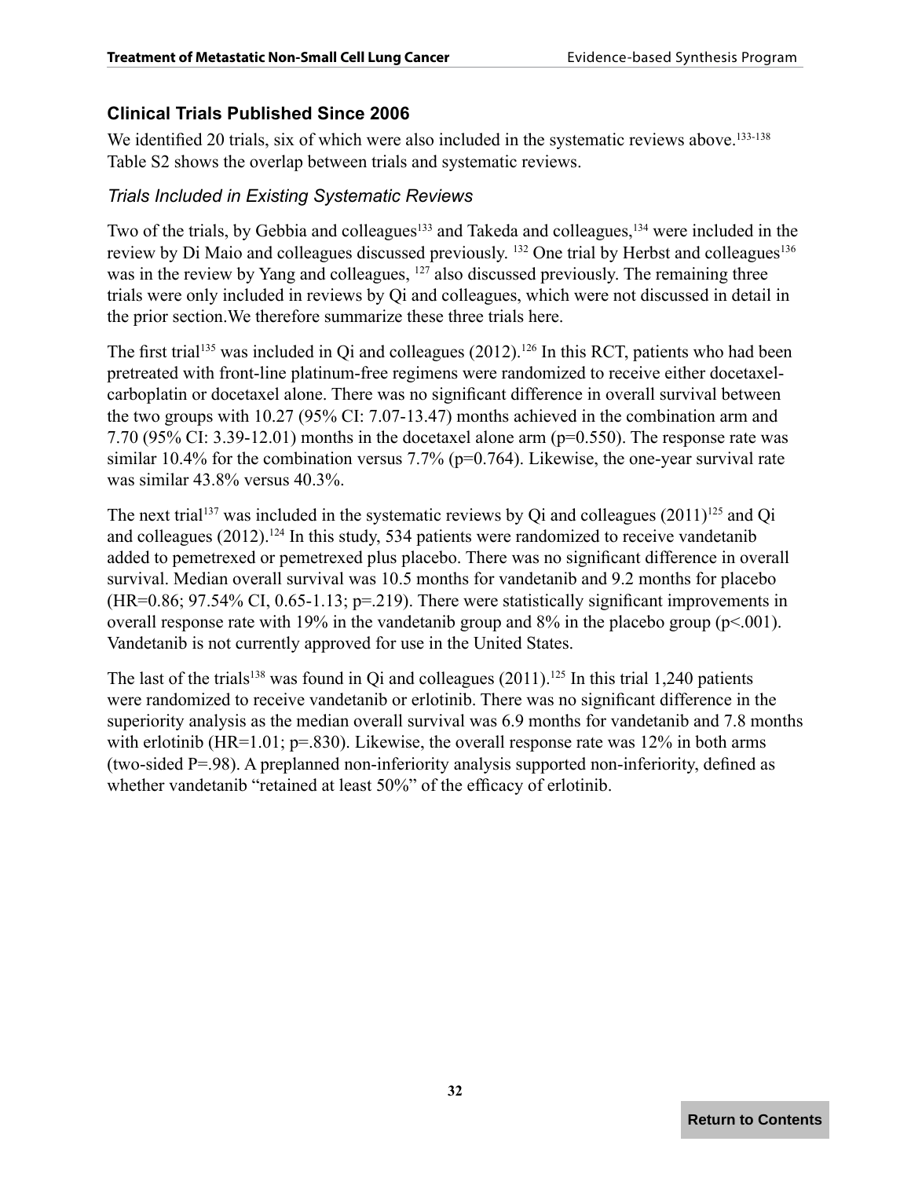## Clinical Trials Published Since 2006

We identified 20 trials, six of which were also included in the systematic reviews above.[133-138] Table S2 shows the overlap between trials and systematic reviews.

### *Trials Included in Existing Systematic Reviews*

Two of the trials, by Gebbia and colleagues[133] and Takeda and colleagues,[134] were included in the review by Di Maio and colleagues discussed previously. [132] One trial by Herbst and colleagues[136] was in the review by Yang and colleagues, [127] also discussed previously. The remaining three trials were only included in reviews by Qi and colleagues, which were not discussed in detail in the prior section.We therefore summarize these three trials here.

The first trial[135] was included in Qi and colleagues (2012).[126] In this RCT, patients who had been pretreated with front-line platinum-free regimens were randomized to receive either docetaxel-carboplatin or docetaxel alone. There was no significant difference in overall survival between the two groups with 10.27 (95% CI: 7.07-13.47) months achieved in the combination arm and 7.70 (95% CI: 3.39-12.01) months in the docetaxel alone arm (p=0.550). The response rate was similar 10.4% for the combination versus 7.7% (p=0.764). Likewise, the one-year survival rate was similar 43.8% versus 40.3%.

The next trial[137] was included in the systematic reviews by Qi and colleagues (2011)[125] and Qi and colleagues (2012).[124] In this study, 534 patients were randomized to receive vandetanib added to pemetrexed or pemetrexed plus placebo. There was no significant difference in overall survival. Median overall survival was 10.5 months for vandetanib and 9.2 months for placebo (HR=0.86; 97.54% CI, 0.65-1.13; p=.219). There were statistically significant improvements in overall response rate with 19% in the vandetanib group and 8% in the placebo group (p<.001). Vandetanib is not currently approved for use in the United States.

The last of the trials[138] was found in Qi and colleagues (2011).[125] In this trial 1,240 patients were randomized to receive vandetanib or erlotinib. There was no significant difference in the superiority analysis as the median overall survival was 6.9 months for vandetanib and 7.8 months with erlotinib (HR=1.01; p=.830). Likewise, the overall response rate was 12% in both arms (two-sided P=.98). A preplanned non-inferiority analysis supported non-inferiority, defined as whether vandetanib "retained at least 50%" of the efficacy of erlotinib.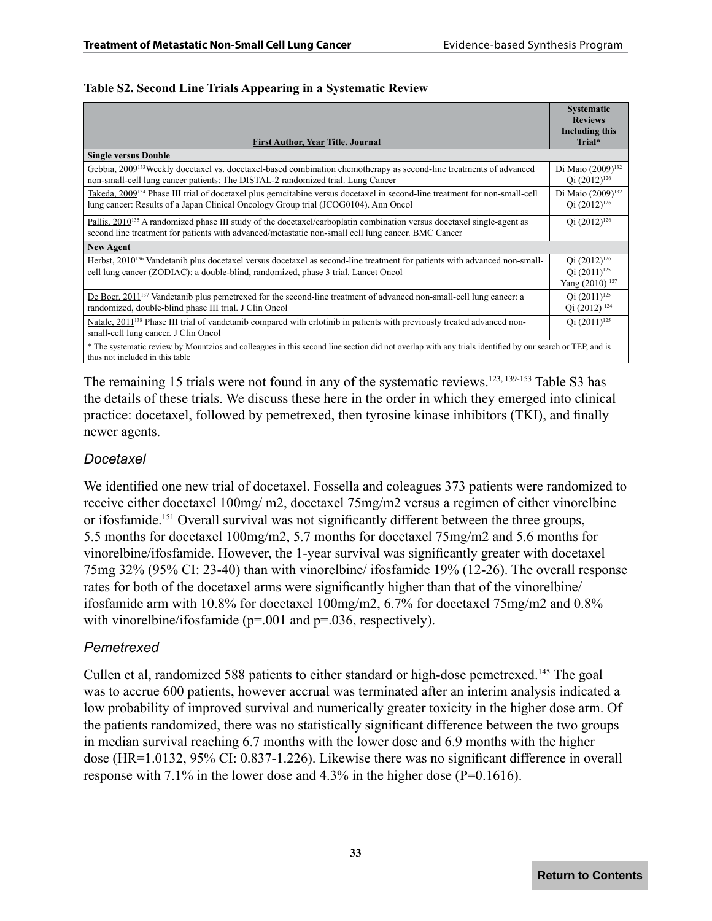**Table S2. Second Line Trials Appearing in a Systematic Review**

| First Author, Year Title. Journal | Systematic Reviews Including this Trial* |
| --- | --- |
| **Single versus Double** | |
| Gebbia, 2009[133] Weekly docetaxel vs. docetaxel-based combination chemotherapy as second-line treatments of advanced non-small-cell lung cancer patients: The DISTAL-2 randomized trial. Lung Cancer | Di Maio (2009)[132] Qi (2012)[126] |
| Takeda, 2009[134] Phase III trial of docetaxel plus gemcitabine versus docetaxel in second-line treatment for non-small-cell lung cancer: Results of a Japan Clinical Oncology Group trial (JCOG0104). Ann Oncol | Di Maio (2009)[132] Qi (2012)[126] |
| Pallis, 2010[135] A randomized phase III study of the docetaxel/carboplatin combination versus docetaxel single-agent as second line treatment for patients with advanced/metastatic non-small cell lung cancer. BMC Cancer | Qi (2012)[126] |
| **New Agent** | |
| Herbst, 2010[136] Vandetanib plus docetaxel versus docetaxel as second-line treatment for patients with advanced non-small-cell lung cancer (ZODIAC): a double-blind, randomized, phase 3 trial. Lancet Oncol | Qi (2012)[126] Qi (2011)[125] Yang (2010)[127] |
| De Boer, 2011[137] Vandetanib plus pemetrexed for the second-line treatment of advanced non-small-cell lung cancer: a randomized, double-blind phase III trial. J Clin Oncol | Qi (2011)[125] Qi (2012)[124] |
| Natale, 2011[138] Phase III trial of vandetanib compared with erlotinib in patients with previously treated advanced non-small-cell lung cancer. J Clin Oncol | Qi (2011)[125] |

\* The systematic review by Mountzios and colleagues in this second line section did not overlap with any trials identified by our search or TEP, and is thus not included in this table

The remaining 15 trials were not found in any of the systematic reviews.[123, 139-153] Table S3 has the details of these trials. We discuss these here in the order in which they emerged into clinical practice: docetaxel, followed by pemetrexed, then tyrosine kinase inhibitors (TKI), and finally newer agents.

### *Docetaxel*

We identified one new trial of docetaxel. Fossella and coleagues 373 patients were randomized to receive either docetaxel 100mg/ m2, docetaxel 75mg/m2 versus a regimen of either vinorelbine or ifosfamide.[151] Overall survival was not significantly different between the three groups, 5.5 months for docetaxel 100mg/m2, 5.7 months for docetaxel 75mg/m2 and 5.6 months for vinorelbine/ifosfamide. However, the 1-year survival was significantly greater with docetaxel 75mg 32% (95% CI: 23-40) than with vinorelbine/ ifosfamide 19% (12-26). The overall response rates for both of the docetaxel arms were significantly higher than that of the vinorelbine/ ifosfamide arm with 10.8% for docetaxel 100mg/m2, 6.7% for docetaxel 75mg/m2 and 0.8% with vinorelbine/ifosfamide (p=.001 and p=.036, respectively).

### *Pemetrexed*

Cullen et al, randomized 588 patients to either standard or high-dose pemetrexed.[145] The goal was to accrue 600 patients, however accrual was terminated after an interim analysis indicated a low probability of improved survival and numerically greater toxicity in the higher dose arm. Of the patients randomized, there was no statistically significant difference between the two groups in median survival reaching 6.7 months with the lower dose and 6.9 months with the higher dose (HR=1.0132, 95% CI: 0.837-1.226). Likewise there was no significant difference in overall response with 7.1% in the lower dose and 4.3% in the higher dose (P=0.1616).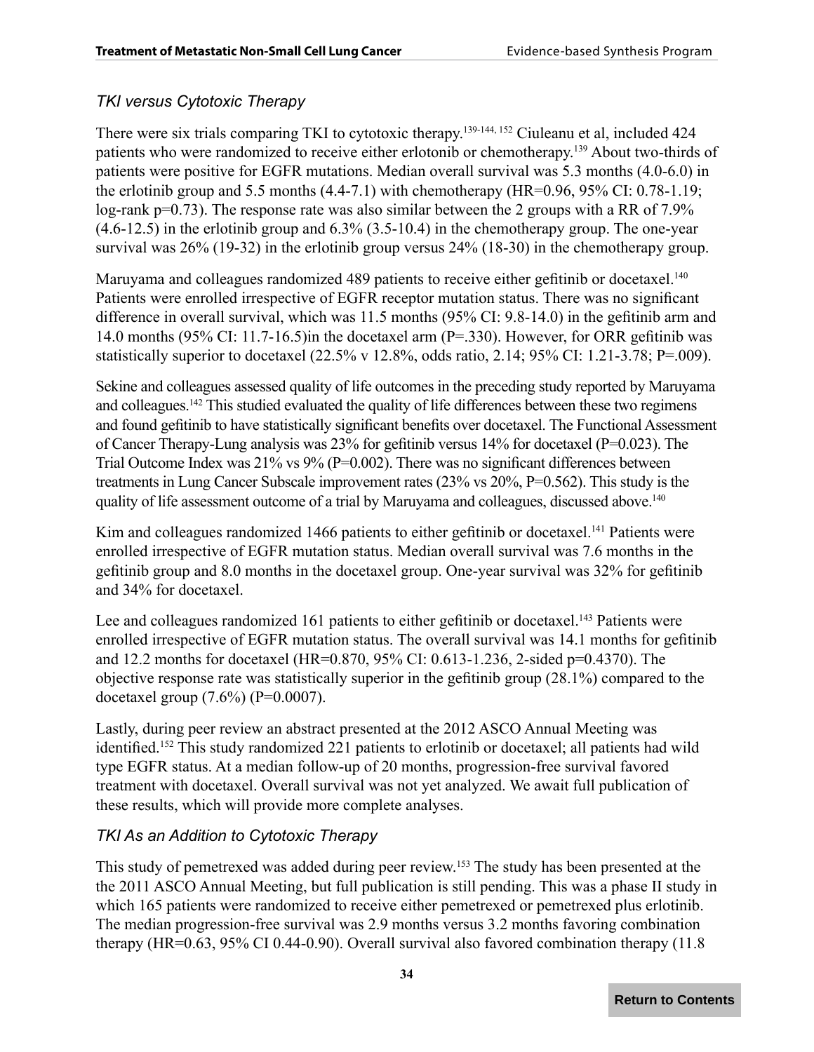### *TKI versus Cytotoxic Therapy*

There were six trials comparing TKI to cytotoxic therapy.[139-144, 152] Ciuleanu et al, included 424 patients who were randomized to receive either erlotonib or chemotherapy.[139] About two-thirds of patients were positive for EGFR mutations. Median overall survival was 5.3 months (4.0-6.0) in the erlotinib group and 5.5 months (4.4-7.1) with chemotherapy (HR=0.96, 95% CI: 0.78-1.19; log-rank p=0.73). The response rate was also similar between the 2 groups with a RR of 7.9% (4.6-12.5) in the erlotinib group and 6.3% (3.5-10.4) in the chemotherapy group. The one-year survival was 26% (19-32) in the erlotinib group versus 24% (18-30) in the chemotherapy group.

Maruyama and colleagues randomized 489 patients to receive either gefitinib or docetaxel.[140] Patients were enrolled irrespective of EGFR receptor mutation status. There was no significant difference in overall survival, which was 11.5 months (95% CI: 9.8-14.0) in the gefitinib arm and 14.0 months (95% CI: 11.7-16.5)in the docetaxel arm (P=.330). However, for ORR gefitinib was statistically superior to docetaxel (22.5% v 12.8%, odds ratio, 2.14; 95% CI: 1.21-3.78; P=.009).

Sekine and colleagues assessed quality of life outcomes in the preceding study reported by Maruyama and colleagues.[142] This studied evaluated the quality of life differences between these two regimens and found gefitinib to have statistically significant benefits over docetaxel. The Functional Assessment of Cancer Therapy-Lung analysis was 23% for gefitinib versus 14% for docetaxel (P=0.023). The Trial Outcome Index was 21% vs 9% (P=0.002). There was no significant differences between treatments in Lung Cancer Subscale improvement rates (23% vs 20%, P=0.562). This study is the quality of life assessment outcome of a trial by Maruyama and colleagues, discussed above.[140]

Kim and colleagues randomized 1466 patients to either gefitinib or docetaxel.[141] Patients were enrolled irrespective of EGFR mutation status. Median overall survival was 7.6 months in the gefitinib group and 8.0 months in the docetaxel group. One-year survival was 32% for gefitinib and 34% for docetaxel.

Lee and colleagues randomized 161 patients to either gefitinib or docetaxel.[143] Patients were enrolled irrespective of EGFR mutation status. The overall survival was 14.1 months for gefitinib and 12.2 months for docetaxel (HR=0.870, 95% CI: 0.613-1.236, 2-sided p=0.4370). The objective response rate was statistically superior in the gefitinib group (28.1%) compared to the docetaxel group (7.6%) (P=0.0007).

Lastly, during peer review an abstract presented at the 2012 ASCO Annual Meeting was identified.[152] This study randomized 221 patients to erlotinib or docetaxel; all patients had wild type EGFR status. At a median follow-up of 20 months, progression-free survival favored treatment with docetaxel. Overall survival was not yet analyzed. We await full publication of these results, which will provide more complete analyses.

### *TKI As an Addition to Cytotoxic Therapy*

This study of pemetrexed was added during peer review.[153] The study has been presented at the the 2011 ASCO Annual Meeting, but full publication is still pending. This was a phase II study in which 165 patients were randomized to receive either pemetrexed or pemetrexed plus erlotinib. The median progression-free survival was 2.9 months versus 3.2 months favoring combination therapy (HR=0.63, 95% CI 0.44-0.90). Overall survival also favored combination therapy (11.8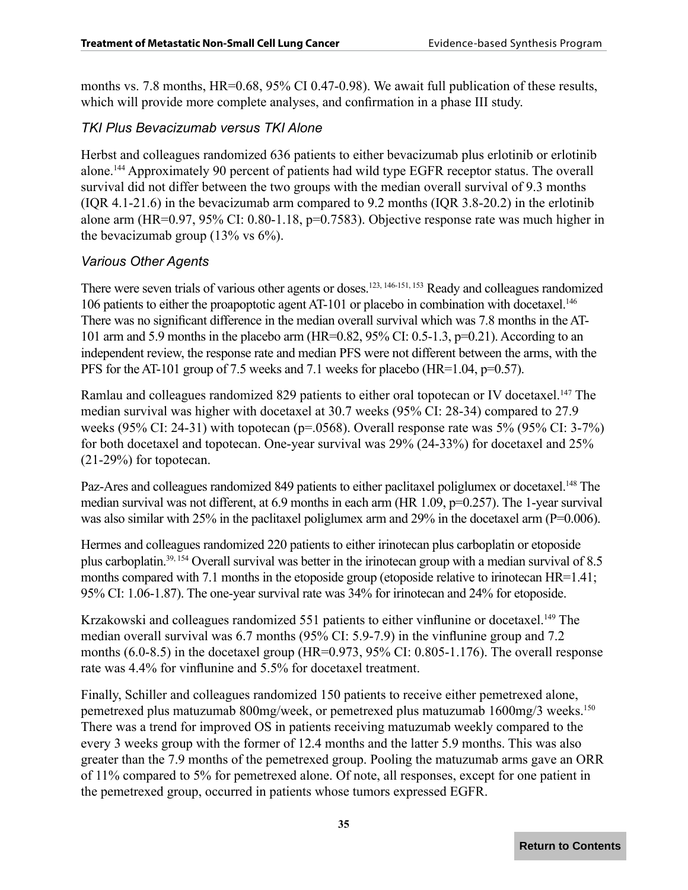months vs. 7.8 months, HR=0.68, 95% CI 0.47-0.98). We await full publication of these results, which will provide more complete analyses, and confirmation in a phase III study.

### *TKI Plus Bevacizumab versus TKI Alone*

Herbst and colleagues randomized 636 patients to either bevacizumab plus erlotinib or erlotinib alone.[144] Approximately 90 percent of patients had wild type EGFR receptor status. The overall survival did not differ between the two groups with the median overall survival of 9.3 months (IQR 4.1-21.6) in the bevacizumab arm compared to 9.2 months (IQR 3.8-20.2) in the erlotinib alone arm (HR=0.97, 95% CI: 0.80-1.18, p=0.7583). Objective response rate was much higher in the bevacizumab group (13% vs 6%).

### *Various Other Agents*

There were seven trials of various other agents or doses.[123, 146-151, 153] Ready and colleagues randomized 106 patients to either the proapoptotic agent AT-101 or placebo in combination with docetaxel.[146] There was no significant difference in the median overall survival which was 7.8 months in the AT-101 arm and 5.9 months in the placebo arm (HR=0.82, 95% CI: 0.5-1.3, p=0.21). According to an independent review, the response rate and median PFS were not different between the arms, with the PFS for the AT-101 group of 7.5 weeks and 7.1 weeks for placebo (HR=1.04, p=0.57).

Ramlau and colleagues randomized 829 patients to either oral topotecan or IV docetaxel.[147] The median survival was higher with docetaxel at 30.7 weeks (95% CI: 28-34) compared to 27.9 weeks (95% CI: 24-31) with topotecan (p=.0568). Overall response rate was 5% (95% CI: 3-7%) for both docetaxel and topotecan. One-year survival was 29% (24-33%) for docetaxel and 25% (21-29%) for topotecan.

Paz-Ares and colleagues randomized 849 patients to either paclitaxel poliglumex or docetaxel.[148] The median survival was not different, at 6.9 months in each arm (HR 1.09, p=0.257). The 1-year survival was also similar with 25% in the paclitaxel poliglumex arm and 29% in the docetaxel arm (P=0.006).

Hermes and colleagues randomized 220 patients to either irinotecan plus carboplatin or etoposide plus carboplatin.[39, 154] Overall survival was better in the irinotecan group with a median survival of 8.5 months compared with 7.1 months in the etoposide group (etoposide relative to irinotecan HR=1.41; 95% CI: 1.06-1.87). The one-year survival rate was 34% for irinotecan and 24% for etoposide.

Krzakowski and colleagues randomized 551 patients to either vinflunine or docetaxel.[149] The median overall survival was 6.7 months (95% CI: 5.9-7.9) in the vinflunine group and 7.2 months (6.0-8.5) in the docetaxel group (HR=0.973, 95% CI: 0.805-1.176). The overall response rate was 4.4% for vinflunine and 5.5% for docetaxel treatment.

Finally, Schiller and colleagues randomized 150 patients to receive either pemetrexed alone, pemetrexed plus matuzumab 800mg/week, or pemetrexed plus matuzumab 1600mg/3 weeks.[150] There was a trend for improved OS in patients receiving matuzumab weekly compared to the every 3 weeks group with the former of 12.4 months and the latter 5.9 months. This was also greater than the 7.9 months of the pemetrexed group. Pooling the matuzumab arms gave an ORR of 11% compared to 5% for pemetrexed alone. Of note, all responses, except for one patient in the pemetrexed group, occurred in patients whose tumors expressed EGFR.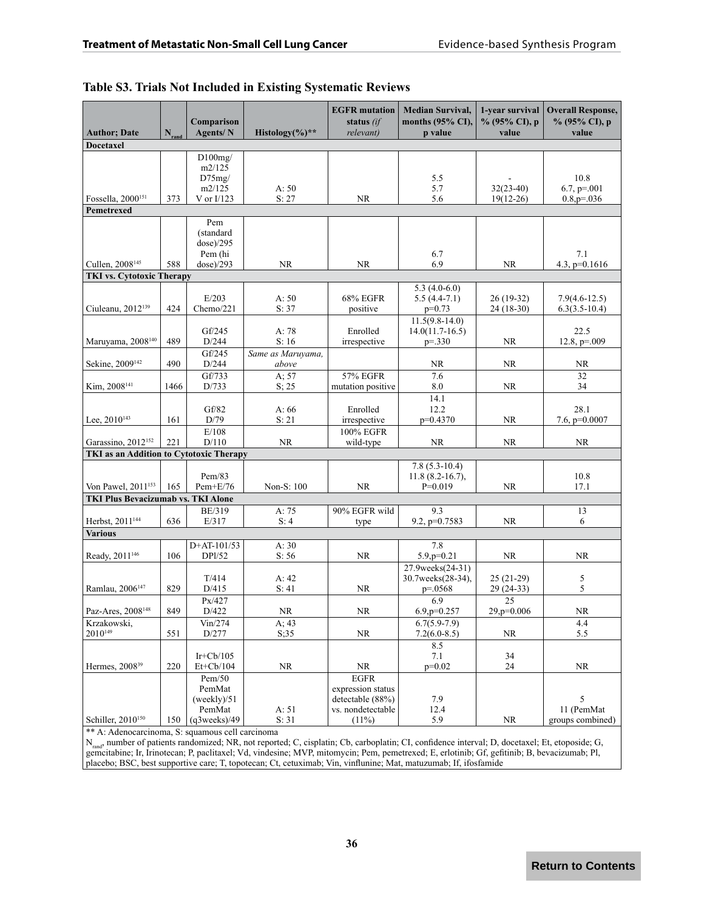## Table S3. Trials Not Included in Existing Systematic Reviews

| Author; Date | $N_{rand}$ | Comparison Agents/ N | Histology(%)** | EGFR mutation status *(if relevant)* | Median Survival, months (95% CI), p value | 1-year survival % (95% CI), p value | Overall Response, % (95% CI), p value |
|---|---|---|---|---|---|---|---|
| **Docetaxel** | | | | | | | |
| Fossella, 2000[151] | 373 | D100mg/ m2/125<br>D75mg/ m2/125<br>V or I/123 | A: 50<br>S: 27 | NR | 5.5<br>5.7<br>5.6 | -<br>32(23-40)<br>19(12-26) | 10.8<br>6.7, p=.001<br>0.8,p=.036 |
| **Pemetrexed** | | | | | | | |
| Cullen, 2008[145] | 588 | Pem (standard dose)/295<br>Pem (hi dose)/293 | NR | NR | 6.7<br>6.9 | NR | 7.1<br>4.3, p=0.1616 |
| **TKI vs. Cytotoxic Therapy** | | | | | | | |
| Ciuleanu, 2012[139] | 424 | E/203<br>Chemo/221 | A: 50<br>S: 37 | 68% EGFR positive | 5.3 (4.0-6.0)<br>5.5 (4.4-7.1)<br>p=0.73 | 26 (19-32)<br>24 (18-30) | 7.9(4.6-12.5)<br>6.3(3.5-10.4) |
| Maruyama, 2008[140] | 489 | Gf/245<br>D/244 | A: 78<br>S: 16 | Enrolled irrespective | 11.5(9.8-14.0)<br>14.0(11.7-16.5)<br>p=.330 | NR | 22.5<br>12.8, p=.009 |
| Sekine, 2009[142] | 490 | Gf/245<br>D/244 | *Same as Maruyama, above* | | NR | NR | NR |
| Kim, 2008[141] | 1466 | Gf/733<br>D/733 | A; 57<br>S; 25 | 57% EGFR mutation positive | 7.6<br>8.0 | NR | 32<br>34 |
| Lee, 2010[143] | 161 | Gf/82<br>D/79 | A: 66<br>S: 21 | Enrolled irrespective | 14.1<br>12.2<br>p=0.4370 | NR | 28.1<br>7.6, p=0.0007 |
| Garassino, 2012[152] | 221 | E/108<br>D/110 | NR | 100% EGFR wild-type | NR | NR | NR |
| **TKI as an Addition to Cytotoxic Therapy** | | | | | | | |
| Von Pawel, 2011[153] | 165 | Pem/83<br>Pem+E/76 | Non-S: 100 | NR | 7.8 (5.3-10.4)<br>11.8 (8.2-16.7),<br>P=0.019 | NR | 10.8<br>17.1 |
| **TKI Plus Bevacizumab vs. TKI Alone** | | | | | | | |
| Herbst, 2011[144] | 636 | BE/319<br>E/317 | A: 75<br>S: 4 | 90% EGFR wild type | 9.3<br>9.2, p=0.7583 | NR | 13<br>6 |
| **Various** | | | | | | | |
| Ready, 2011[146] | 106 | D+AT-101/53<br>DPl/52 | A: 30<br>S: 56 | NR | 7.8<br>5.9,p=0.21 | NR | NR |
| Ramlau, 2006[147] | 829 | T/414<br>D/415 | A: 42<br>S: 41 | NR | 27.9weeks(24-31)<br>30.7weeks(28-34),<br>p=.0568 | 25 (21-29)<br>29 (24-33) | 5<br>5 |
| Paz-Ares, 2008[148] | 849 | Px/427<br>D/422 | NR | NR | 6.9<br>6.9,p=0.257 | 25<br>29,p=0.006 | NR |
| Krzakowski, 2010[149] | 551 | Vin/274<br>D/277 | A; 43<br>S;35 | NR | 6.7(5.9-7.9)<br>7.2(6.0-8.5) | NR | 4.4<br>5.5 |
| Hermes, 2008[39] | 220 | Ir+Cb/105<br>Et+Cb/104 | NR | NR | 8.5<br>7.1<br>p=0.02 | 34<br>24 | NR |
| Schiller, 2010[150] | 150 | Pem/50<br>PemMat (weekly)/51<br>PemMat (q3weeks)/49 | A: 51<br>S: 31 | EGFR expression status detectable (88%) vs. nondetectable (11%) | 7.9<br>12.4<br>5.9 | NR | 5<br>11 (PemMat groups combined) |

** A: Adenocarcinoma, S: squamous cell carcinoma

$N_{rand}$, number of patients randomized; NR, not reported; C, cisplatin; Cb, carboplatin; CI, confidence interval; D, docetaxel; Et, etoposide; G, gemcitabine; Ir, Irinotecan; P, paclitaxel; Vd, vindesine; MVP, mitomycin; Pem, pemetrexed; E, erlotinib; Gf, gefitinib; B, bevacizumab; Pl, placebo; BSC, best supportive care; T, topotecan; Ct, cetuximab; Vin, vinflunine; Mat, matuzumab; If, ifosfamide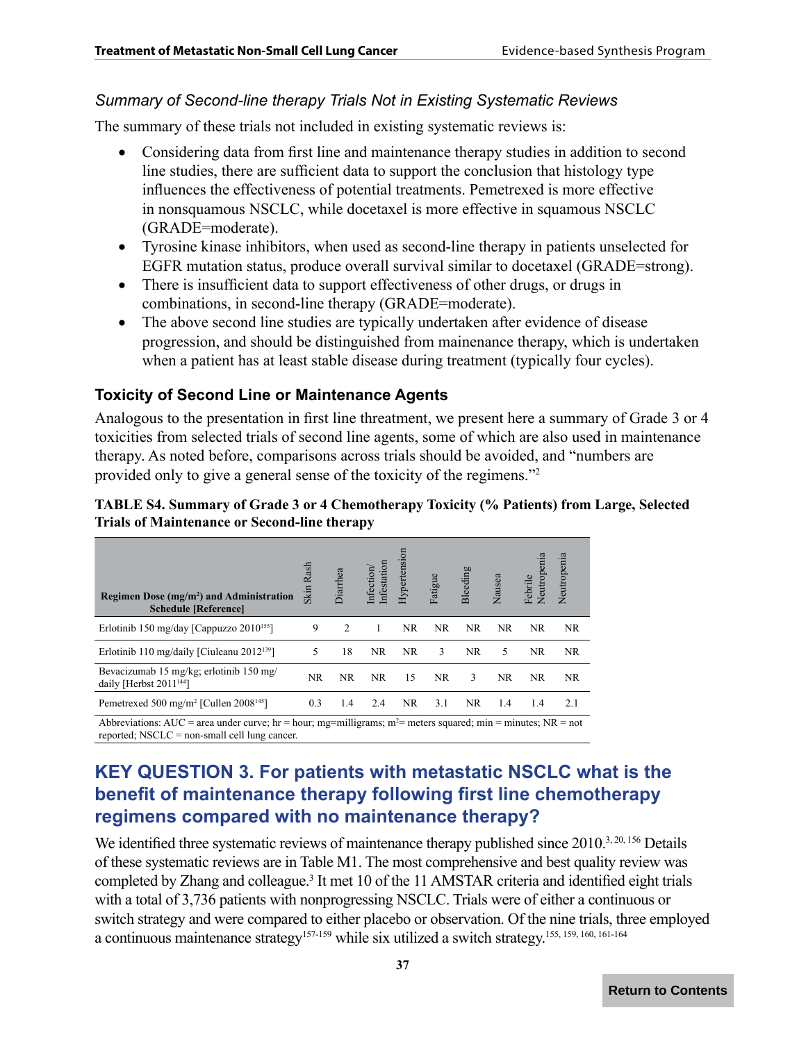*Summary of Second-line therapy Trials Not in Existing Systematic Reviews*

The summary of these trials not included in existing systematic reviews is:

- Considering data from first line and maintenance therapy studies in addition to second line studies, there are sufficient data to support the conclusion that histology type influences the effectiveness of potential treatments. Pemetrexed is more effective in nonsquamous NSCLC, while docetaxel is more effective in squamous NSCLC (GRADE=moderate).
- Tyrosine kinase inhibitors, when used as second-line therapy in patients unselected for EGFR mutation status, produce overall survival similar to docetaxel (GRADE=strong).
- There is insufficient data to support effectiveness of other drugs, or drugs in combinations, in second-line therapy (GRADE=moderate).
- The above second line studies are typically undertaken after evidence of disease progression, and should be distinguished from mainenance therapy, which is undertaken when a patient has at least stable disease during treatment (typically four cycles).

### Toxicity of Second Line or Maintenance Agents

Analogous to the presentation in first line threatment, we present here a summary of Grade 3 or 4 toxicities from selected trials of second line agents, some of which are also used in maintenance therapy. As noted before, comparisons across trials should be avoided, and "numbers are provided only to give a general sense of the toxicity of the regimens."[2]

**TABLE S4. Summary of Grade 3 or 4 Chemotherapy Toxicity (% Patients) from Large, Selected Trials of Maintenance or Second-line therapy**

| Regimen Dose (mg/m²) and Administration Schedule [Reference] | Skin Rash | Diarrhea | Infection/ Infestation | Hypertension | Fatigue | Bleeding | Nausea | Febrile Neutropenia | Neutropenia |
|---|---|---|---|---|---|---|---|---|---|
| Erlotinib 150 mg/day [Cappuzzo 2010[155]] | 9 | 2 | 1 | NR | NR | NR | NR | NR | NR |
| Erlotinib 110 mg/daily [Ciuleanu 2012[139]] | 5 | 18 | NR | NR | 3 | NR | 5 | NR | NR |
| Bevacizumab 15 mg/kg; erlotinib 150 mg/ daily [Herbst 2011[144]] | NR | NR | NR | 15 | NR | 3 | NR | NR | NR |
| Pemetrexed 500 mg/m² [Cullen 2008[145]] | 0.3 | 1.4 | 2.4 | NR | 3.1 | NR | 1.4 | 1.4 | 2.1 |

Abbreviations: AUC = area under curve; hr = hour; mg=milligrams; m²= meters squared; min = minutes; NR = not reported; NSCLC = non-small cell lung cancer.

## KEY QUESTION 3. For patients with metastatic NSCLC what is the benefit of maintenance therapy following first line chemotherapy regimens compared with no maintenance therapy?

We identified three systematic reviews of maintenance therapy published since 2010.[3, 20, 156] Details of these systematic reviews are in Table M1. The most comprehensive and best quality review was completed by Zhang and colleague.[3] It met 10 of the 11 AMSTAR criteria and identified eight trials with a total of 3,736 patients with nonprogressing NSCLC. Trials were of either a continuous or switch strategy and were compared to either placebo or observation. Of the nine trials, three employed a continuous maintenance strategy[157-159] while six utilized a switch strategy.[155, 159, 160, 161-164]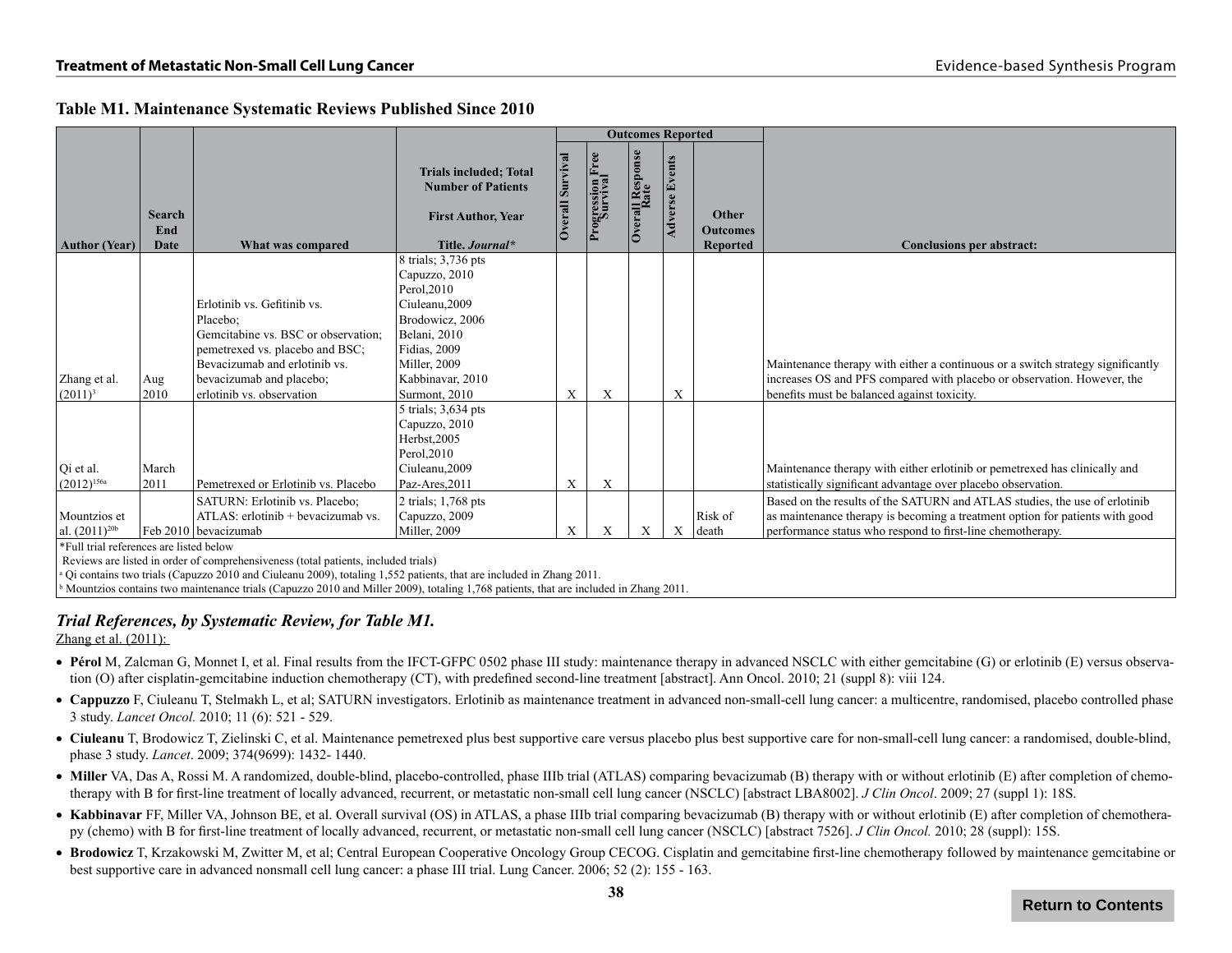**Table M1. Maintenance Systematic Reviews Published Since 2010**

| Author (Year) | Search End Date | What was compared | Trials included; Total Number of Patients<br>First Author, Year<br>Title. *Journal** | Outcomes Reported: Overall Survival | Progression Free Survival | Overall Response Rate | Adverse Events | Other Outcomes Reported | Conclusions per abstract: |
|---|---|---|---|---|---|---|---|---|---|
| Zhang et al. (2011)[3] | Aug 2010 | Erlotinib vs. Gefitinib vs. Placebo; Gemcitabine vs. BSC or observation; pemetrexed vs. placebo and BSC; Bevacizumab and erlotinib vs. bevacizumab and placebo; erlotinib vs. observation | 8 trials; 3,736 pts<br>Capuzzo, 2010<br>Perol,2010<br>Ciuleanu,2009<br>Brodowicz, 2006<br>Belani, 2010<br>Fidias, 2009<br>Miller, 2009<br>Kabbinavar, 2010<br>Surmont, 2010 | X | X | | X | | Maintenance therapy with either a continuous or a switch strategy significantly increases OS and PFS compared with placebo or observation. However, the benefits must be balanced against toxicity. |
| Qi et al. (2012)[156a] | March 2011 | Pemetrexed or Erlotinib vs. Placebo | 5 trials; 3,634 pts<br>Capuzzo, 2010<br>Herbst,2005<br>Perol,2010<br>Ciuleanu,2009<br>Paz-Ares,2011 | X | X | | | | Maintenance therapy with either erlotinib or pemetrexed has clinically and statistically significant advantage over placebo observation. |
| Mountzios et al. (2011)[20b] | Feb 2010 | SATURN: Erlotinib vs. Placebo; ATLAS: erlotinib + bevacizumab vs. bevacizumab | 2 trials; 1,768 pts<br>Capuzzo, 2009<br>Miller, 2009 | X | X | X | X | Risk of death | Based on the results of the SATURN and ATLAS studies, the use of erlotinib as maintenance therapy is becoming a treatment option for patients with good performance status who respond to first-line chemotherapy. |

*Full trial references are listed below

Reviews are listed in order of comprehensiveness (total patients, included trials)

[a] Qi contains two trials (Capuzzo 2010 and Ciuleanu 2009), totaling 1,552 patients, that are included in Zhang 2011.

[b] Mountzios contains two maintenance trials (Capuzzo 2010 and Miller 2009), totaling 1,768 patients, that are included in Zhang 2011.

### *Trial References, by Systematic Review, for Table M1.*

Zhang et al. (2011):

- **Pérol** M, Zalcman G, Monnet I, et al. Final results from the IFCT-GFPC 0502 phase III study: maintenance therapy in advanced NSCLC with either gemcitabine (G) or erlotinib (E) versus observation (O) after cisplatin-gemcitabine induction chemotherapy (CT), with predefined second-line treatment [abstract]. Ann Oncol. 2010; 21 (suppl 8): viii 124.
- **Cappuzzo** F, Ciuleanu T, Stelmakh L, et al; SATURN investigators. Erlotinib as maintenance treatment in advanced non-small-cell lung cancer: a multicentre, randomised, placebo controlled phase 3 study. *Lancet Oncol.* 2010; 11 (6): 521 - 529.
- **Ciuleanu** T, Brodowicz T, Zielinski C, et al. Maintenance pemetrexed plus best supportive care versus placebo plus best supportive care for non-small-cell lung cancer: a randomised, double-blind, phase 3 study. *Lancet*. 2009; 374(9699): 1432- 1440.
- **Miller** VA, Das A, Rossi M. A randomized, double-blind, placebo-controlled, phase IIIb trial (ATLAS) comparing bevacizumab (B) therapy with or without erlotinib (E) after completion of chemotherapy with B for first-line treatment of locally advanced, recurrent, or metastatic non-small cell lung cancer (NSCLC) [abstract LBA8002]. *J Clin Oncol*. 2009; 27 (suppl 1): 18S.
- **Kabbinavar** FF, Miller VA, Johnson BE, et al. Overall survival (OS) in ATLAS, a phase IIIb trial comparing bevacizumab (B) therapy with or without erlotinib (E) after completion of chemotherapy (chemo) with B for first-line treatment of locally advanced, recurrent, or metastatic non-small cell lung cancer (NSCLC) [abstract 7526]. *J Clin Oncol.* 2010; 28 (suppl): 15S.
- **Brodowicz** T, Krzakowski M, Zwitter M, et al; Central European Cooperative Oncology Group CECOG. Cisplatin and gemcitabine first-line chemotherapy followed by maintenance gemcitabine or best supportive care in advanced nonsmall cell lung cancer: a phase III trial. Lung Cancer. 2006; 52 (2): 155 - 163.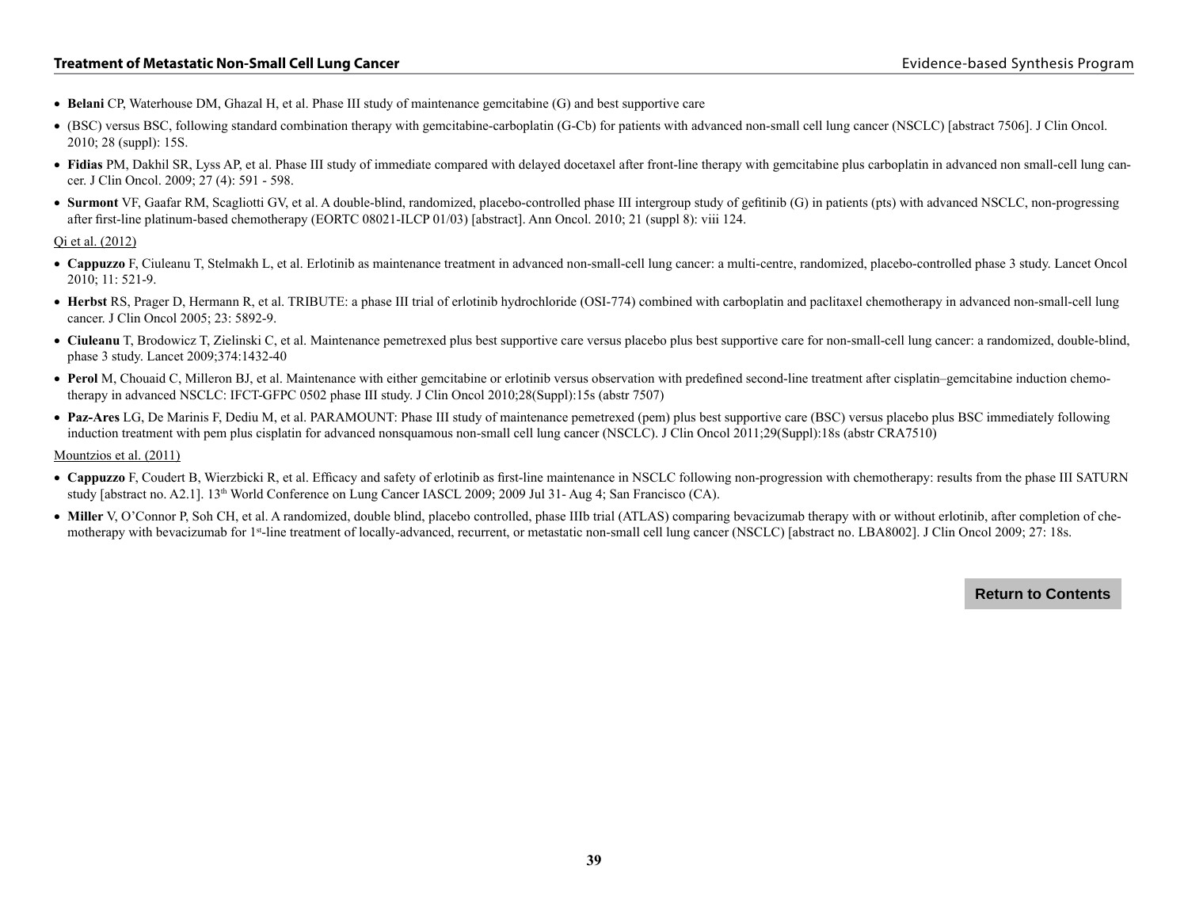- **Belani** CP, Waterhouse DM, Ghazal H, et al. Phase III study of maintenance gemcitabine (G) and best supportive care
- (BSC) versus BSC, following standard combination therapy with gemcitabine-carboplatin (G-Cb) for patients with advanced non-small cell lung cancer (NSCLC) [abstract 7506]. J Clin Oncol. 2010; 28 (suppl): 15S.
- **Fidias** PM, Dakhil SR, Lyss AP, et al. Phase III study of immediate compared with delayed docetaxel after front-line therapy with gemcitabine plus carboplatin in advanced non small-cell lung cancer. J Clin Oncol. 2009; 27 (4): 591 - 598.
- **Surmont** VF, Gaafar RM, Scagliotti GV, et al. A double-blind, randomized, placebo-controlled phase III intergroup study of gefitinib (G) in patients (pts) with advanced NSCLC, non-progressing after first-line platinum-based chemotherapy (EORTC 08021-ILCP 01/03) [abstract]. Ann Oncol. 2010; 21 (suppl 8): viii 124.

Qi et al. (2012)

- **Cappuzzo** F, Ciuleanu T, Stelmakh L, et al. Erlotinib as maintenance treatment in advanced non-small-cell lung cancer: a multi-centre, randomized, placebo-controlled phase 3 study. Lancet Oncol 2010; 11: 521-9.
- **Herbst** RS, Prager D, Hermann R, et al. TRIBUTE: a phase III trial of erlotinib hydrochloride (OSI-774) combined with carboplatin and paclitaxel chemotherapy in advanced non-small-cell lung cancer. J Clin Oncol 2005; 23: 5892-9.
- **Ciuleanu** T, Brodowicz T, Zielinski C, et al. Maintenance pemetrexed plus best supportive care versus placebo plus best supportive care for non-small-cell lung cancer: a randomized, double-blind, phase 3 study. Lancet 2009;374:1432-40
- **Perol** M, Chouaid C, Milleron BJ, et al. Maintenance with either gemcitabine or erlotinib versus observation with predefined second-line treatment after cisplatin–gemcitabine induction chemotherapy in advanced NSCLC: IFCT-GFPC 0502 phase III study. J Clin Oncol 2010;28(Suppl):15s (abstr 7507)
- **Paz-Ares** LG, De Marinis F, Dediu M, et al. PARAMOUNT: Phase III study of maintenance pemetrexed (pem) plus best supportive care (BSC) versus placebo plus BSC immediately following induction treatment with pem plus cisplatin for advanced nonsquamous non-small cell lung cancer (NSCLC). J Clin Oncol 2011;29(Suppl):18s (abstr CRA7510)

Mountzios et al. (2011)

- **Cappuzzo** F, Coudert B, Wierzbicki R, et al. Efficacy and safety of erlotinib as first-line maintenance in NSCLC following non-progression with chemotherapy: results from the phase III SATURN study [abstract no. A2.1]. 13th World Conference on Lung Cancer IASCL 2009; 2009 Jul 31- Aug 4; San Francisco (CA).
- **Miller** V, O'Connor P, Soh CH, et al. A randomized, double blind, placebo controlled, phase IIIb trial (ATLAS) comparing bevacizumab therapy with or without erlotinib, after completion of chemotherapy with bevacizumab for 1st-line treatment of locally-advanced, recurrent, or metastatic non-small cell lung cancer (NSCLC) [abstract no. LBA8002]. J Clin Oncol 2009; 27: 18s.

Return to Contents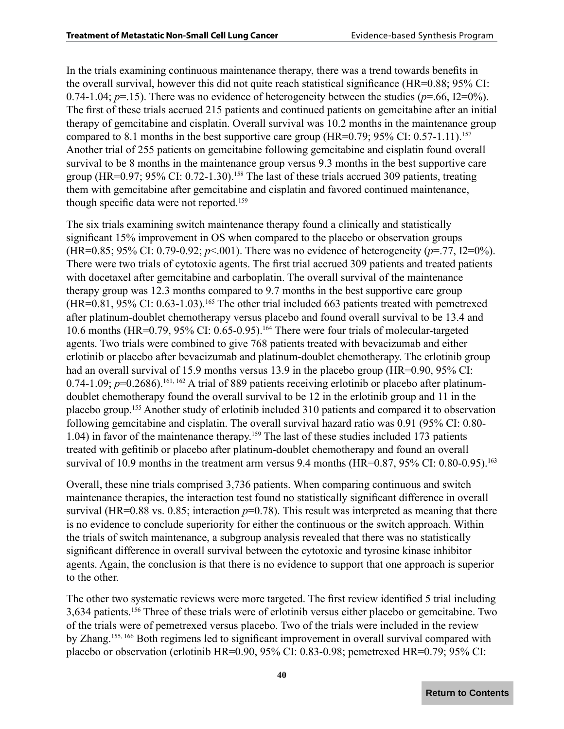In the trials examining continuous maintenance therapy, there was a trend towards benefits in the overall survival, however this did not quite reach statistical significance (HR=0.88; 95% CI: 0.74-1.04; *p*=.15). There was no evidence of heterogeneity between the studies (*p*=.66, I2=0%). The first of these trials accrued 215 patients and continued patients on gemcitabine after an initial therapy of gemcitabine and cisplatin. Overall survival was 10.2 months in the maintenance group compared to 8.1 months in the best supportive care group (HR=0.79; 95% CI: 0.57-1.11).[157] Another trial of 255 patients on gemcitabine following gemcitabine and cisplatin found overall survival to be 8 months in the maintenance group versus 9.3 months in the best supportive care group (HR=0.97; 95% CI: 0.72-1.30).[158] The last of these trials accrued 309 patients, treating them with gemcitabine after gemcitabine and cisplatin and favored continued maintenance, though specific data were not reported.[159]

The six trials examining switch maintenance therapy found a clinically and statistically significant 15% improvement in OS when compared to the placebo or observation groups (HR=0.85; 95% CI: 0.79-0.92; *p*<.001). There was no evidence of heterogeneity (*p*=.77, I2=0%). There were two trials of cytotoxic agents. The first trial accrued 309 patients and treated patients with docetaxel after gemcitabine and carboplatin. The overall survival of the maintenance therapy group was 12.3 months compared to 9.7 months in the best supportive care group (HR=0.81, 95% CI: 0.63-1.03).[165] The other trial included 663 patients treated with pemetrexed after platinum-doublet chemotherapy versus placebo and found overall survival to be 13.4 and 10.6 months (HR=0.79, 95% CI: 0.65-0.95).[164] There were four trials of molecular-targeted agents. Two trials were combined to give 768 patients treated with bevacizumab and either erlotinib or placebo after bevacizumab and platinum-doublet chemotherapy. The erlotinib group had an overall survival of 15.9 months versus 13.9 in the placebo group (HR=0.90, 95% CI: 0.74-1.09; *p*=0.2686).[161, 162] A trial of 889 patients receiving erlotinib or placebo after platinum-doublet chemotherapy found the overall survival to be 12 in the erlotinib group and 11 in the placebo group.[155] Another study of erlotinib included 310 patients and compared it to observation following gemcitabine and cisplatin. The overall survival hazard ratio was 0.91 (95% CI: 0.80-1.04) in favor of the maintenance therapy.[159] The last of these studies included 173 patients treated with gefitinib or placebo after platinum-doublet chemotherapy and found an overall survival of 10.9 months in the treatment arm versus 9.4 months (HR=0.87, 95% CI: 0.80-0.95).[163]

Overall, these nine trials comprised 3,736 patients. When comparing continuous and switch maintenance therapies, the interaction test found no statistically significant difference in overall survival (HR=0.88 vs. 0.85; interaction *p*=0.78). This result was interpreted as meaning that there is no evidence to conclude superiority for either the continuous or the switch approach. Within the trials of switch maintenance, a subgroup analysis revealed that there was no statistically significant difference in overall survival between the cytotoxic and tyrosine kinase inhibitor agents. Again, the conclusion is that there is no evidence to support that one approach is superior to the other.

The other two systematic reviews were more targeted. The first review identified 5 trial including 3,634 patients.[156] Three of these trials were of erlotinib versus either placebo or gemcitabine. Two of the trials were of pemetrexed versus placebo. Two of the trials were included in the review by Zhang.[155, 166] Both regimens led to significant improvement in overall survival compared with placebo or observation (erlotinib HR=0.90, 95% CI: 0.83-0.98; pemetrexed HR=0.79; 95% CI: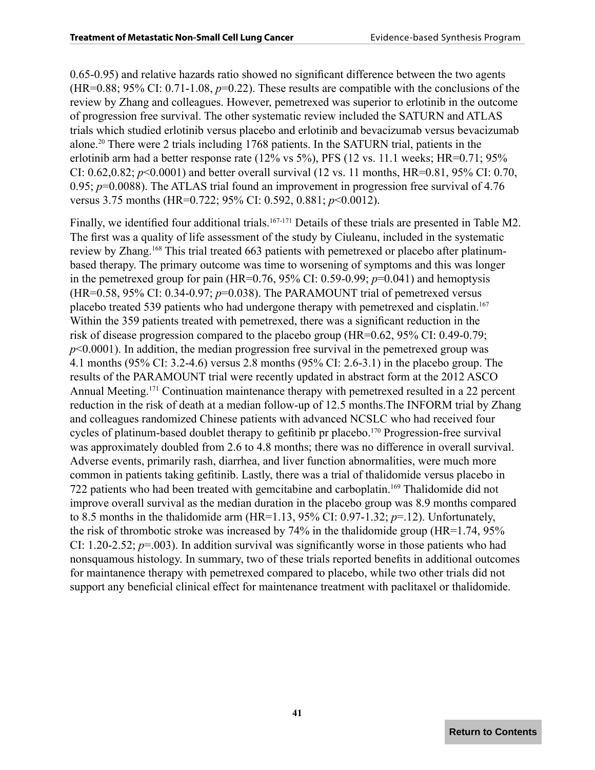0.65-0.95) and relative hazards ratio showed no significant difference between the two agents (HR=0.88; 95% CI: 0.71-1.08, *p*=0.22). These results are compatible with the conclusions of the review by Zhang and colleagues. However, pemetrexed was superior to erlotinib in the outcome of progression free survival. The other systematic review included the SATURN and ATLAS trials which studied erlotinib versus placebo and erlotinib and bevacizumab versus bevacizumab alone.[20] There were 2 trials including 1768 patients. In the SATURN trial, patients in the erlotinib arm had a better response rate (12% vs 5%), PFS (12 vs. 11.1 weeks; HR=0.71; 95% CI: 0.62,0.82; *p*<0.0001) and better overall survival (12 vs. 11 months, HR=0.81, 95% CI: 0.70, 0.95; *p*=0.0088). The ATLAS trial found an improvement in progression free survival of 4.76 versus 3.75 months (HR=0.722; 95% CI: 0.592, 0.881; *p*<0.0012).

Finally, we identified four additional trials.[167-171] Details of these trials are presented in Table M2. The first was a quality of life assessment of the study by Ciuleanu, included in the systematic review by Zhang.[168] This trial treated 663 patients with pemetrexed or placebo after platinum-based therapy. The primary outcome was time to worsening of symptoms and this was longer in the pemetrexed group for pain (HR=0.76, 95% CI: 0.59-0.99; *p*=0.041) and hemoptysis (HR=0.58, 95% CI: 0.34-0.97; *p*=0.038). The PARAMOUNT trial of pemetrexed versus placebo treated 539 patients who had undergone therapy with pemetrexed and cisplatin.[167] Within the 359 patients treated with pemetrexed, there was a significant reduction in the risk of disease progression compared to the placebo group (HR=0.62, 95% CI: 0.49-0.79; *p*<0.0001). In addition, the median progression free survival in the pemetrexed group was 4.1 months (95% CI: 3.2-4.6) versus 2.8 months (95% CI: 2.6-3.1) in the placebo group. The results of the PARAMOUNT trial were recently updated in abstract form at the 2012 ASCO Annual Meeting.[171] Continuation maintenance therapy with pemetrexed resulted in a 22 percent reduction in the risk of death at a median follow-up of 12.5 months.The INFORM trial by Zhang and colleagues randomized Chinese patients with advanced NCSLC who had received four cycles of platinum-based doublet therapy to gefitinib pr placebo.[170] Progression-free survival was approximately doubled from 2.6 to 4.8 months; there was no difference in overall survival. Adverse events, primarily rash, diarrhea, and liver function abnormalities, were much more common in patients taking gefitinib. Lastly, there was a trial of thalidomide versus placebo in 722 patients who had been treated with gemcitabine and carboplatin.[169] Thalidomide did not improve overall survival as the median duration in the placebo group was 8.9 months compared to 8.5 months in the thalidomide arm (HR=1.13, 95% CI: 0.97-1.32; *p*=.12). Unfortunately, the risk of thrombotic stroke was increased by 74% in the thalidomide group (HR=1.74, 95% CI: 1.20-2.52; *p*=.003). In addition survival was significantly worse in those patients who had nonsquamous histology. In summary, two of these trials reported benefits in additional outcomes for maintanence therapy with pemetrexed compared to placebo, while two other trials did not support any beneficial clinical effect for maintenance treatment with paclitaxel or thalidomide.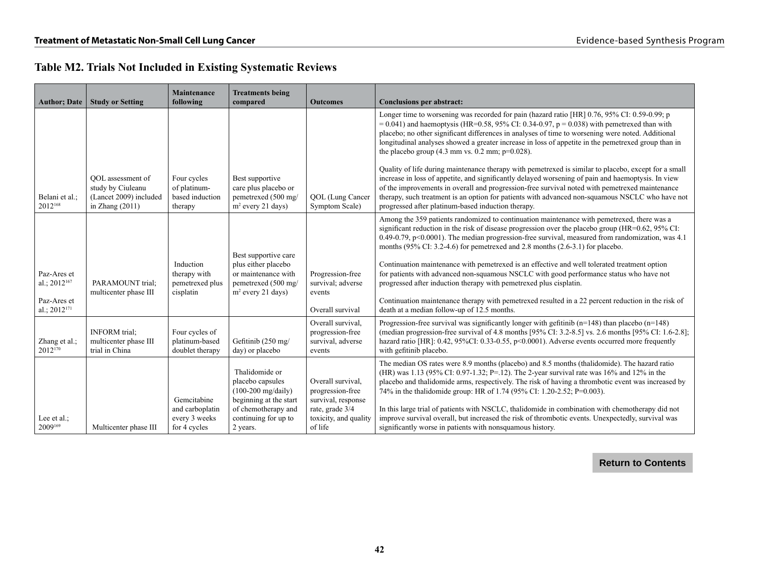## Table M2. Trials Not Included in Existing Systematic Reviews

| Author; Date | Study or Setting | Maintenance following | Treatments being compared | Outcomes | Conclusions per abstract: |
|---|---|---|---|---|---|
| Belani et al.; 2012[168] | QOL assessment of study by Ciuleanu (Lancet 2009) included in Zhang (2011) | Four cycles of platinum-based induction therapy | Best supportive care plus placebo or pemetrexed (500 mg/$m^2$ every 21 days) | QOL (Lung Cancer Symptom Scale) | Longer time to worsening was recorded for pain (hazard ratio [HR] 0.76, 95% CI: 0.59-0.99; p = 0.041) and haemoptysis (HR=0.58, 95% CI: 0.34-0.97, p = 0.038) with pemetrexed than with placebo; no other significant differences in analyses of time to worsening were noted. Additional longitudinal analyses showed a greater increase in loss of appetite in the pemetrexed group than in the placebo group (4.3 mm vs. 0.2 mm; p=0.028).<br><br>Quality of life during maintenance therapy with pemetrexed is similar to placebo, except for a small increase in loss of appetite, and significantly delayed worsening of pain and haemoptysis. In view of the improvements in overall and progression-free survival noted with pemetrexed maintenance therapy, such treatment is an option for patients with advanced non-squamous NSCLC who have not progressed after platinum-based induction therapy. |
| Paz-Ares et al.; 2012[167]<br><br>Paz-Ares et al.; 2012[171] | PARAMOUNT trial; multicenter phase III | Induction therapy with pemetrexed plus cisplatin | Best supportive care plus either placebo or maintenance with pemetrexed (500 mg/$m^2$ every 21 days) | Progression-free survival; adverse events<br><br>Overall survival | Among the 359 patients randomized to continuation maintenance with pemetrexed, there was a significant reduction in the risk of disease progression over the placebo group (HR=0.62, 95% CI: 0.49-0.79, p<0.0001). The median progression-free survival, measured from randomization, was 4.1 months (95% CI: 3.2-4.6) for pemetrexed and 2.8 months (2.6-3.1) for placebo.<br><br>Continuation maintenance with pemetrexed is an effective and well tolerated treatment option for patients with advanced non-squamous NSCLC with good performance status who have not progressed after induction therapy with pemetrexed plus cisplatin.<br><br>Continuation maintenance therapy with pemetrexed resulted in a 22 percent reduction in the risk of death at a median follow-up of 12.5 months. |
| Zhang et al.; 2012[170] | INFORM trial; multicenter phase III trial in China | Four cycles of platinum-based doublet therapy | Gefitinib (250 mg/day) or placebo | Overall survival, progression-free survival, adverse events | Progression-free survival was significantly longer with gefitinib (n=148) than placebo (n=148) (median progression-free survival of 4.8 months [95% CI: 3.2-8.5] vs. 2.6 months [95% CI: 1.6-2.8]; hazard ratio [HR]: 0.42, 95%CI: 0.33-0.55, p<0.0001). Adverse events occurred more frequently with gefitinib placebo. |
| Lee et al.; 2009[169] | Multicenter phase III | Gemcitabine and carboplatin every 3 weeks for 4 cycles | Thalidomide or placebo capsules (100-200 mg/daily) beginning at the start of chemotherapy and continuing for up to 2 years. | Overall survival, progression-free survival, response rate, grade 3/4 toxicity, and quality of life | The median OS rates were 8.9 months (placebo) and 8.5 months (thalidomide). The hazard ratio (HR) was 1.13 (95% CI: 0.97-1.32; P=.12). The 2-year survival rate was 16% and 12% in the placebo and thalidomide arms, respectively. The risk of having a thrombotic event was increased by 74% in the thalidomide group: HR of 1.74 (95% CI: 1.20-2.52; P=0.003).<br><br>In this large trial of patients with NSCLC, thalidomide in combination with chemotherapy did not improve survival overall, but increased the risk of thrombotic events. Unexpectedly, survival was significantly worse in patients with nonsquamous history. |

Return to Contents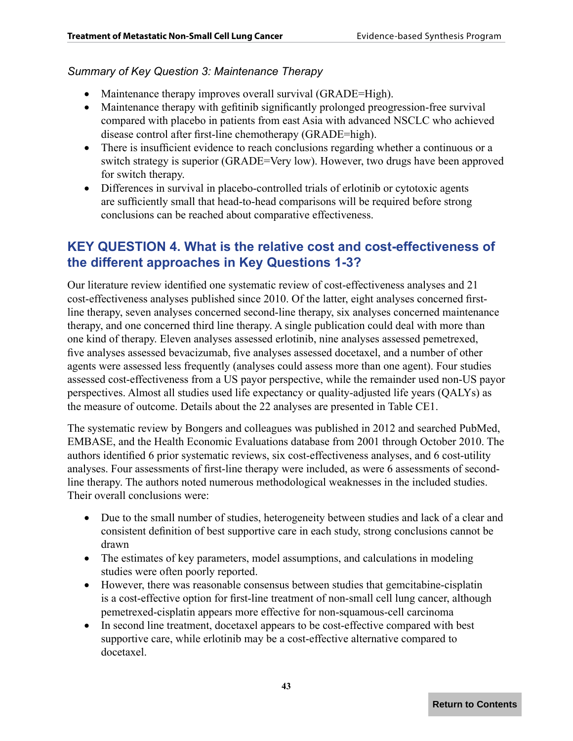*Summary of Key Question 3: Maintenance Therapy*

- Maintenance therapy improves overall survival (GRADE=High).
- Maintenance therapy with gefitinib significantly prolonged preogression-free survival compared with placebo in patients from east Asia with advanced NSCLC who achieved disease control after first-line chemotherapy (GRADE=high).
- There is insufficient evidence to reach conclusions regarding whether a continuous or a switch strategy is superior (GRADE=Very low). However, two drugs have been approved for switch therapy.
- Differences in survival in placebo-controlled trials of erlotinib or cytotoxic agents are sufficiently small that head-to-head comparisons will be required before strong conclusions can be reached about comparative effectiveness.

## KEY QUESTION 4. What is the relative cost and cost-effectiveness of the different approaches in Key Questions 1-3?

Our literature review identified one systematic review of cost-effectiveness analyses and 21 cost-effectiveness analyses published since 2010. Of the latter, eight analyses concerned first-line therapy, seven analyses concerned second-line therapy, six analyses concerned maintenance therapy, and one concerned third line therapy. A single publication could deal with more than one kind of therapy. Eleven analyses assessed erlotinib, nine analyses assessed pemetrexed, five analyses assessed bevacizumab, five analyses assessed docetaxel, and a number of other agents were assessed less frequently (analyses could assess more than one agent). Four studies assessed cost-effectiveness from a US payor perspective, while the remainder used non-US payor perspectives. Almost all studies used life expectancy or quality-adjusted life years (QALYs) as the measure of outcome. Details about the 22 analyses are presented in Table CE1.

The systematic review by Bongers and colleagues was published in 2012 and searched PubMed, EMBASE, and the Health Economic Evaluations database from 2001 through October 2010. The authors identified 6 prior systematic reviews, six cost-effectiveness analyses, and 6 cost-utility analyses. Four assessments of first-line therapy were included, as were 6 assessments of second-line therapy. The authors noted numerous methodological weaknesses in the included studies. Their overall conclusions were:

- Due to the small number of studies, heterogeneity between studies and lack of a clear and consistent definition of best supportive care in each study, strong conclusions cannot be drawn
- The estimates of key parameters, model assumptions, and calculations in modeling studies were often poorly reported.
- However, there was reasonable consensus between studies that gemcitabine-cisplatin is a cost-effective option for first-line treatment of non-small cell lung cancer, although pemetrexed-cisplatin appears more effective for non-squamous-cell carcinoma
- In second line treatment, docetaxel appears to be cost-effective compared with best supportive care, while erlotinib may be a cost-effective alternative compared to docetaxel.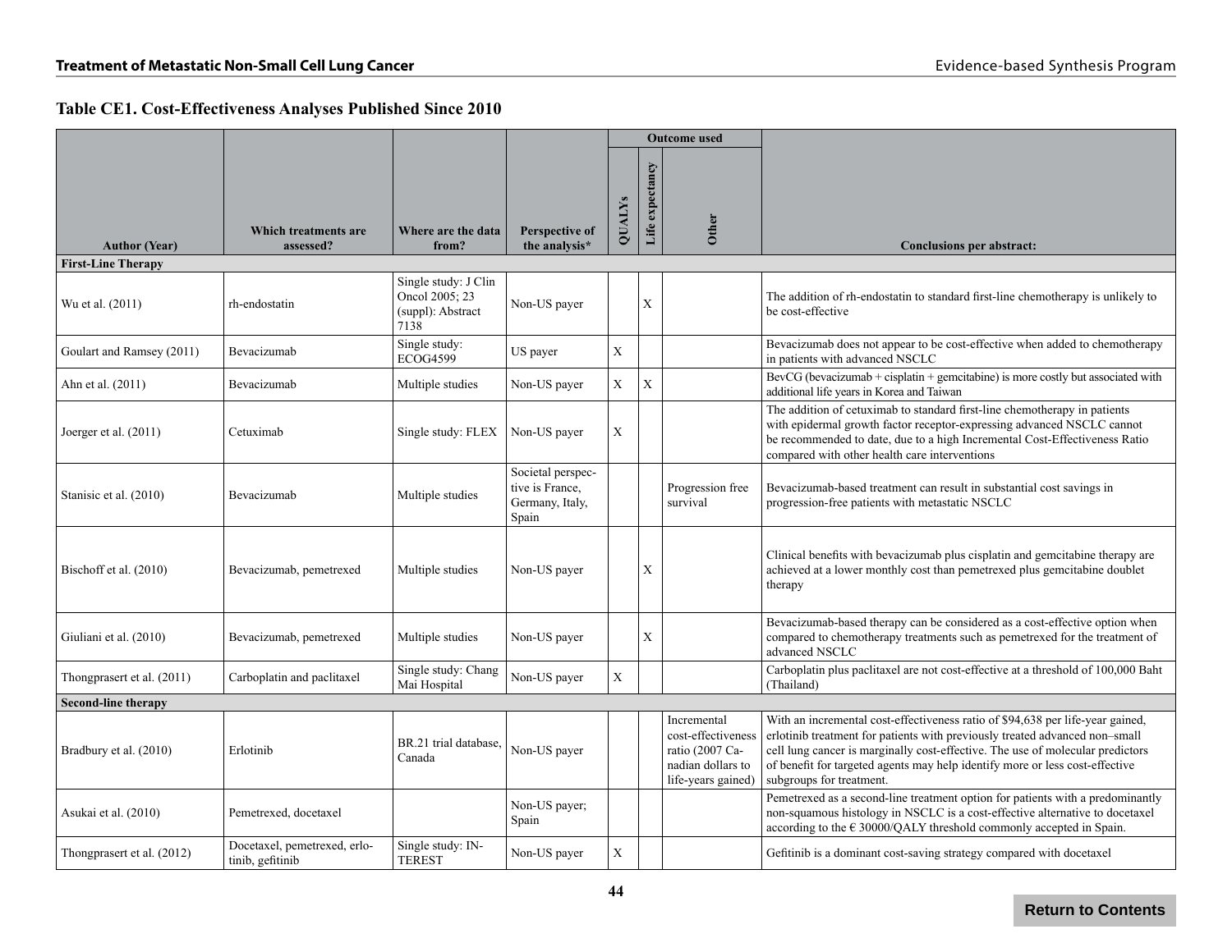### Table CE1. Cost-Effectiveness Analyses Published Since 2010

| Author (Year) | Which treatments are assessed? | Where are the data from? | Perspective of the analysis* | Outcome used | | | Conclusions per abstract: |
|---|---|---|---|---|---|---|---|
| | | | | QUALYs | Life expectancy | Other | |
| **First-Line Therapy** | | | | | | | |
| Wu et al. (2011) | rh-endostatin | Single study: J Clin Oncol 2005; 23 (suppl): Abstract 7138 | Non-US payer | | X | | The addition of rh-endostatin to standard first-line chemotherapy is unlikely to be cost-effective |
| Goulart and Ramsey (2011) | Bevacizumab | Single study: ECOG4599 | US payer | X | | | Bevacizumab does not appear to be cost-effective when added to chemotherapy in patients with advanced NSCLC |
| Ahn et al. (2011) | Bevacizumab | Multiple studies | Non-US payer | X | X | | BevCG (bevacizumab + cisplatin + gemcitabine) is more costly but associated with additional life years in Korea and Taiwan |
| Joerger et al. (2011) | Cetuximab | Single study: FLEX | Non-US payer | X | | | The addition of cetuximab to standard first-line chemotherapy in patients with epidermal growth factor receptor-expressing advanced NSCLC cannot be recommended to date, due to a high Incremental Cost-Effectiveness Ratio compared with other health care interventions |
| Stanisic et al. (2010) | Bevacizumab | Multiple studies | Societal perspective is France, Germany, Italy, Spain | | | Progression free survival | Bevacizumab-based treatment can result in substantial cost savings in progression-free patients with metastatic NSCLC |
| Bischoff et al. (2010) | Bevacizumab, pemetrexed | Multiple studies | Non-US payer | | X | | Clinical benefits with bevacizumab plus cisplatin and gemcitabine therapy are achieved at a lower monthly cost than pemetrexed plus gemcitabine doublet therapy |
| Giuliani et al. (2010) | Bevacizumab, pemetrexed | Multiple studies | Non-US payer | | X | | Bevacizumab-based therapy can be considered as a cost-effective option when compared to chemotherapy treatments such as pemetrexed for the treatment of advanced NSCLC |
| Thongprasert et al. (2011) | Carboplatin and paclitaxel | Single study: Chang Mai Hospital | Non-US payer | X | | | Carboplatin plus paclitaxel are not cost-effective at a threshold of 100,000 Baht (Thailand) |
| **Second-line therapy** | | | | | | | |
| Bradbury et al. (2010) | Erlotinib | BR.21 trial database, Canada | Non-US payer | | | Incremental cost-effectiveness ratio (2007 Canadian dollars to life-years gained) | With an incremental cost-effectiveness ratio of $94,638 per life-year gained, erlotinib treatment for patients with previously treated advanced non–small cell lung cancer is marginally cost-effective. The use of molecular predictors of benefit for targeted agents may help identify more or less cost-effective subgroups for treatment. |
| Asukai et al. (2010) | Pemetrexed, docetaxel | | Non-US payer; Spain | | | | Pemetrexed as a second-line treatment option for patients with a predominantly non-squamous histology in NSCLC is a cost-effective alternative to docetaxel according to the € 30000/QALY threshold commonly accepted in Spain. |
| Thongprasert et al. (2012) | Docetaxel, pemetrexed, erlotinib, gefitinib | Single study: INTEREST | Non-US payer | X | | | Gefitinib is a dominant cost-saving strategy compared with docetaxel |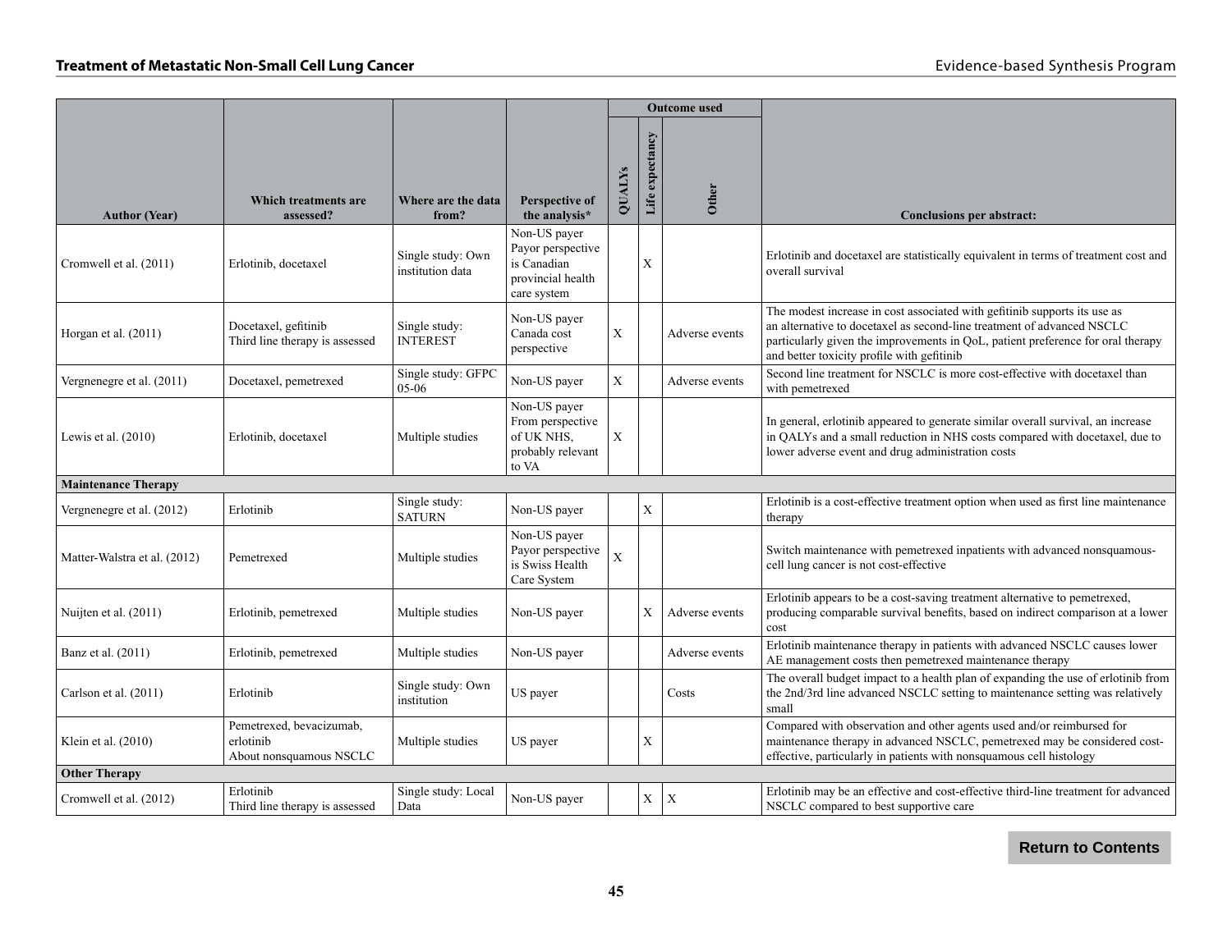| Author (Year) | Which treatments are assessed? | Where are the data from? | Perspective of the analysis* | Outcome used | | | Conclusions per abstract: |
|---|---|---|---|---|---|---|---|
| | | | | QUALYs | Life expectancy | Other | |
| Cromwell et al. (2011) | Erlotinib, docetaxel | Single study: Own institution data | Non-US payer Payor perspective is Canadian provincial health care system | | X | | Erlotinib and docetaxel are statistically equivalent in terms of treatment cost and overall survival |
| Horgan et al. (2011) | Docetaxel, gefitinib Third line therapy is assessed | Single study: INTEREST | Non-US payer Canada cost perspective | X | | Adverse events | The modest increase in cost associated with gefitinib supports its use as an alternative to docetaxel as second-line treatment of advanced NSCLC particularly given the improvements in QoL, patient preference for oral therapy and better toxicity profile with gefitinib |
| Vergnenegre et al. (2011) | Docetaxel, pemetrexed | Single study: GFPC 05-06 | Non-US payer | X | | Adverse events | Second line treatment for NSCLC is more cost-effective with docetaxel than with pemetrexed |
| Lewis et al. (2010) | Erlotinib, docetaxel | Multiple studies | Non-US payer From perspective of UK NHS, probably relevant to VA | X | | | In general, erlotinib appeared to generate similar overall survival, an increase in QALYs and a small reduction in NHS costs compared with docetaxel, due to lower adverse event and drug administration costs |
| **Maintenance Therapy** | | | | | | | |
| Vergnenegre et al. (2012) | Erlotinib | Single study: SATURN | Non-US payer | | X | | Erlotinib is a cost-effective treatment option when used as first line maintenance therapy |
| Matter-Walstra et al. (2012) | Pemetrexed | Multiple studies | Non-US payer Payor perspective is Swiss Health Care System | X | | | Switch maintenance with pemetrexed inpatients with advanced nonsquamous-cell lung cancer is not cost-effective |
| Nuijten et al. (2011) | Erlotinib, pemetrexed | Multiple studies | Non-US payer | | X | Adverse events | Erlotinib appears to be a cost-saving treatment alternative to pemetrexed, producing comparable survival benefits, based on indirect comparison at a lower cost |
| Banz et al. (2011) | Erlotinib, pemetrexed | Multiple studies | Non-US payer | | | Adverse events | Erlotinib maintenance therapy in patients with advanced NSCLC causes lower AE management costs then pemetrexed maintenance therapy |
| Carlson et al. (2011) | Erlotinib | Single study: Own institution | US payer | | | Costs | The overall budget impact to a health plan of expanding the use of erlotinib from the 2nd/3rd line advanced NSCLC setting to maintenance setting was relatively small |
| Klein et al. (2010) | Pemetrexed, bevacizumab, erlotinib About nonsquamous NSCLC | Multiple studies | US payer | | X | | Compared with observation and other agents used and/or reimbursed for maintenance therapy in advanced NSCLC, pemetrexed may be considered cost-effective, particularly in patients with nonsquamous cell histology |
| **Other Therapy** | | | | | | | |
| Cromwell et al. (2012) | Erlotinib Third line therapy is assessed | Single study: Local Data | Non-US payer | | X | X | Erlotinib may be an effective and cost-effective third-line treatment for advanced NSCLC compared to best supportive care |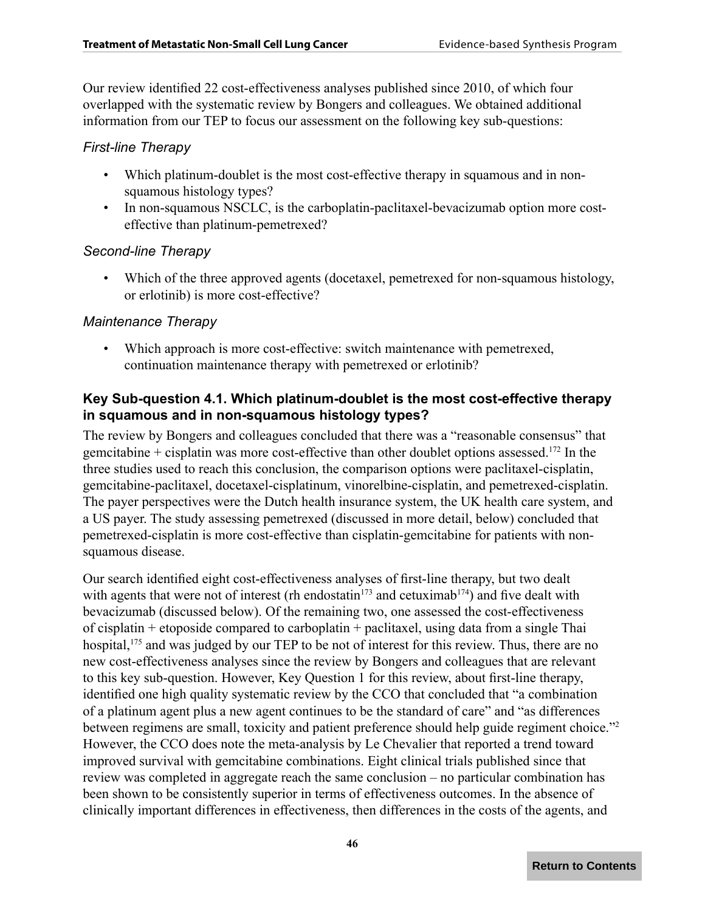Our review identified 22 cost-effectiveness analyses published since 2010, of which four overlapped with the systematic review by Bongers and colleagues. We obtained additional information from our TEP to focus our assessment on the following key sub-questions:

### *First-line Therapy*

- Which platinum-doublet is the most cost-effective therapy in squamous and in non-squamous histology types?
- In non-squamous NSCLC, is the carboplatin-paclitaxel-bevacizumab option more cost-effective than platinum-pemetrexed?

### *Second-line Therapy*

- Which of the three approved agents (docetaxel, pemetrexed for non-squamous histology, or erlotinib) is more cost-effective?

### *Maintenance Therapy*

- Which approach is more cost-effective: switch maintenance with pemetrexed, continuation maintenance therapy with pemetrexed or erlotinib?

## Key Sub-question 4.1. Which platinum-doublet is the most cost-effective therapy in squamous and in non-squamous histology types?

The review by Bongers and colleagues concluded that there was a "reasonable consensus" that gemcitabine + cisplatin was more cost-effective than other doublet options assessed.[172] In the three studies used to reach this conclusion, the comparison options were paclitaxel-cisplatin, gemcitabine-paclitaxel, docetaxel-cisplatinum, vinorelbine-cisplatin, and pemetrexed-cisplatin. The payer perspectives were the Dutch health insurance system, the UK health care system, and a US payer. The study assessing pemetrexed (discussed in more detail, below) concluded that pemetrexed-cisplatin is more cost-effective than cisplatin-gemcitabine for patients with non-squamous disease.

Our search identified eight cost-effectiveness analyses of first-line therapy, but two dealt with agents that were not of interest (rh endostatin[173] and cetuximab[174]) and five dealt with bevacizumab (discussed below). Of the remaining two, one assessed the cost-effectiveness of cisplatin + etoposide compared to carboplatin + paclitaxel, using data from a single Thai hospital,[175] and was judged by our TEP to be not of interest for this review. Thus, there are no new cost-effectiveness analyses since the review by Bongers and colleagues that are relevant to this key sub-question. However, Key Question 1 for this review, about first-line therapy, identified one high quality systematic review by the CCO that concluded that "a combination of a platinum agent plus a new agent continues to be the standard of care" and "as differences between regimens are small, toxicity and patient preference should help guide regiment choice."[2] However, the CCO does note the meta-analysis by Le Chevalier that reported a trend toward improved survival with gemcitabine combinations. Eight clinical trials published since that review was completed in aggregate reach the same conclusion – no particular combination has been shown to be consistently superior in terms of effectiveness outcomes. In the absence of clinically important differences in effectiveness, then differences in the costs of the agents, and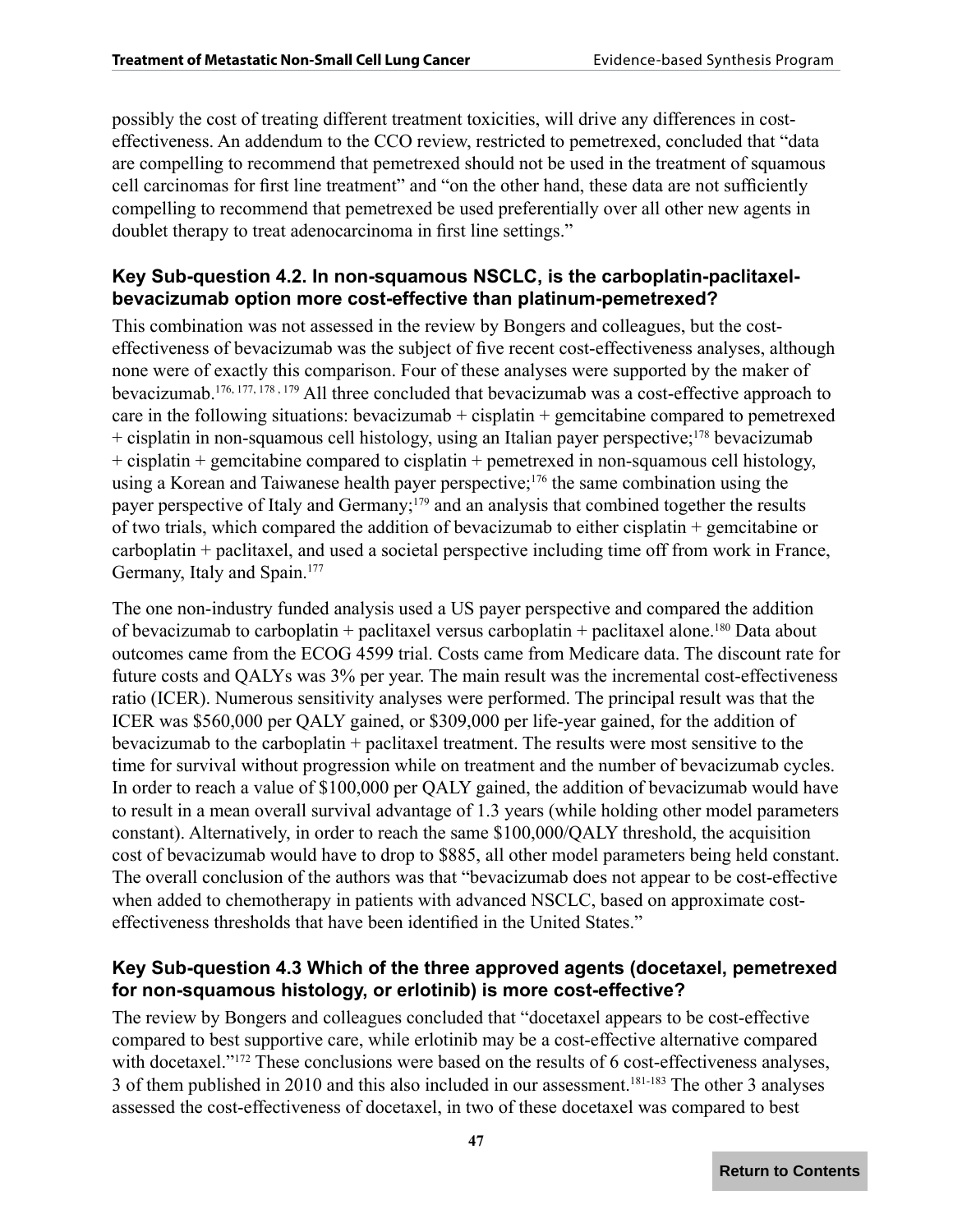possibly the cost of treating different treatment toxicities, will drive any differences in cost-effectiveness. An addendum to the CCO review, restricted to pemetrexed, concluded that "data are compelling to recommend that pemetrexed should not be used in the treatment of squamous cell carcinomas for first line treatment" and "on the other hand, these data are not sufficiently compelling to recommend that pemetrexed be used preferentially over all other new agents in doublet therapy to treat adenocarcinoma in first line settings."

### Key Sub-question 4.2. In non-squamous NSCLC, is the carboplatin-paclitaxel-bevacizumab option more cost-effective than platinum-pemetrexed?

This combination was not assessed in the review by Bongers and colleagues, but the cost-effectiveness of bevacizumab was the subject of five recent cost-effectiveness analyses, although none were of exactly this comparison. Four of these analyses were supported by the maker of bevacizumab.[176, 177, 178, 179] All three concluded that bevacizumab was a cost-effective approach to care in the following situations: bevacizumab + cisplatin + gemcitabine compared to pemetrexed + cisplatin in non-squamous cell histology, using an Italian payer perspective;[178] bevacizumab + cisplatin + gemcitabine compared to cisplatin + pemetrexed in non-squamous cell histology, using a Korean and Taiwanese health payer perspective;[176] the same combination using the payer perspective of Italy and Germany;[179] and an analysis that combined together the results of two trials, which compared the addition of bevacizumab to either cisplatin + gemcitabine or carboplatin + paclitaxel, and used a societal perspective including time off from work in France, Germany, Italy and Spain.[177]

The one non-industry funded analysis used a US payer perspective and compared the addition of bevacizumab to carboplatin + paclitaxel versus carboplatin + paclitaxel alone.[180] Data about outcomes came from the ECOG 4599 trial. Costs came from Medicare data. The discount rate for future costs and QALYs was 3% per year. The main result was the incremental cost-effectiveness ratio (ICER). Numerous sensitivity analyses were performed. The principal result was that the ICER was \$560,000 per QALY gained, or \$309,000 per life-year gained, for the addition of bevacizumab to the carboplatin + paclitaxel treatment. The results were most sensitive to the time for survival without progression while on treatment and the number of bevacizumab cycles. In order to reach a value of \$100,000 per QALY gained, the addition of bevacizumab would have to result in a mean overall survival advantage of 1.3 years (while holding other model parameters constant). Alternatively, in order to reach the same \$100,000/QALY threshold, the acquisition cost of bevacizumab would have to drop to \$885, all other model parameters being held constant. The overall conclusion of the authors was that "bevacizumab does not appear to be cost-effective when added to chemotherapy in patients with advanced NSCLC, based on approximate cost-effectiveness thresholds that have been identified in the United States."

### Key Sub-question 4.3 Which of the three approved agents (docetaxel, pemetrexed for non-squamous histology, or erlotinib) is more cost-effective?

The review by Bongers and colleagues concluded that "docetaxel appears to be cost-effective compared to best supportive care, while erlotinib may be a cost-effective alternative compared with docetaxel."[172] These conclusions were based on the results of 6 cost-effectiveness analyses, 3 of them published in 2010 and this also included in our assessment.[181-183] The other 3 analyses assessed the cost-effectiveness of docetaxel, in two of these docetaxel was compared to best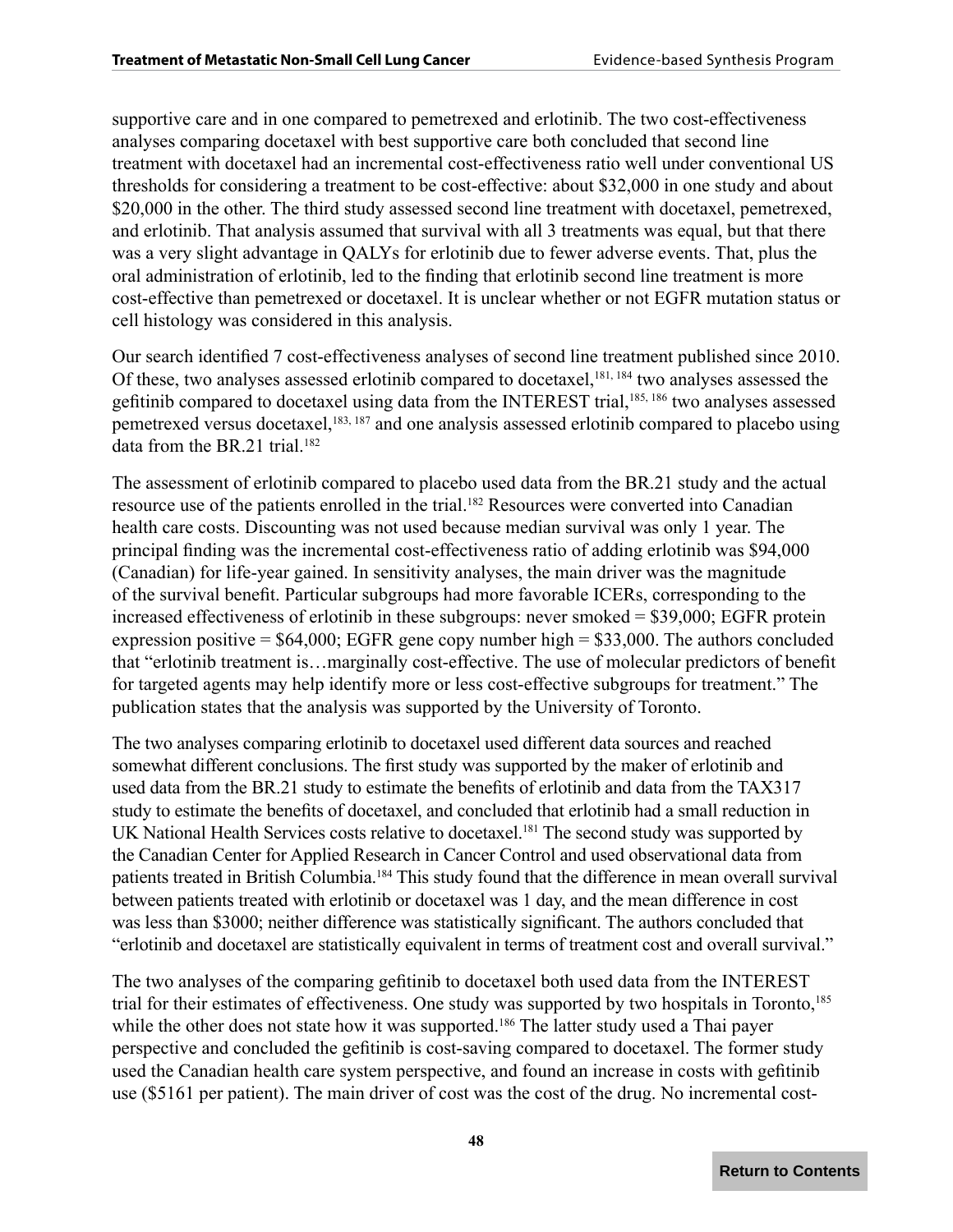supportive care and in one compared to pemetrexed and erlotinib. The two cost-effectiveness analyses comparing docetaxel with best supportive care both concluded that second line treatment with docetaxel had an incremental cost-effectiveness ratio well under conventional US thresholds for considering a treatment to be cost-effective: about $32,000 in one study and about $20,000 in the other. The third study assessed second line treatment with docetaxel, pemetrexed, and erlotinib. That analysis assumed that survival with all 3 treatments was equal, but that there was a very slight advantage in QALYs for erlotinib due to fewer adverse events. That, plus the oral administration of erlotinib, led to the finding that erlotinib second line treatment is more cost-effective than pemetrexed or docetaxel. It is unclear whether or not EGFR mutation status or cell histology was considered in this analysis.

Our search identified 7 cost-effectiveness analyses of second line treatment published since 2010. Of these, two analyses assessed erlotinib compared to docetaxel,[181, 184] two analyses assessed the gefitinib compared to docetaxel using data from the INTEREST trial,[185, 186] two analyses assessed pemetrexed versus docetaxel,[183, 187] and one analysis assessed erlotinib compared to placebo using data from the BR.21 trial.[182]

The assessment of erlotinib compared to placebo used data from the BR.21 study and the actual resource use of the patients enrolled in the trial.[182] Resources were converted into Canadian health care costs. Discounting was not used because median survival was only 1 year. The principal finding was the incremental cost-effectiveness ratio of adding erlotinib was $94,000 (Canadian) for life-year gained. In sensitivity analyses, the main driver was the magnitude of the survival benefit. Particular subgroups had more favorable ICERs, corresponding to the increased effectiveness of erlotinib in these subgroups: never smoked = $39,000; EGFR protein expression positive = $64,000; EGFR gene copy number high = $33,000. The authors concluded that "erlotinib treatment is…marginally cost-effective. The use of molecular predictors of benefit for targeted agents may help identify more or less cost-effective subgroups for treatment." The publication states that the analysis was supported by the University of Toronto.

The two analyses comparing erlotinib to docetaxel used different data sources and reached somewhat different conclusions. The first study was supported by the maker of erlotinib and used data from the BR.21 study to estimate the benefits of erlotinib and data from the TAX317 study to estimate the benefits of docetaxel, and concluded that erlotinib had a small reduction in UK National Health Services costs relative to docetaxel.[181] The second study was supported by the Canadian Center for Applied Research in Cancer Control and used observational data from patients treated in British Columbia.[184] This study found that the difference in mean overall survival between patients treated with erlotinib or docetaxel was 1 day, and the mean difference in cost was less than $3000; neither difference was statistically significant. The authors concluded that "erlotinib and docetaxel are statistically equivalent in terms of treatment cost and overall survival."

The two analyses of the comparing gefitinib to docetaxel both used data from the INTEREST trial for their estimates of effectiveness. One study was supported by two hospitals in Toronto,[185] while the other does not state how it was supported.[186] The latter study used a Thai payer perspective and concluded the gefitinib is cost-saving compared to docetaxel. The former study used the Canadian health care system perspective, and found an increase in costs with gefitinib use ($5161 per patient). The main driver of cost was the cost of the drug. No incremental cost-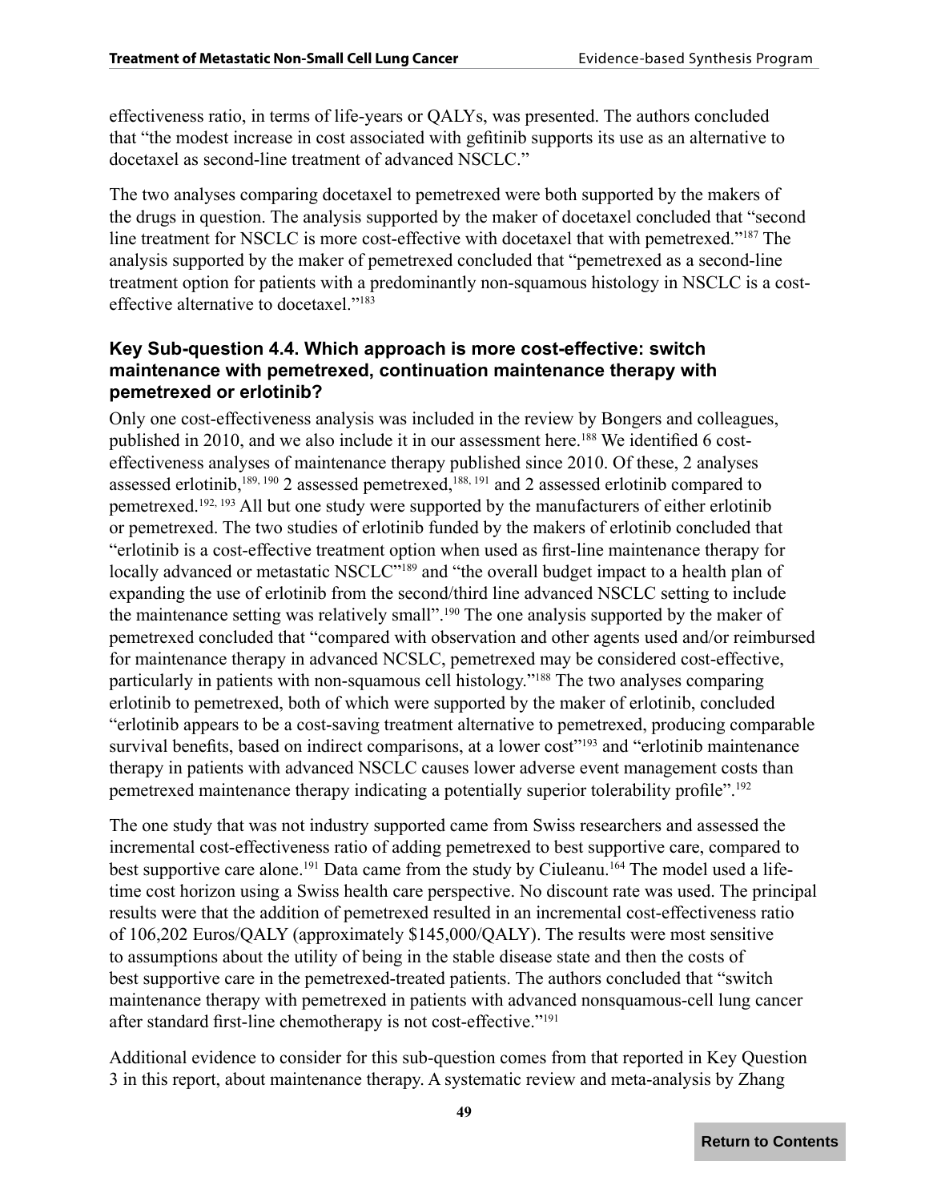effectiveness ratio, in terms of life-years or QALYs, was presented. The authors concluded that "the modest increase in cost associated with gefitinib supports its use as an alternative to docetaxel as second-line treatment of advanced NSCLC."

The two analyses comparing docetaxel to pemetrexed were both supported by the makers of the drugs in question. The analysis supported by the maker of docetaxel concluded that "second line treatment for NSCLC is more cost-effective with docetaxel that with pemetrexed."[187] The analysis supported by the maker of pemetrexed concluded that "pemetrexed as a second-line treatment option for patients with a predominantly non-squamous histology in NSCLC is a cost-effective alternative to docetaxel."[183]

### Key Sub-question 4.4. Which approach is more cost-effective: switch maintenance with pemetrexed, continuation maintenance therapy with pemetrexed or erlotinib?

Only one cost-effectiveness analysis was included in the review by Bongers and colleagues, published in 2010, and we also include it in our assessment here.[188] We identified 6 cost-effectiveness analyses of maintenance therapy published since 2010. Of these, 2 analyses assessed erlotinib,[189, 190] 2 assessed pemetrexed,[188, 191] and 2 assessed erlotinib compared to pemetrexed.[192, 193] All but one study were supported by the manufacturers of either erlotinib or pemetrexed. The two studies of erlotinib funded by the makers of erlotinib concluded that "erlotinib is a cost-effective treatment option when used as first-line maintenance therapy for locally advanced or metastatic NSCLC"[189] and "the overall budget impact to a health plan of expanding the use of erlotinib from the second/third line advanced NSCLC setting to include the maintenance setting was relatively small".[190] The one analysis supported by the maker of pemetrexed concluded that "compared with observation and other agents used and/or reimbursed for maintenance therapy in advanced NCSLC, pemetrexed may be considered cost-effective, particularly in patients with non-squamous cell histology."[188] The two analyses comparing erlotinib to pemetrexed, both of which were supported by the maker of erlotinib, concluded "erlotinib appears to be a cost-saving treatment alternative to pemetrexed, producing comparable survival benefits, based on indirect comparisons, at a lower cost"[193] and "erlotinib maintenance therapy in patients with advanced NSCLC causes lower adverse event management costs than pemetrexed maintenance therapy indicating a potentially superior tolerability profile".[192]

The one study that was not industry supported came from Swiss researchers and assessed the incremental cost-effectiveness ratio of adding pemetrexed to best supportive care, compared to best supportive care alone.[191] Data came from the study by Ciuleanu.[164] The model used a life-time cost horizon using a Swiss health care perspective. No discount rate was used. The principal results were that the addition of pemetrexed resulted in an incremental cost-effectiveness ratio of 106,202 Euros/QALY (approximately $145,000/QALY). The results were most sensitive to assumptions about the utility of being in the stable disease state and then the costs of best supportive care in the pemetrexed-treated patients. The authors concluded that "switch maintenance therapy with pemetrexed in patients with advanced nonsquamous-cell lung cancer after standard first-line chemotherapy is not cost-effective."[191]

Additional evidence to consider for this sub-question comes from that reported in Key Question 3 in this report, about maintenance therapy. A systematic review and meta-analysis by Zhang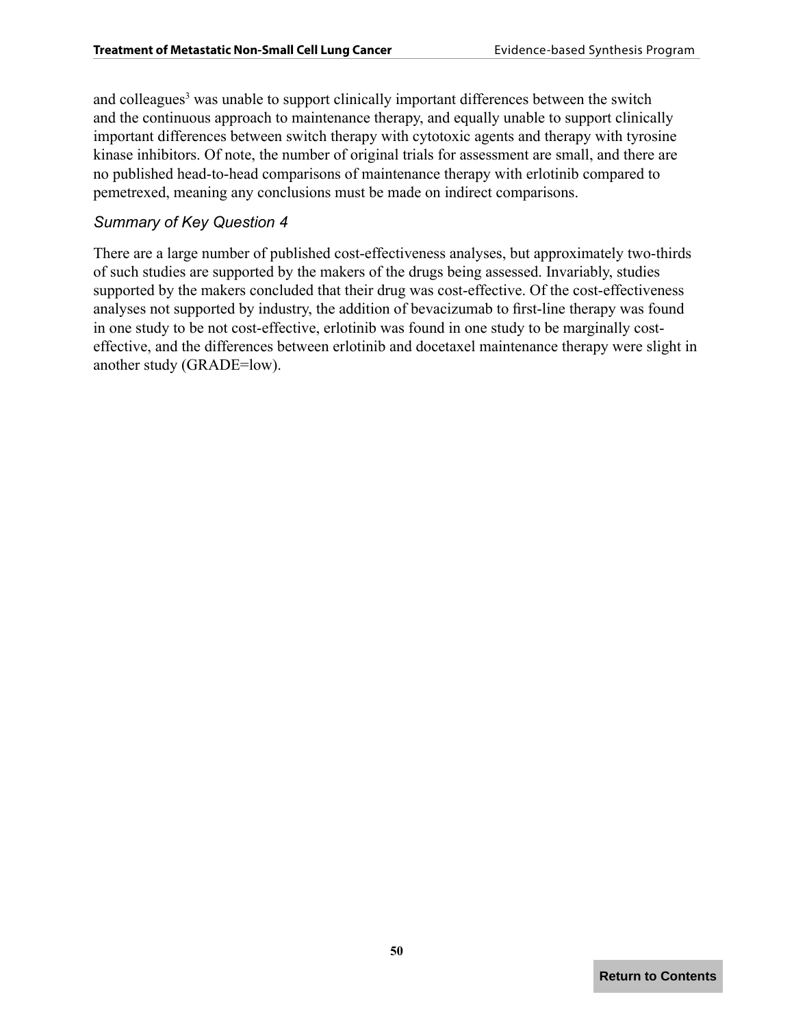and colleagues[3] was unable to support clinically important differences between the switch and the continuous approach to maintenance therapy, and equally unable to support clinically important differences between switch therapy with cytotoxic agents and therapy with tyrosine kinase inhibitors. Of note, the number of original trials for assessment are small, and there are no published head-to-head comparisons of maintenance therapy with erlotinib compared to pemetrexed, meaning any conclusions must be made on indirect comparisons.

### *Summary of Key Question 4*

There are a large number of published cost-effectiveness analyses, but approximately two-thirds of such studies are supported by the makers of the drugs being assessed. Invariably, studies supported by the makers concluded that their drug was cost-effective. Of the cost-effectiveness analyses not supported by industry, the addition of bevacizumab to first-line therapy was found in one study to be not cost-effective, erlotinib was found in one study to be marginally cost-effective, and the differences between erlotinib and docetaxel maintenance therapy were slight in another study (GRADE=low).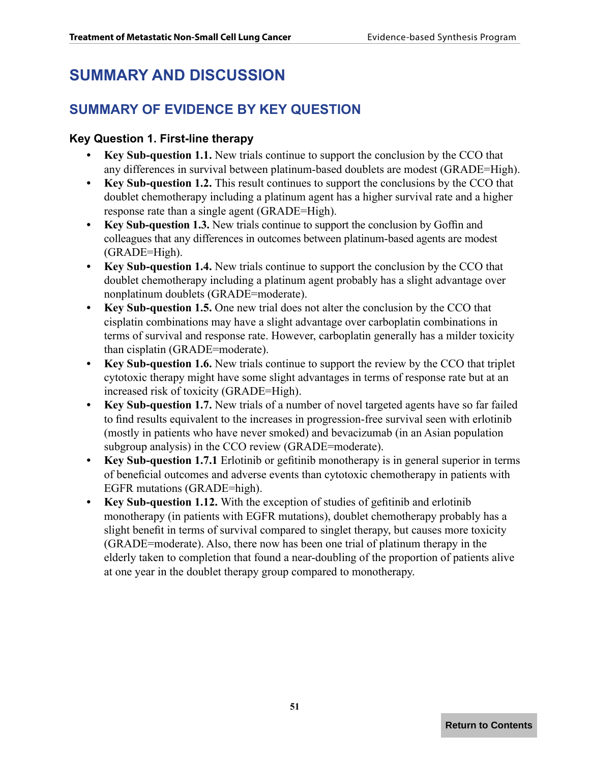# SUMMARY AND DISCUSSION

## SUMMARY OF EVIDENCE BY KEY QUESTION

### Key Question 1. First-line therapy

- **Key Sub-question 1.1.** New trials continue to support the conclusion by the CCO that any differences in survival between platinum-based doublets are modest (GRADE=High).
- **Key Sub-question 1.2.** This result continues to support the conclusions by the CCO that doublet chemotherapy including a platinum agent has a higher survival rate and a higher response rate than a single agent (GRADE=High).
- **Key Sub-question 1.3.** New trials continue to support the conclusion by Goffin and colleagues that any differences in outcomes between platinum-based agents are modest (GRADE=High).
- **Key Sub-question 1.4.** New trials continue to support the conclusion by the CCO that doublet chemotherapy including a platinum agent probably has a slight advantage over nonplatinum doublets (GRADE=moderate).
- **Key Sub-question 1.5.** One new trial does not alter the conclusion by the CCO that cisplatin combinations may have a slight advantage over carboplatin combinations in terms of survival and response rate. However, carboplatin generally has a milder toxicity than cisplatin (GRADE=moderate).
- **Key Sub-question 1.6.** New trials continue to support the review by the CCO that triplet cytotoxic therapy might have some slight advantages in terms of response rate but at an increased risk of toxicity (GRADE=High).
- **Key Sub-question 1.7.** New trials of a number of novel targeted agents have so far failed to find results equivalent to the increases in progression-free survival seen with erlotinib (mostly in patients who have never smoked) and bevacizumab (in an Asian population subgroup analysis) in the CCO review (GRADE=moderate).
- **Key Sub-question 1.7.1** Erlotinib or gefitinib monotherapy is in general superior in terms of beneficial outcomes and adverse events than cytotoxic chemotherapy in patients with EGFR mutations (GRADE=high).
- **Key Sub-question 1.12.** With the exception of studies of gefitinib and erlotinib monotherapy (in patients with EGFR mutations), doublet chemotherapy probably has a slight benefit in terms of survival compared to singlet therapy, but causes more toxicity (GRADE=moderate). Also, there now has been one trial of platinum therapy in the elderly taken to completion that found a near-doubling of the proportion of patients alive at one year in the doublet therapy group compared to monotherapy.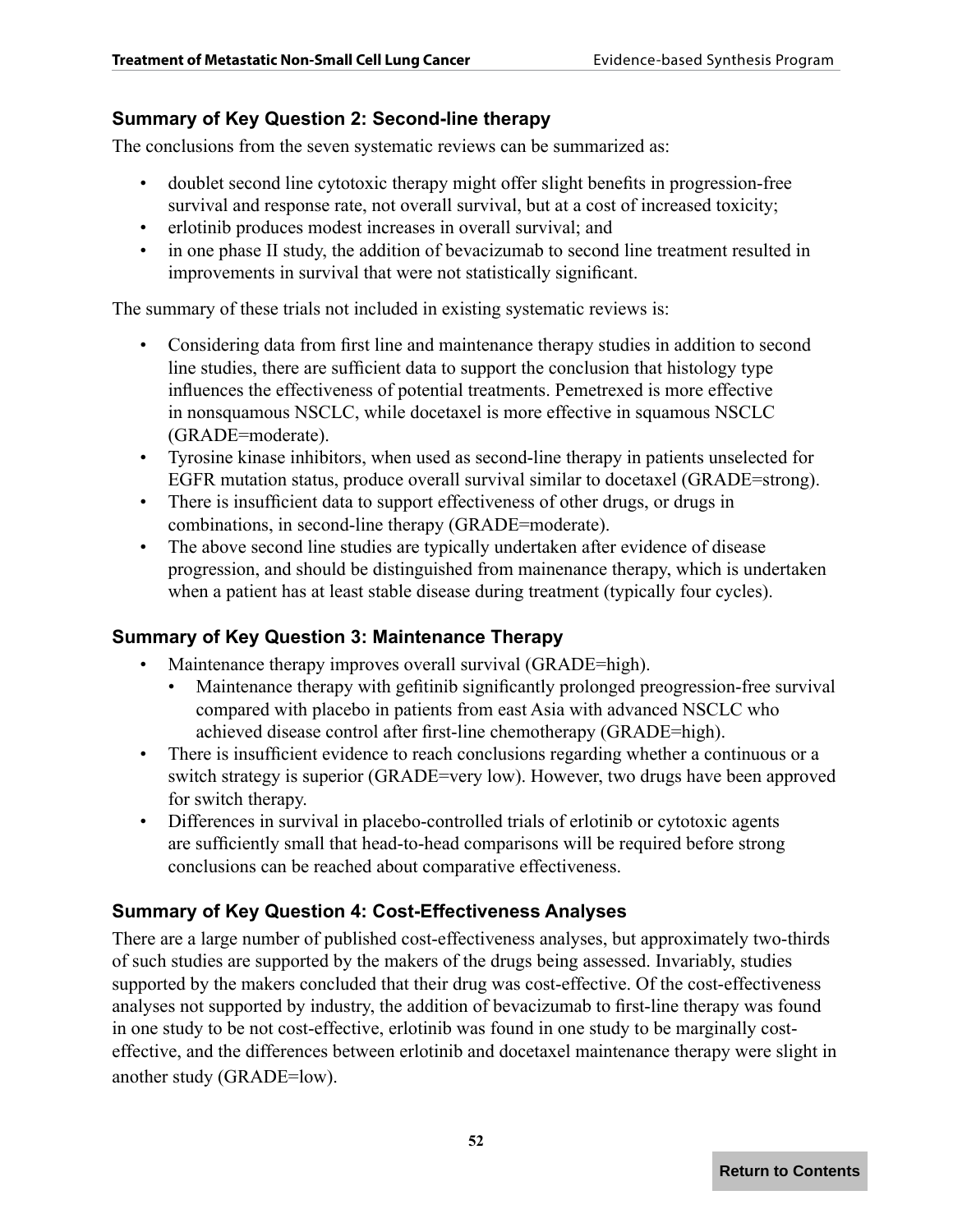### Summary of Key Question 2: Second-line therapy

The conclusions from the seven systematic reviews can be summarized as:

- doublet second line cytotoxic therapy might offer slight benefits in progression-free survival and response rate, not overall survival, but at a cost of increased toxicity;
- erlotinib produces modest increases in overall survival; and
- in one phase II study, the addition of bevacizumab to second line treatment resulted in improvements in survival that were not statistically significant.

The summary of these trials not included in existing systematic reviews is:

- Considering data from first line and maintenance therapy studies in addition to second line studies, there are sufficient data to support the conclusion that histology type influences the effectiveness of potential treatments. Pemetrexed is more effective in nonsquamous NSCLC, while docetaxel is more effective in squamous NSCLC (GRADE=moderate).
- Tyrosine kinase inhibitors, when used as second-line therapy in patients unselected for EGFR mutation status, produce overall survival similar to docetaxel (GRADE=strong).
- There is insufficient data to support effectiveness of other drugs, or drugs in combinations, in second-line therapy (GRADE=moderate).
- The above second line studies are typically undertaken after evidence of disease progression, and should be distinguished from mainenance therapy, which is undertaken when a patient has at least stable disease during treatment (typically four cycles).

### Summary of Key Question 3: Maintenance Therapy

- Maintenance therapy improves overall survival (GRADE=high).
  - Maintenance therapy with gefitinib significantly prolonged preogression-free survival compared with placebo in patients from east Asia with advanced NSCLC who achieved disease control after first-line chemotherapy (GRADE=high).
- There is insufficient evidence to reach conclusions regarding whether a continuous or a switch strategy is superior (GRADE=very low). However, two drugs have been approved for switch therapy.
- Differences in survival in placebo-controlled trials of erlotinib or cytotoxic agents are sufficiently small that head-to-head comparisons will be required before strong conclusions can be reached about comparative effectiveness.

### Summary of Key Question 4: Cost-Effectiveness Analyses

There are a large number of published cost-effectiveness analyses, but approximately two-thirds of such studies are supported by the makers of the drugs being assessed. Invariably, studies supported by the makers concluded that their drug was cost-effective. Of the cost-effectiveness analyses not supported by industry, the addition of bevacizumab to first-line therapy was found in one study to be not cost-effective, erlotinib was found in one study to be marginally cost-effective, and the differences between erlotinib and docetaxel maintenance therapy were slight in another study (GRADE=low).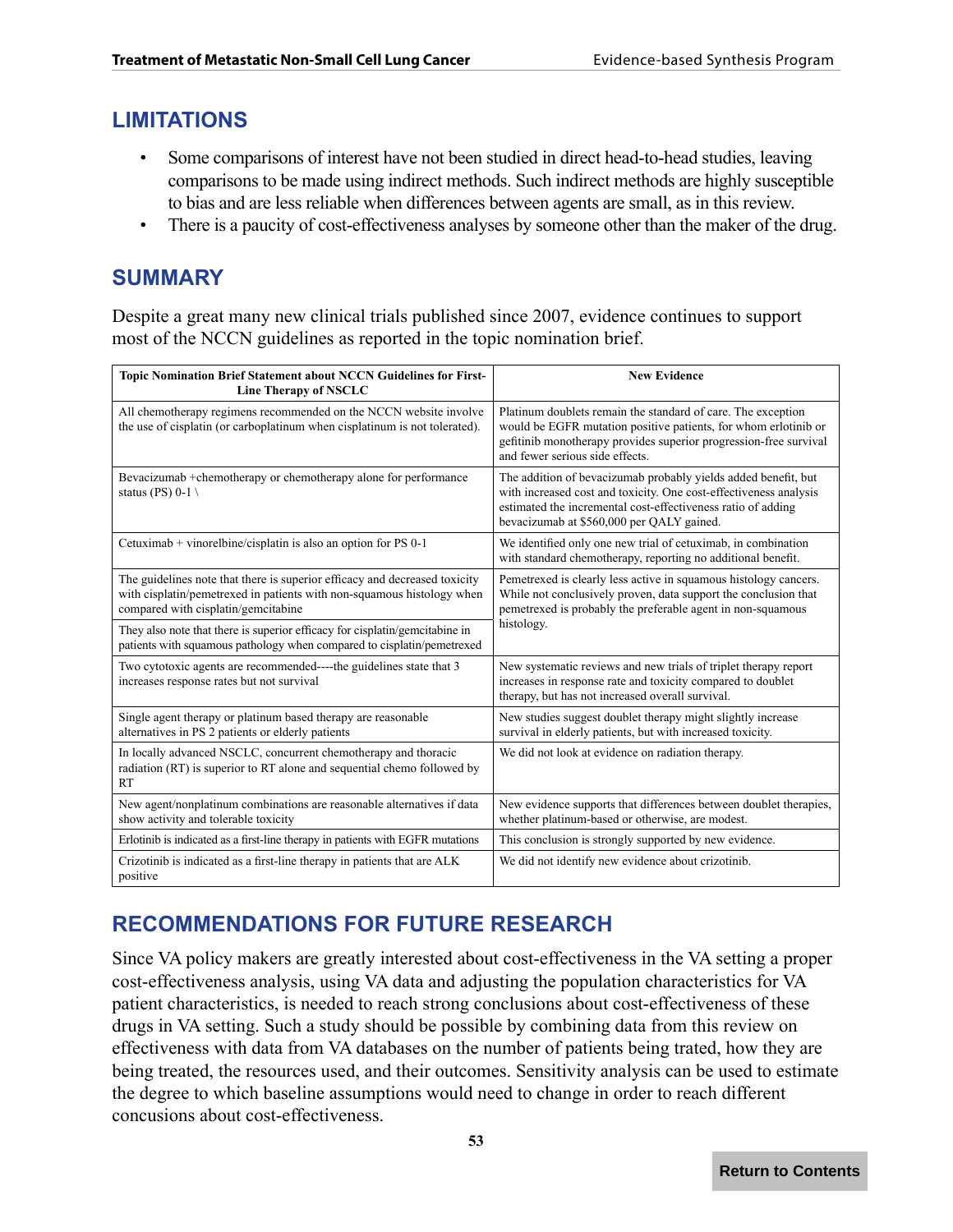## LIMITATIONS

- Some comparisons of interest have not been studied in direct head-to-head studies, leaving comparisons to be made using indirect methods. Such indirect methods are highly susceptible to bias and are less reliable when differences between agents are small, as in this review.
- There is a paucity of cost-effectiveness analyses by someone other than the maker of the drug.

## SUMMARY

Despite a great many new clinical trials published since 2007, evidence continues to support most of the NCCN guidelines as reported in the topic nomination brief.

| Topic Nomination Brief Statement about NCCN Guidelines for First-Line Therapy of NSCLC | New Evidence |
|---|---|
| All chemotherapy regimens recommended on the NCCN website involve the use of cisplatin (or carboplatinum when cisplatinum is not tolerated). | Platinum doublets remain the standard of care. The exception would be EGFR mutation positive patients, for whom erlotinib or gefitinib monotherapy provides superior progression-free survival and fewer serious side effects. |
| Bevacizumab +chemotherapy or chemotherapy alone for performance status (PS) 0-1 \ | The addition of bevacizumab probably yields added benefit, but with increased cost and toxicity. One cost-effectiveness analysis estimated the incremental cost-effectiveness ratio of adding bevacizumab at $560,000 per QALY gained. |
| Cetuximab + vinorelbine/cisplatin is also an option for PS 0-1 | We identified only one new trial of cetuximab, in combination with standard chemotherapy, reporting no additional benefit. |
| The guidelines note that there is superior efficacy and decreased toxicity with cisplatin/pemetrexed in patients with non-squamous histology when compared with cisplatin/gemcitabine | Pemetrexed is clearly less active in squamous histology cancers. While not conclusively proven, data support the conclusion that pemetrexed is probably the preferable agent in non-squamous histology. |
| They also note that there is superior efficacy for cisplatin/gemcitabine in patients with squamous pathology when compared to cisplatin/pemetrexed | |
| Two cytotoxic agents are recommended----the guidelines state that 3 increases response rates but not survival | New systematic reviews and new trials of triplet therapy report increases in response rate and toxicity compared to doublet therapy, but has not increased overall survival. |
| Single agent therapy or platinum based therapy are reasonable alternatives in PS 2 patients or elderly patients | New studies suggest doublet therapy might slightly increase survival in elderly patients, but with increased toxicity. |
| In locally advanced NSCLC, concurrent chemotherapy and thoracic radiation (RT) is superior to RT alone and sequential chemo followed by RT | We did not look at evidence on radiation therapy. |
| New agent/nonplatinum combinations are reasonable alternatives if data show activity and tolerable toxicity | New evidence supports that differences between doublet therapies, whether platinum-based or otherwise, are modest. |
| Erlotinib is indicated as a first-line therapy in patients with EGFR mutations | This conclusion is strongly supported by new evidence. |
| Crizotinib is indicated as a first-line therapy in patients that are ALK positive | We did not identify new evidence about crizotinib. |

## RECOMMENDATIONS FOR FUTURE RESEARCH

Since VA policy makers are greatly interested about cost-effectiveness in the VA setting a proper cost-effectiveness analysis, using VA data and adjusting the population characteristics for VA patient characteristics, is needed to reach strong conclusions about cost-effectiveness of these drugs in VA setting. Such a study should be possible by combining data from this review on effectiveness with data from VA databases on the number of patients being trated, how they are being treated, the resources used, and their outcomes. Sensitivity analysis can be used to estimate the degree to which baseline assumptions would need to change in order to reach different concusions about cost-effectiveness.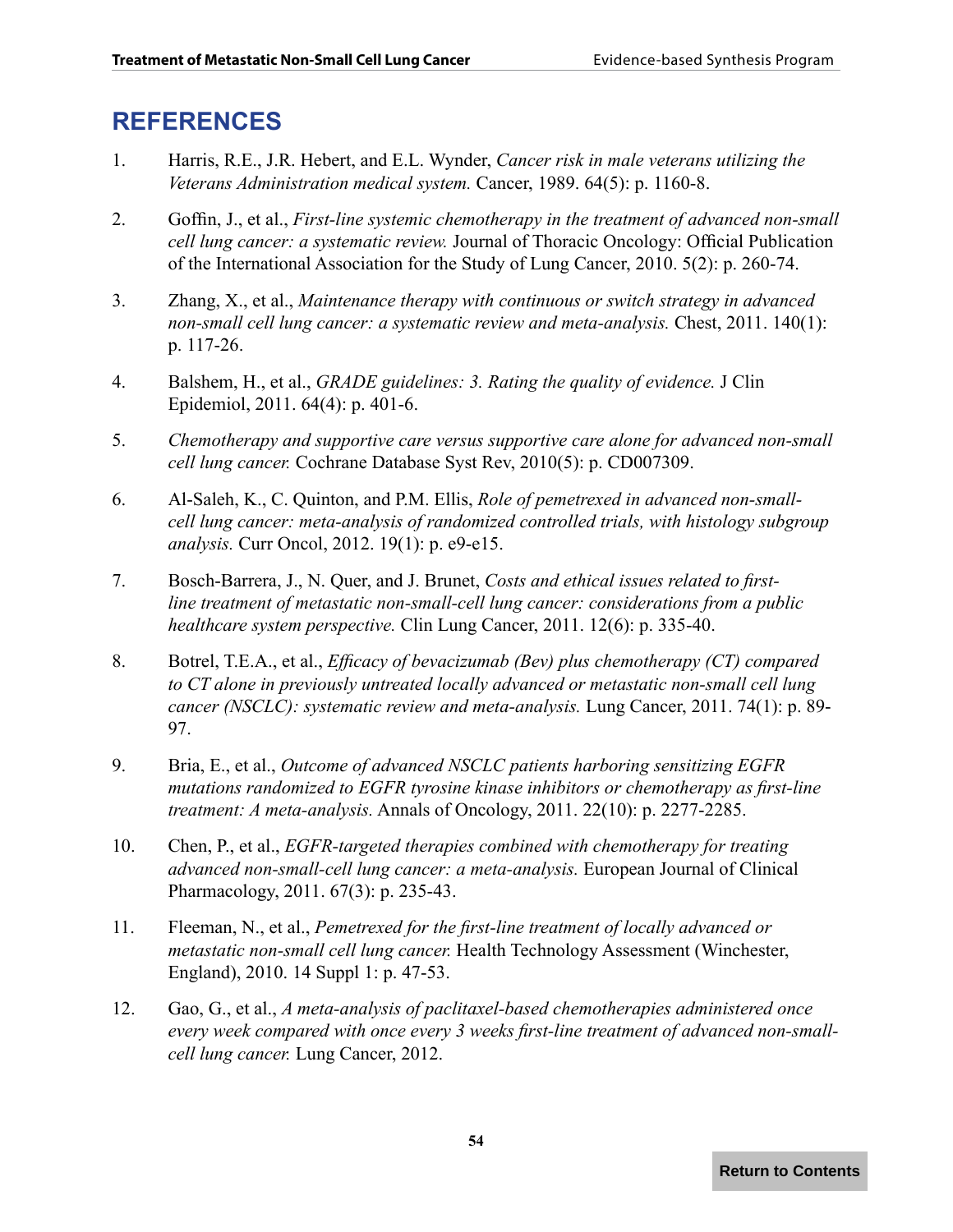# REFERENCES

1. Harris, R.E., J.R. Hebert, and E.L. Wynder, *Cancer risk in male veterans utilizing the Veterans Administration medical system.* Cancer, 1989. 64(5): p. 1160-8.

2. Goffin, J., et al., *First-line systemic chemotherapy in the treatment of advanced non-small cell lung cancer: a systematic review.* Journal of Thoracic Oncology: Official Publication of the International Association for the Study of Lung Cancer, 2010. 5(2): p. 260-74.

3. Zhang, X., et al., *Maintenance therapy with continuous or switch strategy in advanced non-small cell lung cancer: a systematic review and meta-analysis.* Chest, 2011. 140(1): p. 117-26.

4. Balshem, H., et al., *GRADE guidelines: 3. Rating the quality of evidence.* J Clin Epidemiol, 2011. 64(4): p. 401-6.

5. *Chemotherapy and supportive care versus supportive care alone for advanced non-small cell lung cancer.* Cochrane Database Syst Rev, 2010(5): p. CD007309.

6. Al-Saleh, K., C. Quinton, and P.M. Ellis, *Role of pemetrexed in advanced non-small-cell lung cancer: meta-analysis of randomized controlled trials, with histology subgroup analysis.* Curr Oncol, 2012. 19(1): p. e9-e15.

7. Bosch-Barrera, J., N. Quer, and J. Brunet, *Costs and ethical issues related to first-line treatment of metastatic non-small-cell lung cancer: considerations from a public healthcare system perspective.* Clin Lung Cancer, 2011. 12(6): p. 335-40.

8. Botrel, T.E.A., et al., *Efficacy of bevacizumab (Bev) plus chemotherapy (CT) compared to CT alone in previously untreated locally advanced or metastatic non-small cell lung cancer (NSCLC): systematic review and meta-analysis.* Lung Cancer, 2011. 74(1): p. 89-97.

9. Bria, E., et al., *Outcome of advanced NSCLC patients harboring sensitizing EGFR mutations randomized to EGFR tyrosine kinase inhibitors or chemotherapy as first-line treatment: A meta-analysis.* Annals of Oncology, 2011. 22(10): p. 2277-2285.

10. Chen, P., et al., *EGFR-targeted therapies combined with chemotherapy for treating advanced non-small-cell lung cancer: a meta-analysis.* European Journal of Clinical Pharmacology, 2011. 67(3): p. 235-43.

11. Fleeman, N., et al., *Pemetrexed for the first-line treatment of locally advanced or metastatic non-small cell lung cancer.* Health Technology Assessment (Winchester, England), 2010. 14 Suppl 1: p. 47-53.

12. Gao, G., et al., *A meta-analysis of paclitaxel-based chemotherapies administered once every week compared with once every 3 weeks first-line treatment of advanced non-small-cell lung cancer.* Lung Cancer, 2012.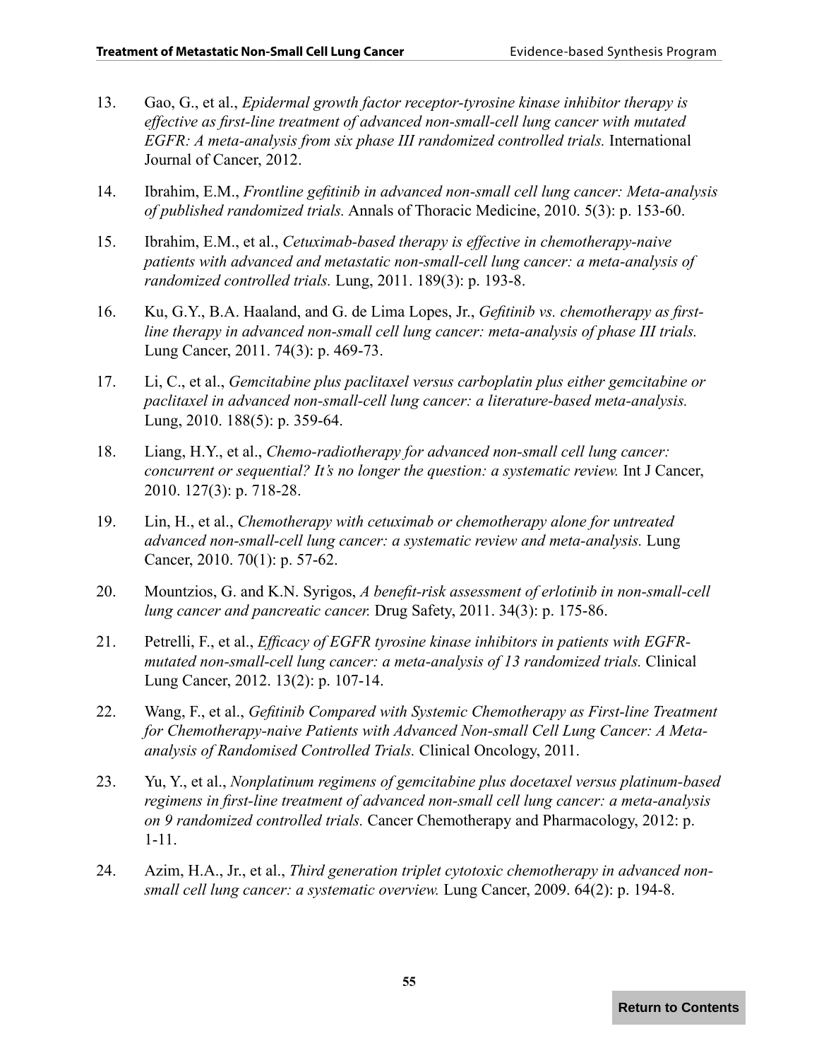13. Gao, G., et al., *Epidermal growth factor receptor-tyrosine kinase inhibitor therapy is effective as first-line treatment of advanced non-small-cell lung cancer with mutated EGFR: A meta-analysis from six phase III randomized controlled trials.* International Journal of Cancer, 2012.

14. Ibrahim, E.M., *Frontline gefitinib in advanced non-small cell lung cancer: Meta-analysis of published randomized trials.* Annals of Thoracic Medicine, 2010. 5(3): p. 153-60.

15. Ibrahim, E.M., et al., *Cetuximab-based therapy is effective in chemotherapy-naive patients with advanced and metastatic non-small-cell lung cancer: a meta-analysis of randomized controlled trials.* Lung, 2011. 189(3): p. 193-8.

16. Ku, G.Y., B.A. Haaland, and G. de Lima Lopes, Jr., *Gefitinib vs. chemotherapy as first-line therapy in advanced non-small cell lung cancer: meta-analysis of phase III trials.* Lung Cancer, 2011. 74(3): p. 469-73.

17. Li, C., et al., *Gemcitabine plus paclitaxel versus carboplatin plus either gemcitabine or paclitaxel in advanced non-small-cell lung cancer: a literature-based meta-analysis.* Lung, 2010. 188(5): p. 359-64.

18. Liang, H.Y., et al., *Chemo-radiotherapy for advanced non-small cell lung cancer: concurrent or sequential? It's no longer the question: a systematic review.* Int J Cancer, 2010. 127(3): p. 718-28.

19. Lin, H., et al., *Chemotherapy with cetuximab or chemotherapy alone for untreated advanced non-small-cell lung cancer: a systematic review and meta-analysis.* Lung Cancer, 2010. 70(1): p. 57-62.

20. Mountzios, G. and K.N. Syrigos, *A benefit-risk assessment of erlotinib in non-small-cell lung cancer and pancreatic cancer.* Drug Safety, 2011. 34(3): p. 175-86.

21. Petrelli, F., et al., *Efficacy of EGFR tyrosine kinase inhibitors in patients with EGFR-mutated non-small-cell lung cancer: a meta-analysis of 13 randomized trials.* Clinical Lung Cancer, 2012. 13(2): p. 107-14.

22. Wang, F., et al., *Gefitinib Compared with Systemic Chemotherapy as First-line Treatment for Chemotherapy-naive Patients with Advanced Non-small Cell Lung Cancer: A Meta-analysis of Randomised Controlled Trials.* Clinical Oncology, 2011.

23. Yu, Y., et al., *Nonplatinum regimens of gemcitabine plus docetaxel versus platinum-based regimens in first-line treatment of advanced non-small cell lung cancer: a meta-analysis on 9 randomized controlled trials.* Cancer Chemotherapy and Pharmacology, 2012: p. 1-11.

24. Azim, H.A., Jr., et al., *Third generation triplet cytotoxic chemotherapy in advanced non-small cell lung cancer: a systematic overview.* Lung Cancer, 2009. 64(2): p. 194-8.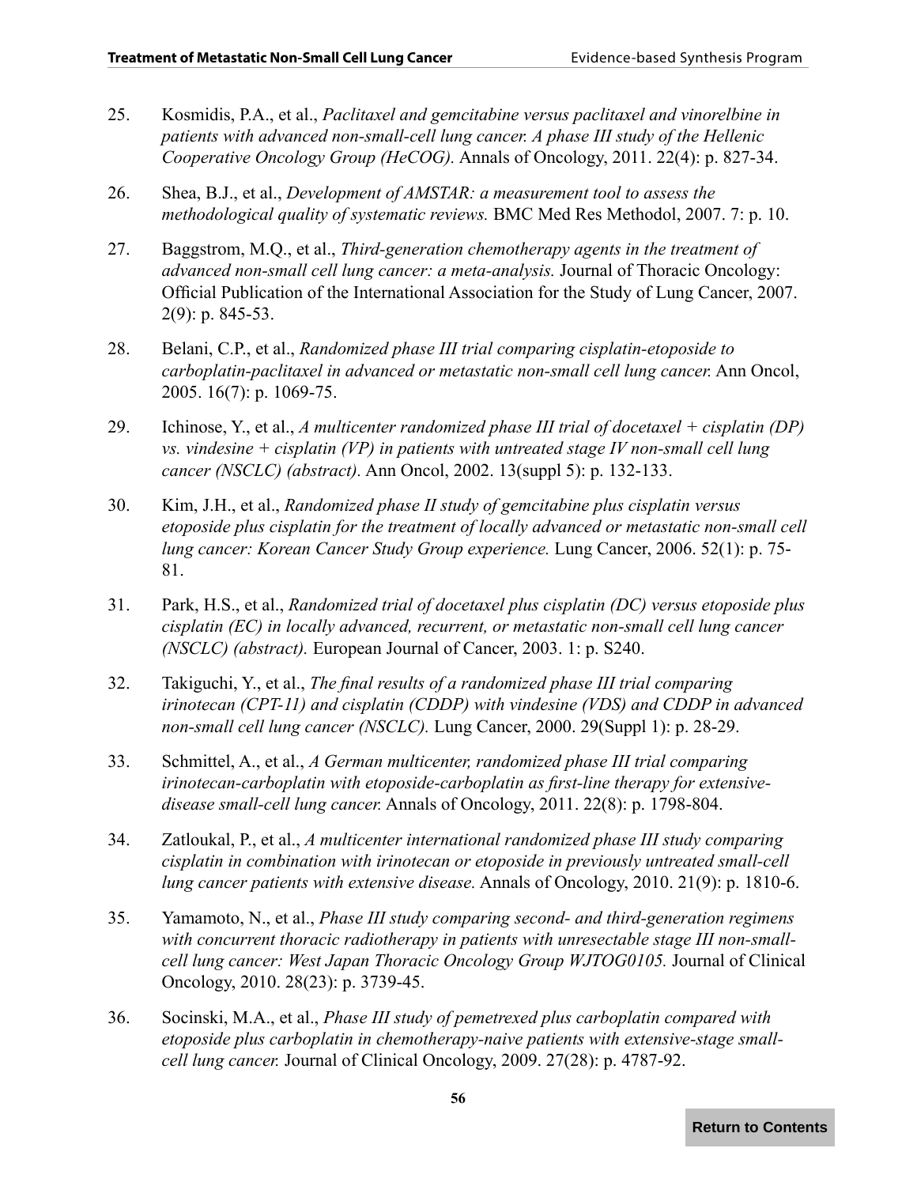25. Kosmidis, P.A., et al., *Paclitaxel and gemcitabine versus paclitaxel and vinorelbine in patients with advanced non-small-cell lung cancer. A phase III study of the Hellenic Cooperative Oncology Group (HeCOG).* Annals of Oncology, 2011. 22(4): p. 827-34.

26. Shea, B.J., et al., *Development of AMSTAR: a measurement tool to assess the methodological quality of systematic reviews.* BMC Med Res Methodol, 2007. 7: p. 10.

27. Baggstrom, M.Q., et al., *Third-generation chemotherapy agents in the treatment of advanced non-small cell lung cancer: a meta-analysis.* Journal of Thoracic Oncology: Official Publication of the International Association for the Study of Lung Cancer, 2007. 2(9): p. 845-53.

28. Belani, C.P., et al., *Randomized phase III trial comparing cisplatin-etoposide to carboplatin-paclitaxel in advanced or metastatic non-small cell lung cancer.* Ann Oncol, 2005. 16(7): p. 1069-75.

29. Ichinose, Y., et al., *A multicenter randomized phase III trial of docetaxel + cisplatin (DP) vs. vindesine + cisplatin (VP) in patients with untreated stage IV non-small cell lung cancer (NSCLC) (abstract).* Ann Oncol, 2002. 13(suppl 5): p. 132-133.

30. Kim, J.H., et al., *Randomized phase II study of gemcitabine plus cisplatin versus etoposide plus cisplatin for the treatment of locally advanced or metastatic non-small cell lung cancer: Korean Cancer Study Group experience.* Lung Cancer, 2006. 52(1): p. 75-81.

31. Park, H.S., et al., *Randomized trial of docetaxel plus cisplatin (DC) versus etoposide plus cisplatin (EC) in locally advanced, recurrent, or metastatic non-small cell lung cancer (NSCLC) (abstract).* European Journal of Cancer, 2003. 1: p. S240.

32. Takiguchi, Y., et al., *The final results of a randomized phase III trial comparing irinotecan (CPT-11) and cisplatin (CDDP) with vindesine (VDS) and CDDP in advanced non-small cell lung cancer (NSCLC).* Lung Cancer, 2000. 29(Suppl 1): p. 28-29.

33. Schmittel, A., et al., *A German multicenter, randomized phase III trial comparing irinotecan-carboplatin with etoposide-carboplatin as first-line therapy for extensive-disease small-cell lung cancer.* Annals of Oncology, 2011. 22(8): p. 1798-804.

34. Zatloukal, P., et al., *A multicenter international randomized phase III study comparing cisplatin in combination with irinotecan or etoposide in previously untreated small-cell lung cancer patients with extensive disease.* Annals of Oncology, 2010. 21(9): p. 1810-6.

35. Yamamoto, N., et al., *Phase III study comparing second- and third-generation regimens with concurrent thoracic radiotherapy in patients with unresectable stage III non-small-cell lung cancer: West Japan Thoracic Oncology Group WJTOG0105.* Journal of Clinical Oncology, 2010. 28(23): p. 3739-45.

36. Socinski, M.A., et al., *Phase III study of pemetrexed plus carboplatin compared with etoposide plus carboplatin in chemotherapy-naive patients with extensive-stage small-cell lung cancer.* Journal of Clinical Oncology, 2009. 27(28): p. 4787-92.

Return to Contents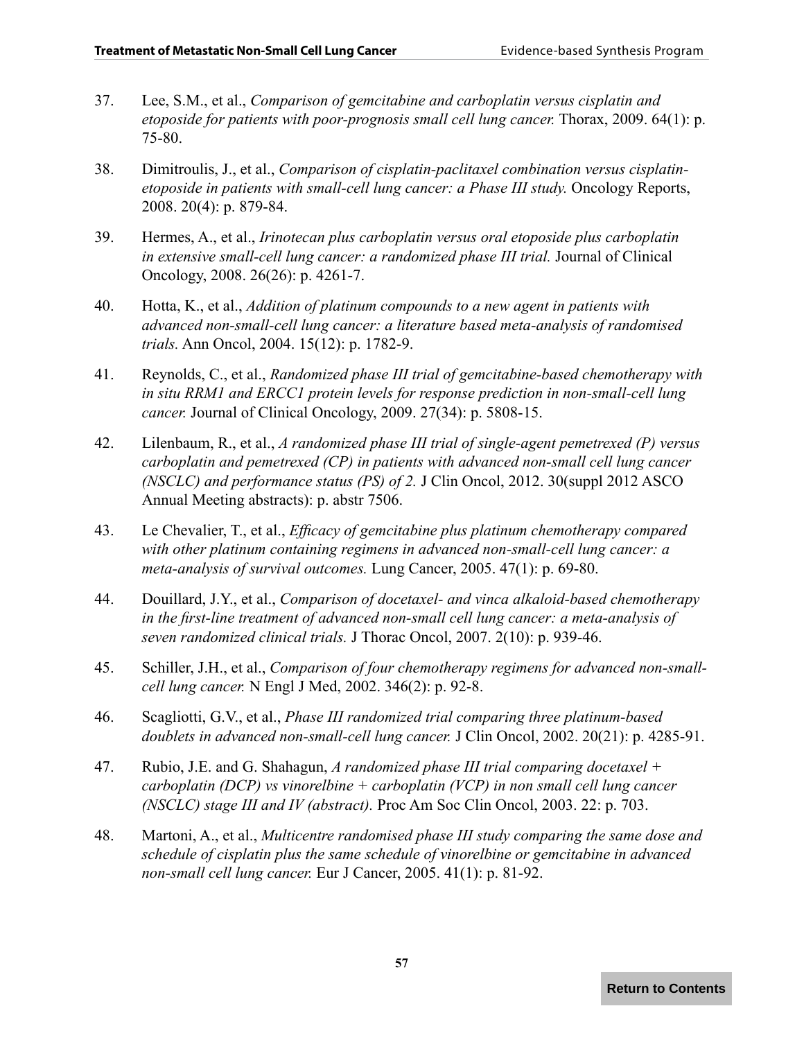37. Lee, S.M., et al., *Comparison of gemcitabine and carboplatin versus cisplatin and etoposide for patients with poor-prognosis small cell lung cancer.* Thorax, 2009. 64(1): p. 75-80.

38. Dimitroulis, J., et al., *Comparison of cisplatin-paclitaxel combination versus cisplatin-etoposide in patients with small-cell lung cancer: a Phase III study.* Oncology Reports, 2008. 20(4): p. 879-84.

39. Hermes, A., et al., *Irinotecan plus carboplatin versus oral etoposide plus carboplatin in extensive small-cell lung cancer: a randomized phase III trial.* Journal of Clinical Oncology, 2008. 26(26): p. 4261-7.

40. Hotta, K., et al., *Addition of platinum compounds to a new agent in patients with advanced non-small-cell lung cancer: a literature based meta-analysis of randomised trials.* Ann Oncol, 2004. 15(12): p. 1782-9.

41. Reynolds, C., et al., *Randomized phase III trial of gemcitabine-based chemotherapy with in situ RRM1 and ERCC1 protein levels for response prediction in non-small-cell lung cancer.* Journal of Clinical Oncology, 2009. 27(34): p. 5808-15.

42. Lilenbaum, R., et al., *A randomized phase III trial of single-agent pemetrexed (P) versus carboplatin and pemetrexed (CP) in patients with advanced non-small cell lung cancer (NSCLC) and performance status (PS) of 2.* J Clin Oncol, 2012. 30(suppl 2012 ASCO Annual Meeting abstracts): p. abstr 7506.

43. Le Chevalier, T., et al., *Efficacy of gemcitabine plus platinum chemotherapy compared with other platinum containing regimens in advanced non-small-cell lung cancer: a meta-analysis of survival outcomes.* Lung Cancer, 2005. 47(1): p. 69-80.

44. Douillard, J.Y., et al., *Comparison of docetaxel- and vinca alkaloid-based chemotherapy in the first-line treatment of advanced non-small cell lung cancer: a meta-analysis of seven randomized clinical trials.* J Thorac Oncol, 2007. 2(10): p. 939-46.

45. Schiller, J.H., et al., *Comparison of four chemotherapy regimens for advanced non-small-cell lung cancer.* N Engl J Med, 2002. 346(2): p. 92-8.

46. Scagliotti, G.V., et al., *Phase III randomized trial comparing three platinum-based doublets in advanced non-small-cell lung cancer.* J Clin Oncol, 2002. 20(21): p. 4285-91.

47. Rubio, J.E. and G. Shahagun, *A randomized phase III trial comparing docetaxel + carboplatin (DCP) vs vinorelbine + carboplatin (VCP) in non small cell lung cancer (NSCLC) stage III and IV (abstract).* Proc Am Soc Clin Oncol, 2003. 22: p. 703.

48. Martoni, A., et al., *Multicentre randomised phase III study comparing the same dose and schedule of cisplatin plus the same schedule of vinorelbine or gemcitabine in advanced non-small cell lung cancer.* Eur J Cancer, 2005. 41(1): p. 81-92.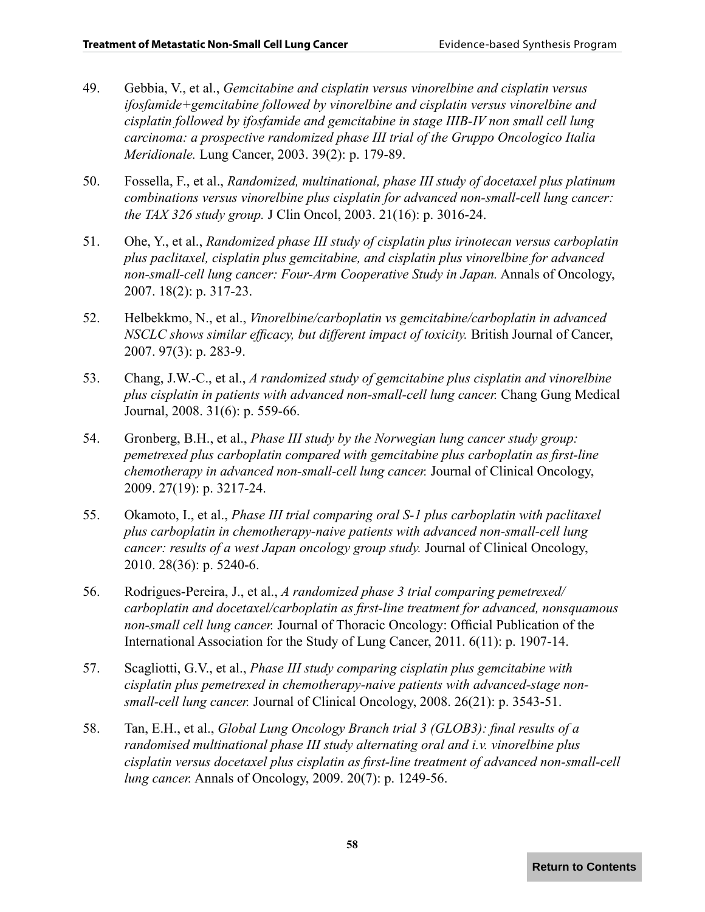49. Gebbia, V., et al., *Gemcitabine and cisplatin versus vinorelbine and cisplatin versus ifosfamide+gemcitabine followed by vinorelbine and cisplatin versus vinorelbine and cisplatin followed by ifosfamide and gemcitabine in stage IIIB-IV non small cell lung carcinoma: a prospective randomized phase III trial of the Gruppo Oncologico Italia Meridionale.* Lung Cancer, 2003. 39(2): p. 179-89.

50. Fossella, F., et al., *Randomized, multinational, phase III study of docetaxel plus platinum combinations versus vinorelbine plus cisplatin for advanced non-small-cell lung cancer: the TAX 326 study group.* J Clin Oncol, 2003. 21(16): p. 3016-24.

51. Ohe, Y., et al., *Randomized phase III study of cisplatin plus irinotecan versus carboplatin plus paclitaxel, cisplatin plus gemcitabine, and cisplatin plus vinorelbine for advanced non-small-cell lung cancer: Four-Arm Cooperative Study in Japan.* Annals of Oncology, 2007. 18(2): p. 317-23.

52. Helbekkmo, N., et al., *Vinorelbine/carboplatin vs gemcitabine/carboplatin in advanced NSCLC shows similar efficacy, but different impact of toxicity.* British Journal of Cancer, 2007. 97(3): p. 283-9.

53. Chang, J.W.-C., et al., *A randomized study of gemcitabine plus cisplatin and vinorelbine plus cisplatin in patients with advanced non-small-cell lung cancer.* Chang Gung Medical Journal, 2008. 31(6): p. 559-66.

54. Gronberg, B.H., et al., *Phase III study by the Norwegian lung cancer study group: pemetrexed plus carboplatin compared with gemcitabine plus carboplatin as first-line chemotherapy in advanced non-small-cell lung cancer.* Journal of Clinical Oncology, 2009. 27(19): p. 3217-24.

55. Okamoto, I., et al., *Phase III trial comparing oral S-1 plus carboplatin with paclitaxel plus carboplatin in chemotherapy-naive patients with advanced non-small-cell lung cancer: results of a west Japan oncology group study.* Journal of Clinical Oncology, 2010. 28(36): p. 5240-6.

56. Rodrigues-Pereira, J., et al., *A randomized phase 3 trial comparing pemetrexed/carboplatin and docetaxel/carboplatin as first-line treatment for advanced, nonsquamous non-small cell lung cancer.* Journal of Thoracic Oncology: Official Publication of the International Association for the Study of Lung Cancer, 2011. 6(11): p. 1907-14.

57. Scagliotti, G.V., et al., *Phase III study comparing cisplatin plus gemcitabine with cisplatin plus pemetrexed in chemotherapy-naive patients with advanced-stage non-small-cell lung cancer.* Journal of Clinical Oncology, 2008. 26(21): p. 3543-51.

58. Tan, E.H., et al., *Global Lung Oncology Branch trial 3 (GLOB3): final results of a randomised multinational phase III study alternating oral and i.v. vinorelbine plus cisplatin versus docetaxel plus cisplatin as first-line treatment of advanced non-small-cell lung cancer.* Annals of Oncology, 2009. 20(7): p. 1249-56.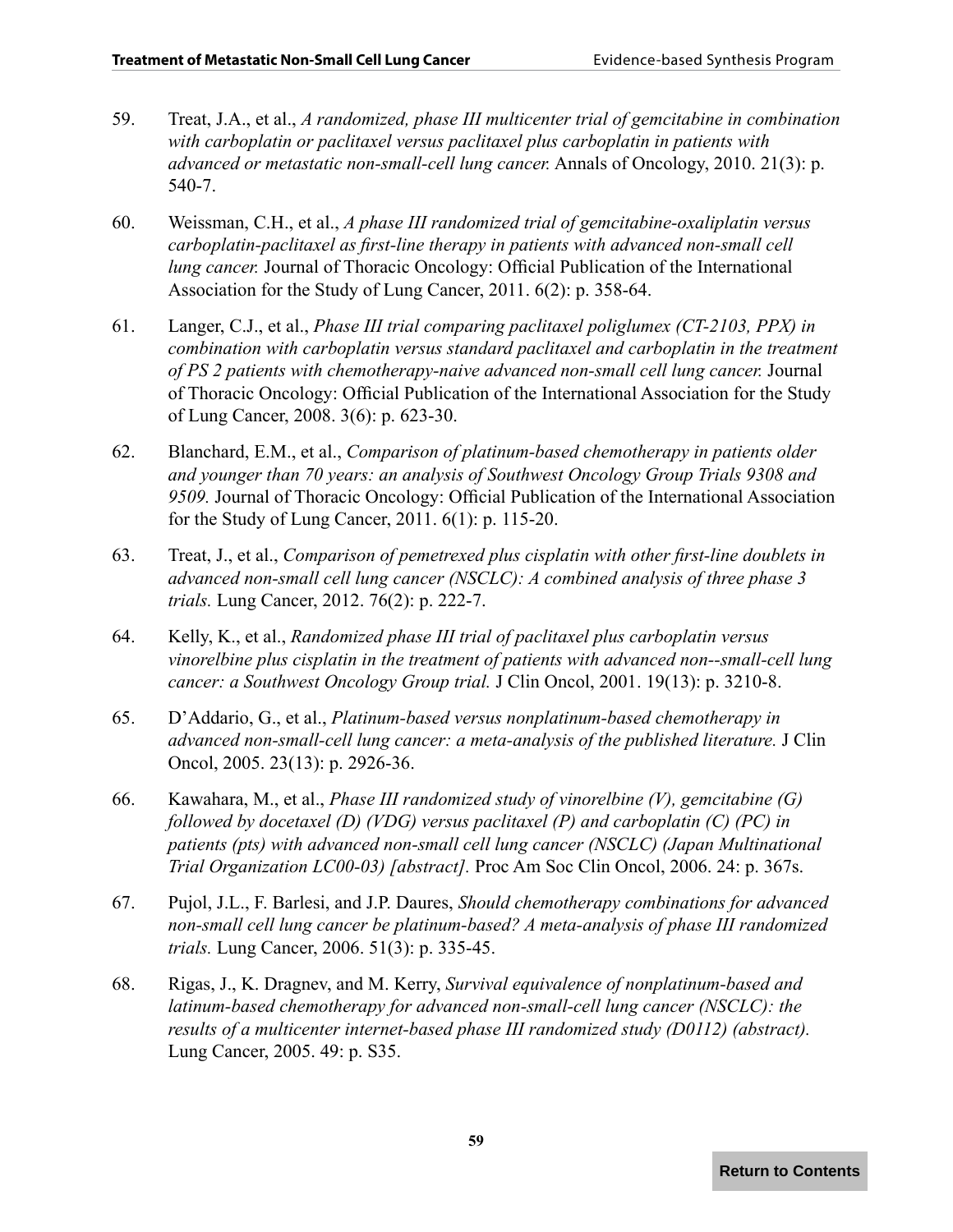59. Treat, J.A., et al., *A randomized, phase III multicenter trial of gemcitabine in combination with carboplatin or paclitaxel versus paclitaxel plus carboplatin in patients with advanced or metastatic non-small-cell lung cancer.* Annals of Oncology, 2010. 21(3): p. 540-7.

60. Weissman, C.H., et al., *A phase III randomized trial of gemcitabine-oxaliplatin versus carboplatin-paclitaxel as first-line therapy in patients with advanced non-small cell lung cancer.* Journal of Thoracic Oncology: Official Publication of the International Association for the Study of Lung Cancer, 2011. 6(2): p. 358-64.

61. Langer, C.J., et al., *Phase III trial comparing paclitaxel poliglumex (CT-2103, PPX) in combination with carboplatin versus standard paclitaxel and carboplatin in the treatment of PS 2 patients with chemotherapy-naive advanced non-small cell lung cancer.* Journal of Thoracic Oncology: Official Publication of the International Association for the Study of Lung Cancer, 2008. 3(6): p. 623-30.

62. Blanchard, E.M., et al., *Comparison of platinum-based chemotherapy in patients older and younger than 70 years: an analysis of Southwest Oncology Group Trials 9308 and 9509.* Journal of Thoracic Oncology: Official Publication of the International Association for the Study of Lung Cancer, 2011. 6(1): p. 115-20.

63. Treat, J., et al., *Comparison of pemetrexed plus cisplatin with other first-line doublets in advanced non-small cell lung cancer (NSCLC): A combined analysis of three phase 3 trials.* Lung Cancer, 2012. 76(2): p. 222-7.

64. Kelly, K., et al., *Randomized phase III trial of paclitaxel plus carboplatin versus vinorelbine plus cisplatin in the treatment of patients with advanced non--small-cell lung cancer: a Southwest Oncology Group trial.* J Clin Oncol, 2001. 19(13): p. 3210-8.

65. D'Addario, G., et al., *Platinum-based versus nonplatinum-based chemotherapy in advanced non-small-cell lung cancer: a meta-analysis of the published literature.* J Clin Oncol, 2005. 23(13): p. 2926-36.

66. Kawahara, M., et al., *Phase III randomized study of vinorelbine (V), gemcitabine (G) followed by docetaxel (D) (VDG) versus paclitaxel (P) and carboplatin (C) (PC) in patients (pts) with advanced non-small cell lung cancer (NSCLC) (Japan Multinational Trial Organization LC00-03) [abstract].* Proc Am Soc Clin Oncol, 2006. 24: p. 367s.

67. Pujol, J.L., F. Barlesi, and J.P. Daures, *Should chemotherapy combinations for advanced non-small cell lung cancer be platinum-based? A meta-analysis of phase III randomized trials.* Lung Cancer, 2006. 51(3): p. 335-45.

68. Rigas, J., K. Dragnev, and M. Kerry, *Survival equivalence of nonplatinum-based and latinum-based chemotherapy for advanced non-small-cell lung cancer (NSCLC): the results of a multicenter internet-based phase III randomized study (D0112) (abstract).* Lung Cancer, 2005. 49: p. S35.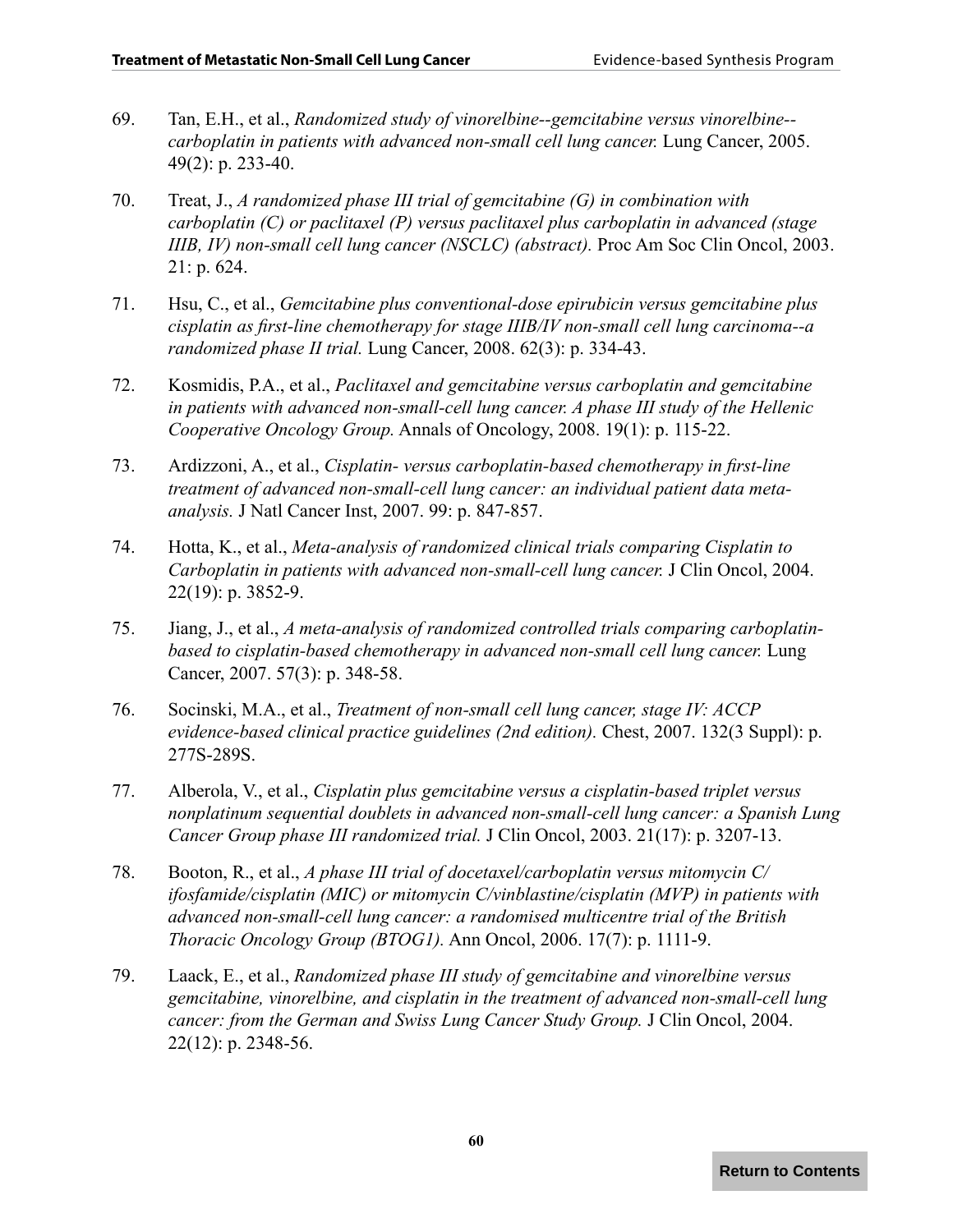69. Tan, E.H., et al., *Randomized study of vinorelbine--gemcitabine versus vinorelbine--carboplatin in patients with advanced non-small cell lung cancer.* Lung Cancer, 2005. 49(2): p. 233-40.

70. Treat, J., *A randomized phase III trial of gemcitabine (G) in combination with carboplatin (C) or paclitaxel (P) versus paclitaxel plus carboplatin in advanced (stage IIIB, IV) non-small cell lung cancer (NSCLC) (abstract).* Proc Am Soc Clin Oncol, 2003. 21: p. 624.

71. Hsu, C., et al., *Gemcitabine plus conventional-dose epirubicin versus gemcitabine plus cisplatin as first-line chemotherapy for stage IIIB/IV non-small cell lung carcinoma--a randomized phase II trial.* Lung Cancer, 2008. 62(3): p. 334-43.

72. Kosmidis, P.A., et al., *Paclitaxel and gemcitabine versus carboplatin and gemcitabine in patients with advanced non-small-cell lung cancer. A phase III study of the Hellenic Cooperative Oncology Group.* Annals of Oncology, 2008. 19(1): p. 115-22.

73. Ardizzoni, A., et al., *Cisplatin- versus carboplatin-based chemotherapy in first-line treatment of advanced non-small-cell lung cancer: an individual patient data meta-analysis.* J Natl Cancer Inst, 2007. 99: p. 847-857.

74. Hotta, K., et al., *Meta-analysis of randomized clinical trials comparing Cisplatin to Carboplatin in patients with advanced non-small-cell lung cancer.* J Clin Oncol, 2004. 22(19): p. 3852-9.

75. Jiang, J., et al., *A meta-analysis of randomized controlled trials comparing carboplatin-based to cisplatin-based chemotherapy in advanced non-small cell lung cancer.* Lung Cancer, 2007. 57(3): p. 348-58.

76. Socinski, M.A., et al., *Treatment of non-small cell lung cancer, stage IV: ACCP evidence-based clinical practice guidelines (2nd edition).* Chest, 2007. 132(3 Suppl): p. 277S-289S.

77. Alberola, V., et al., *Cisplatin plus gemcitabine versus a cisplatin-based triplet versus nonplatinum sequential doublets in advanced non-small-cell lung cancer: a Spanish Lung Cancer Group phase III randomized trial.* J Clin Oncol, 2003. 21(17): p. 3207-13.

78. Booton, R., et al., *A phase III trial of docetaxel/carboplatin versus mitomycin C/ifosfamide/cisplatin (MIC) or mitomycin C/vinblastine/cisplatin (MVP) in patients with advanced non-small-cell lung cancer: a randomised multicentre trial of the British Thoracic Oncology Group (BTOG1).* Ann Oncol, 2006. 17(7): p. 1111-9.

79. Laack, E., et al., *Randomized phase III study of gemcitabine and vinorelbine versus gemcitabine, vinorelbine, and cisplatin in the treatment of advanced non-small-cell lung cancer: from the German and Swiss Lung Cancer Study Group.* J Clin Oncol, 2004. 22(12): p. 2348-56.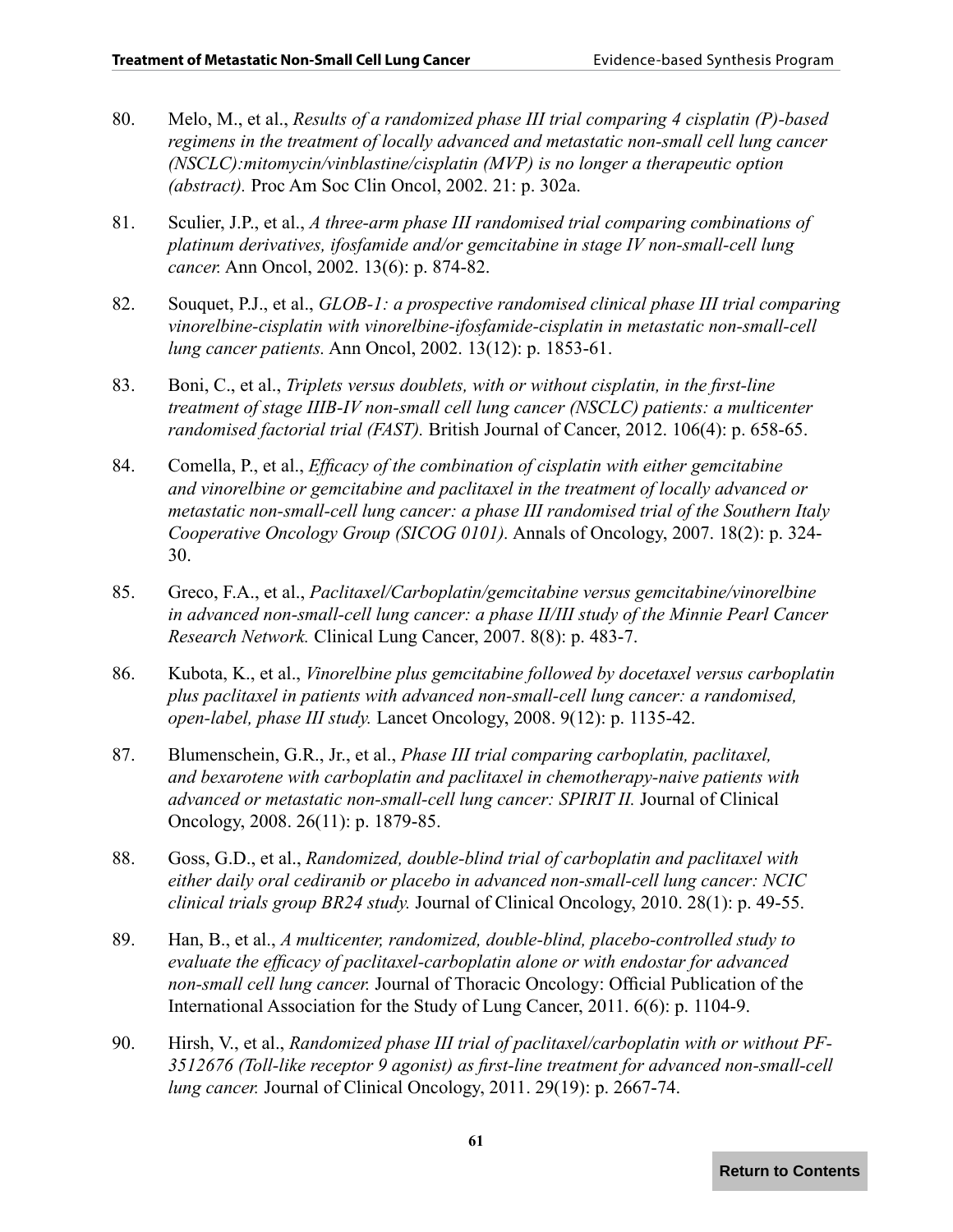80. Melo, M., et al., *Results of a randomized phase III trial comparing 4 cisplatin (P)-based regimens in the treatment of locally advanced and metastatic non-small cell lung cancer (NSCLC):mitomycin/vinblastine/cisplatin (MVP) is no longer a therapeutic option (abstract).* Proc Am Soc Clin Oncol, 2002. 21: p. 302a.

81. Sculier, J.P., et al., *A three-arm phase III randomised trial comparing combinations of platinum derivatives, ifosfamide and/or gemcitabine in stage IV non-small-cell lung cancer.* Ann Oncol, 2002. 13(6): p. 874-82.

82. Souquet, P.J., et al., *GLOB-1: a prospective randomised clinical phase III trial comparing vinorelbine-cisplatin with vinorelbine-ifosfamide-cisplatin in metastatic non-small-cell lung cancer patients.* Ann Oncol, 2002. 13(12): p. 1853-61.

83. Boni, C., et al., *Triplets versus doublets, with or without cisplatin, in the first-line treatment of stage IIIB-IV non-small cell lung cancer (NSCLC) patients: a multicenter randomised factorial trial (FAST).* British Journal of Cancer, 2012. 106(4): p. 658-65.

84. Comella, P., et al., *Efficacy of the combination of cisplatin with either gemcitabine and vinorelbine or gemcitabine and paclitaxel in the treatment of locally advanced or metastatic non-small-cell lung cancer: a phase III randomised trial of the Southern Italy Cooperative Oncology Group (SICOG 0101).* Annals of Oncology, 2007. 18(2): p. 324-30.

85. Greco, F.A., et al., *Paclitaxel/Carboplatin/gemcitabine versus gemcitabine/vinorelbine in advanced non-small-cell lung cancer: a phase II/III study of the Minnie Pearl Cancer Research Network.* Clinical Lung Cancer, 2007. 8(8): p. 483-7.

86. Kubota, K., et al., *Vinorelbine plus gemcitabine followed by docetaxel versus carboplatin plus paclitaxel in patients with advanced non-small-cell lung cancer: a randomised, open-label, phase III study.* Lancet Oncology, 2008. 9(12): p. 1135-42.

87. Blumenschein, G.R., Jr., et al., *Phase III trial comparing carboplatin, paclitaxel, and bexarotene with carboplatin and paclitaxel in chemotherapy-naive patients with advanced or metastatic non-small-cell lung cancer: SPIRIT II.* Journal of Clinical Oncology, 2008. 26(11): p. 1879-85.

88. Goss, G.D., et al., *Randomized, double-blind trial of carboplatin and paclitaxel with either daily oral cediranib or placebo in advanced non-small-cell lung cancer: NCIC clinical trials group BR24 study.* Journal of Clinical Oncology, 2010. 28(1): p. 49-55.

89. Han, B., et al., *A multicenter, randomized, double-blind, placebo-controlled study to evaluate the efficacy of paclitaxel-carboplatin alone or with endostar for advanced non-small cell lung cancer.* Journal of Thoracic Oncology: Official Publication of the International Association for the Study of Lung Cancer, 2011. 6(6): p. 1104-9.

90. Hirsh, V., et al., *Randomized phase III trial of paclitaxel/carboplatin with or without PF-3512676 (Toll-like receptor 9 agonist) as first-line treatment for advanced non-small-cell lung cancer.* Journal of Clinical Oncology, 2011. 29(19): p. 2667-74.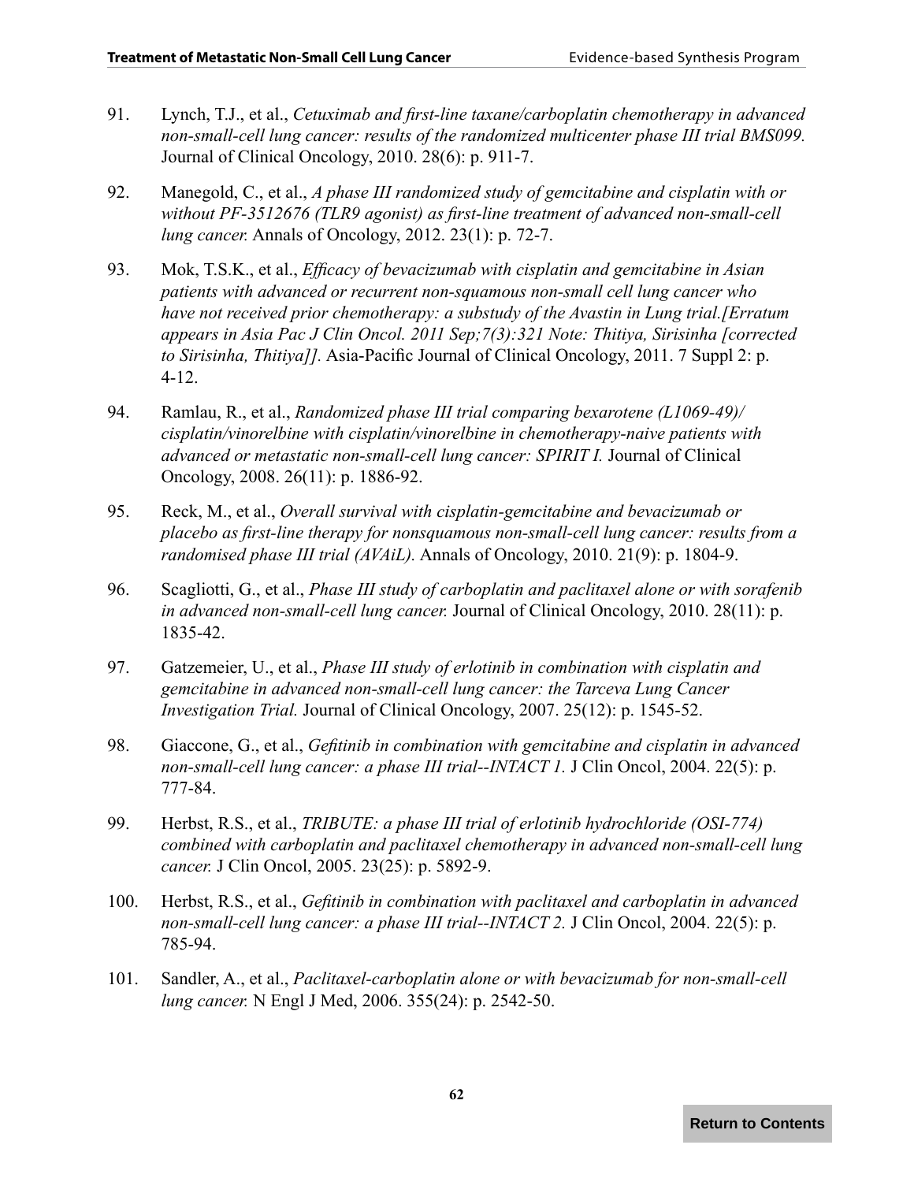91. Lynch, T.J., et al., *Cetuximab and first-line taxane/carboplatin chemotherapy in advanced non-small-cell lung cancer: results of the randomized multicenter phase III trial BMS099.* Journal of Clinical Oncology, 2010. 28(6): p. 911-7.

92. Manegold, C., et al., *A phase III randomized study of gemcitabine and cisplatin with or without PF-3512676 (TLR9 agonist) as first-line treatment of advanced non-small-cell lung cancer.* Annals of Oncology, 2012. 23(1): p. 72-7.

93. Mok, T.S.K., et al., *Efficacy of bevacizumab with cisplatin and gemcitabine in Asian patients with advanced or recurrent non-squamous non-small cell lung cancer who have not received prior chemotherapy: a substudy of the Avastin in Lung trial.[Erratum appears in Asia Pac J Clin Oncol. 2011 Sep;7(3):321 Note: Thitiya, Sirisinha [corrected to Sirisinha, Thitiya]].* Asia-Pacific Journal of Clinical Oncology, 2011. 7 Suppl 2: p. 4-12.

94. Ramlau, R., et al., *Randomized phase III trial comparing bexarotene (L1069-49)/cisplatin/vinorelbine with cisplatin/vinorelbine in chemotherapy-naive patients with advanced or metastatic non-small-cell lung cancer: SPIRIT I.* Journal of Clinical Oncology, 2008. 26(11): p. 1886-92.

95. Reck, M., et al., *Overall survival with cisplatin-gemcitabine and bevacizumab or placebo as first-line therapy for nonsquamous non-small-cell lung cancer: results from a randomised phase III trial (AVAiL).* Annals of Oncology, 2010. 21(9): p. 1804-9.

96. Scagliotti, G., et al., *Phase III study of carboplatin and paclitaxel alone or with sorafenib in advanced non-small-cell lung cancer.* Journal of Clinical Oncology, 2010. 28(11): p. 1835-42.

97. Gatzemeier, U., et al., *Phase III study of erlotinib in combination with cisplatin and gemcitabine in advanced non-small-cell lung cancer: the Tarceva Lung Cancer Investigation Trial.* Journal of Clinical Oncology, 2007. 25(12): p. 1545-52.

98. Giaccone, G., et al., *Gefitinib in combination with gemcitabine and cisplatin in advanced non-small-cell lung cancer: a phase III trial--INTACT 1.* J Clin Oncol, 2004. 22(5): p. 777-84.

99. Herbst, R.S., et al., *TRIBUTE: a phase III trial of erlotinib hydrochloride (OSI-774) combined with carboplatin and paclitaxel chemotherapy in advanced non-small-cell lung cancer.* J Clin Oncol, 2005. 23(25): p. 5892-9.

100. Herbst, R.S., et al., *Gefitinib in combination with paclitaxel and carboplatin in advanced non-small-cell lung cancer: a phase III trial--INTACT 2.* J Clin Oncol, 2004. 22(5): p. 785-94.

101. Sandler, A., et al., *Paclitaxel-carboplatin alone or with bevacizumab for non-small-cell lung cancer.* N Engl J Med, 2006. 355(24): p. 2542-50.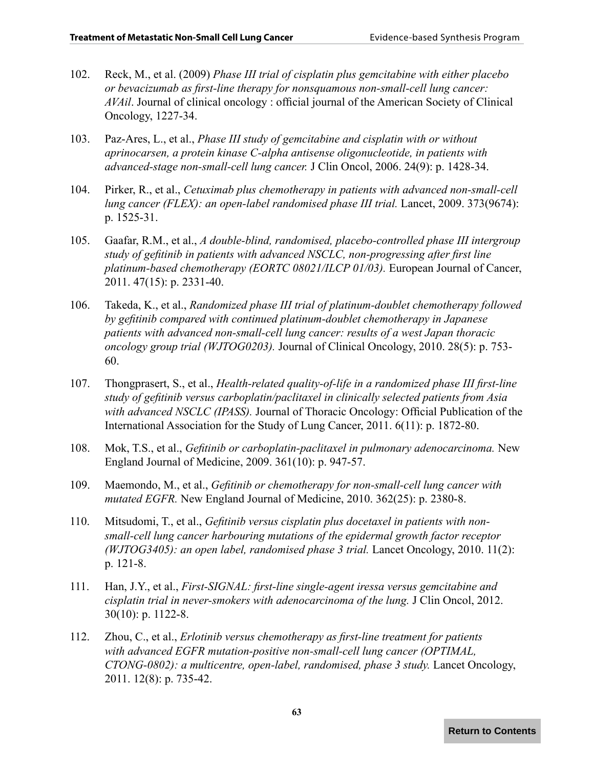102. Reck, M., et al. (2009) *Phase III trial of cisplatin plus gemcitabine with either placebo or bevacizumab as first-line therapy for nonsquamous non-small-cell lung cancer: AVAil*. Journal of clinical oncology : official journal of the American Society of Clinical Oncology, 1227-34.

103. Paz-Ares, L., et al., *Phase III study of gemcitabine and cisplatin with or without aprinocarsen, a protein kinase C-alpha antisense oligonucleotide, in patients with advanced-stage non-small-cell lung cancer.* J Clin Oncol, 2006. 24(9): p. 1428-34.

104. Pirker, R., et al., *Cetuximab plus chemotherapy in patients with advanced non-small-cell lung cancer (FLEX): an open-label randomised phase III trial.* Lancet, 2009. 373(9674): p. 1525-31.

105. Gaafar, R.M., et al., *A double-blind, randomised, placebo-controlled phase III intergroup study of gefitinib in patients with advanced NSCLC, non-progressing after first line platinum-based chemotherapy (EORTC 08021/ILCP 01/03).* European Journal of Cancer, 2011. 47(15): p. 2331-40.

106. Takeda, K., et al., *Randomized phase III trial of platinum-doublet chemotherapy followed by gefitinib compared with continued platinum-doublet chemotherapy in Japanese patients with advanced non-small-cell lung cancer: results of a west Japan thoracic oncology group trial (WJTOG0203).* Journal of Clinical Oncology, 2010. 28(5): p. 753-60.

107. Thongprasert, S., et al., *Health-related quality-of-life in a randomized phase III first-line study of gefitinib versus carboplatin/paclitaxel in clinically selected patients from Asia with advanced NSCLC (IPASS).* Journal of Thoracic Oncology: Official Publication of the International Association for the Study of Lung Cancer, 2011. 6(11): p. 1872-80.

108. Mok, T.S., et al., *Gefitinib or carboplatin-paclitaxel in pulmonary adenocarcinoma.* New England Journal of Medicine, 2009. 361(10): p. 947-57.

109. Maemondo, M., et al., *Gefitinib or chemotherapy for non-small-cell lung cancer with mutated EGFR.* New England Journal of Medicine, 2010. 362(25): p. 2380-8.

110. Mitsudomi, T., et al., *Gefitinib versus cisplatin plus docetaxel in patients with non-small-cell lung cancer harbouring mutations of the epidermal growth factor receptor (WJTOG3405): an open label, randomised phase 3 trial.* Lancet Oncology, 2010. 11(2): p. 121-8.

111. Han, J.Y., et al., *First-SIGNAL: first-line single-agent iressa versus gemcitabine and cisplatin trial in never-smokers with adenocarcinoma of the lung.* J Clin Oncol, 2012. 30(10): p. 1122-8.

112. Zhou, C., et al., *Erlotinib versus chemotherapy as first-line treatment for patients with advanced EGFR mutation-positive non-small-cell lung cancer (OPTIMAL, CTONG-0802): a multicentre, open-label, randomised, phase 3 study.* Lancet Oncology, 2011. 12(8): p. 735-42.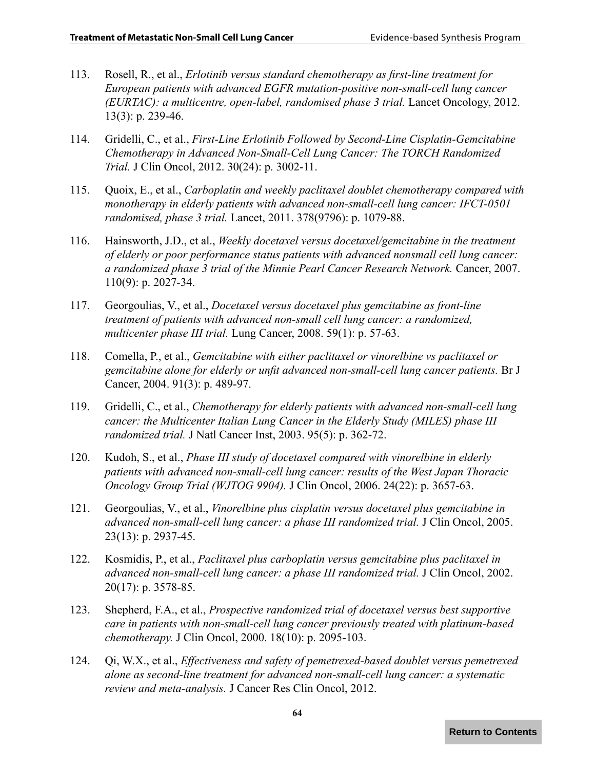113. Rosell, R., et al., *Erlotinib versus standard chemotherapy as first-line treatment for European patients with advanced EGFR mutation-positive non-small-cell lung cancer (EURTAC): a multicentre, open-label, randomised phase 3 trial.* Lancet Oncology, 2012. 13(3): p. 239-46.

114. Gridelli, C., et al., *First-Line Erlotinib Followed by Second-Line Cisplatin-Gemcitabine Chemotherapy in Advanced Non-Small-Cell Lung Cancer: The TORCH Randomized Trial.* J Clin Oncol, 2012. 30(24): p. 3002-11.

115. Quoix, E., et al., *Carboplatin and weekly paclitaxel doublet chemotherapy compared with monotherapy in elderly patients with advanced non-small-cell lung cancer: IFCT-0501 randomised, phase 3 trial.* Lancet, 2011. 378(9796): p. 1079-88.

116. Hainsworth, J.D., et al., *Weekly docetaxel versus docetaxel/gemcitabine in the treatment of elderly or poor performance status patients with advanced nonsmall cell lung cancer: a randomized phase 3 trial of the Minnie Pearl Cancer Research Network.* Cancer, 2007. 110(9): p. 2027-34.

117. Georgoulias, V., et al., *Docetaxel versus docetaxel plus gemcitabine as front-line treatment of patients with advanced non-small cell lung cancer: a randomized, multicenter phase III trial.* Lung Cancer, 2008. 59(1): p. 57-63.

118. Comella, P., et al., *Gemcitabine with either paclitaxel or vinorelbine vs paclitaxel or gemcitabine alone for elderly or unfit advanced non-small-cell lung cancer patients.* Br J Cancer, 2004. 91(3): p. 489-97.

119. Gridelli, C., et al., *Chemotherapy for elderly patients with advanced non-small-cell lung cancer: the Multicenter Italian Lung Cancer in the Elderly Study (MILES) phase III randomized trial.* J Natl Cancer Inst, 2003. 95(5): p. 362-72.

120. Kudoh, S., et al., *Phase III study of docetaxel compared with vinorelbine in elderly patients with advanced non-small-cell lung cancer: results of the West Japan Thoracic Oncology Group Trial (WJTOG 9904).* J Clin Oncol, 2006. 24(22): p. 3657-63.

121. Georgoulias, V., et al., *Vinorelbine plus cisplatin versus docetaxel plus gemcitabine in advanced non-small-cell lung cancer: a phase III randomized trial.* J Clin Oncol, 2005. 23(13): p. 2937-45.

122. Kosmidis, P., et al., *Paclitaxel plus carboplatin versus gemcitabine plus paclitaxel in advanced non-small-cell lung cancer: a phase III randomized trial.* J Clin Oncol, 2002. 20(17): p. 3578-85.

123. Shepherd, F.A., et al., *Prospective randomized trial of docetaxel versus best supportive care in patients with non-small-cell lung cancer previously treated with platinum-based chemotherapy.* J Clin Oncol, 2000. 18(10): p. 2095-103.

124. Qi, W.X., et al., *Effectiveness and safety of pemetrexed-based doublet versus pemetrexed alone as second-line treatment for advanced non-small-cell lung cancer: a systematic review and meta-analysis.* J Cancer Res Clin Oncol, 2012.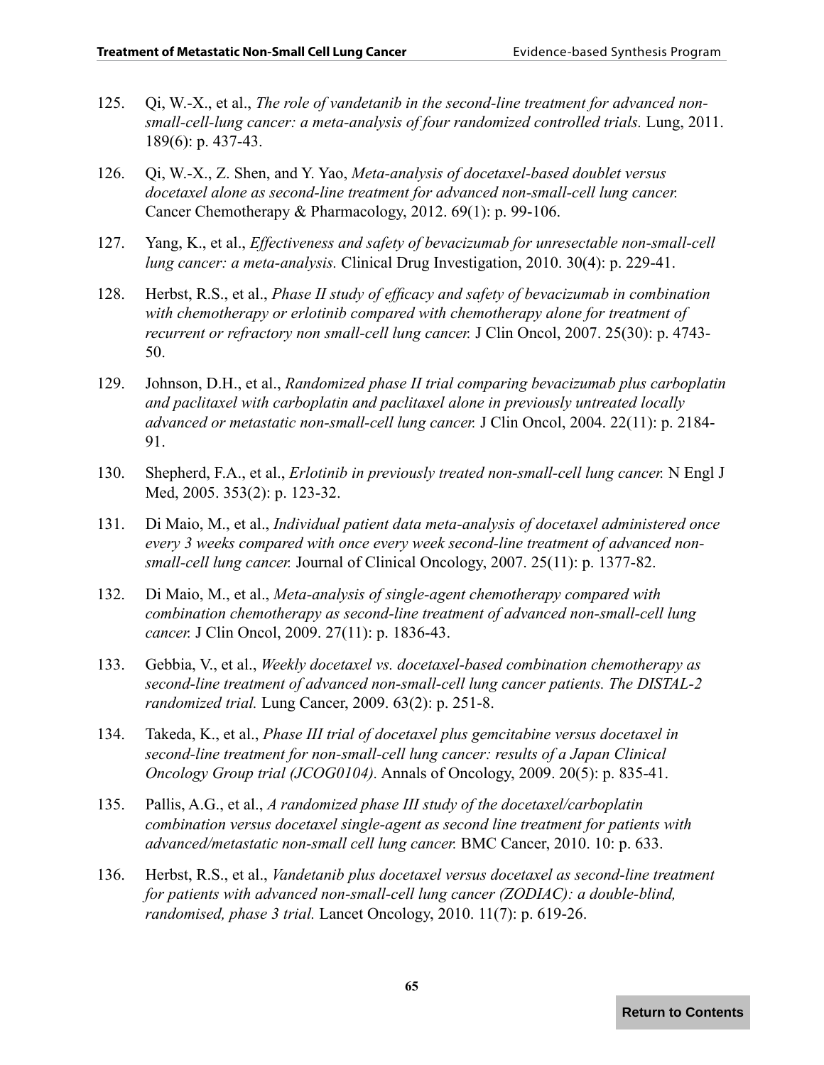125. Qi, W.-X., et al., *The role of vandetanib in the second-line treatment for advanced non-small-cell-lung cancer: a meta-analysis of four randomized controlled trials.* Lung, 2011. 189(6): p. 437-43.

126. Qi, W.-X., Z. Shen, and Y. Yao, *Meta-analysis of docetaxel-based doublet versus docetaxel alone as second-line treatment for advanced non-small-cell lung cancer.* Cancer Chemotherapy & Pharmacology, 2012. 69(1): p. 99-106.

127. Yang, K., et al., *Effectiveness and safety of bevacizumab for unresectable non-small-cell lung cancer: a meta-analysis.* Clinical Drug Investigation, 2010. 30(4): p. 229-41.

128. Herbst, R.S., et al., *Phase II study of efficacy and safety of bevacizumab in combination with chemotherapy or erlotinib compared with chemotherapy alone for treatment of recurrent or refractory non small-cell lung cancer.* J Clin Oncol, 2007. 25(30): p. 4743-50.

129. Johnson, D.H., et al., *Randomized phase II trial comparing bevacizumab plus carboplatin and paclitaxel with carboplatin and paclitaxel alone in previously untreated locally advanced or metastatic non-small-cell lung cancer.* J Clin Oncol, 2004. 22(11): p. 2184-91.

130. Shepherd, F.A., et al., *Erlotinib in previously treated non-small-cell lung cancer.* N Engl J Med, 2005. 353(2): p. 123-32.

131. Di Maio, M., et al., *Individual patient data meta-analysis of docetaxel administered once every 3 weeks compared with once every week second-line treatment of advanced non-small-cell lung cancer.* Journal of Clinical Oncology, 2007. 25(11): p. 1377-82.

132. Di Maio, M., et al., *Meta-analysis of single-agent chemotherapy compared with combination chemotherapy as second-line treatment of advanced non-small-cell lung cancer.* J Clin Oncol, 2009. 27(11): p. 1836-43.

133. Gebbia, V., et al., *Weekly docetaxel vs. docetaxel-based combination chemotherapy as second-line treatment of advanced non-small-cell lung cancer patients. The DISTAL-2 randomized trial.* Lung Cancer, 2009. 63(2): p. 251-8.

134. Takeda, K., et al., *Phase III trial of docetaxel plus gemcitabine versus docetaxel in second-line treatment for non-small-cell lung cancer: results of a Japan Clinical Oncology Group trial (JCOG0104).* Annals of Oncology, 2009. 20(5): p. 835-41.

135. Pallis, A.G., et al., *A randomized phase III study of the docetaxel/carboplatin combination versus docetaxel single-agent as second line treatment for patients with advanced/metastatic non-small cell lung cancer.* BMC Cancer, 2010. 10: p. 633.

136. Herbst, R.S., et al., *Vandetanib plus docetaxel versus docetaxel as second-line treatment for patients with advanced non-small-cell lung cancer (ZODIAC): a double-blind, randomised, phase 3 trial.* Lancet Oncology, 2010. 11(7): p. 619-26.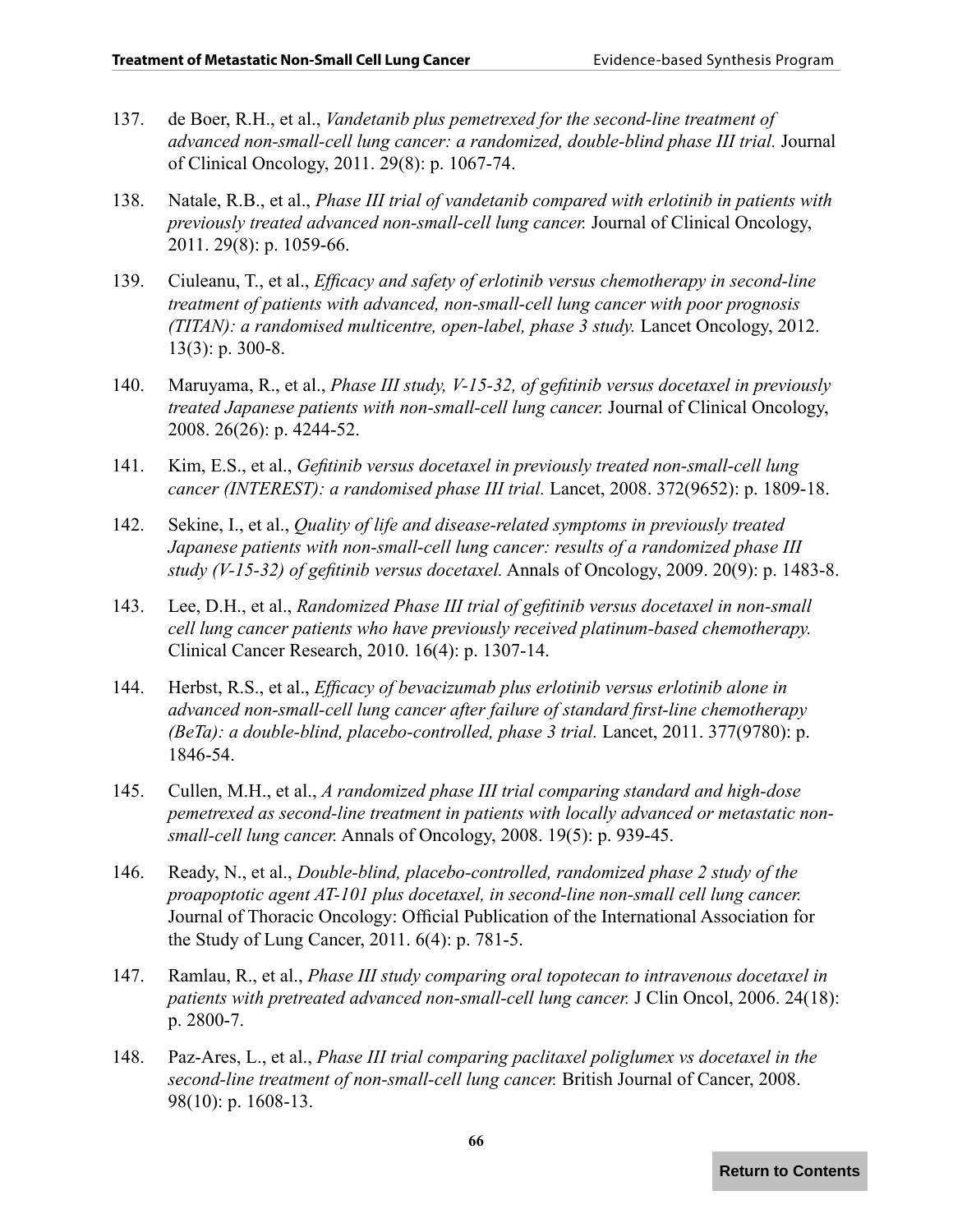137. de Boer, R.H., et al., *Vandetanib plus pemetrexed for the second-line treatment of advanced non-small-cell lung cancer: a randomized, double-blind phase III trial.* Journal of Clinical Oncology, 2011. 29(8): p. 1067-74.

138. Natale, R.B., et al., *Phase III trial of vandetanib compared with erlotinib in patients with previously treated advanced non-small-cell lung cancer.* Journal of Clinical Oncology, 2011. 29(8): p. 1059-66.

139. Ciuleanu, T., et al., *Efficacy and safety of erlotinib versus chemotherapy in second-line treatment of patients with advanced, non-small-cell lung cancer with poor prognosis (TITAN): a randomised multicentre, open-label, phase 3 study.* Lancet Oncology, 2012. 13(3): p. 300-8.

140. Maruyama, R., et al., *Phase III study, V-15-32, of gefitinib versus docetaxel in previously treated Japanese patients with non-small-cell lung cancer.* Journal of Clinical Oncology, 2008. 26(26): p. 4244-52.

141. Kim, E.S., et al., *Gefitinib versus docetaxel in previously treated non-small-cell lung cancer (INTEREST): a randomised phase III trial.* Lancet, 2008. 372(9652): p. 1809-18.

142. Sekine, I., et al., *Quality of life and disease-related symptoms in previously treated Japanese patients with non-small-cell lung cancer: results of a randomized phase III study (V-15-32) of gefitinib versus docetaxel.* Annals of Oncology, 2009. 20(9): p. 1483-8.

143. Lee, D.H., et al., *Randomized Phase III trial of gefitinib versus docetaxel in non-small cell lung cancer patients who have previously received platinum-based chemotherapy.* Clinical Cancer Research, 2010. 16(4): p. 1307-14.

144. Herbst, R.S., et al., *Efficacy of bevacizumab plus erlotinib versus erlotinib alone in advanced non-small-cell lung cancer after failure of standard first-line chemotherapy (BeTa): a double-blind, placebo-controlled, phase 3 trial.* Lancet, 2011. 377(9780): p. 1846-54.

145. Cullen, M.H., et al., *A randomized phase III trial comparing standard and high-dose pemetrexed as second-line treatment in patients with locally advanced or metastatic non-small-cell lung cancer.* Annals of Oncology, 2008. 19(5): p. 939-45.

146. Ready, N., et al., *Double-blind, placebo-controlled, randomized phase 2 study of the proapoptotic agent AT-101 plus docetaxel, in second-line non-small cell lung cancer.* Journal of Thoracic Oncology: Official Publication of the International Association for the Study of Lung Cancer, 2011. 6(4): p. 781-5.

147. Ramlau, R., et al., *Phase III study comparing oral topotecan to intravenous docetaxel in patients with pretreated advanced non-small-cell lung cancer.* J Clin Oncol, 2006. 24(18): p. 2800-7.

148. Paz-Ares, L., et al., *Phase III trial comparing paclitaxel poliglumex vs docetaxel in the second-line treatment of non-small-cell lung cancer.* British Journal of Cancer, 2008. 98(10): p. 1608-13.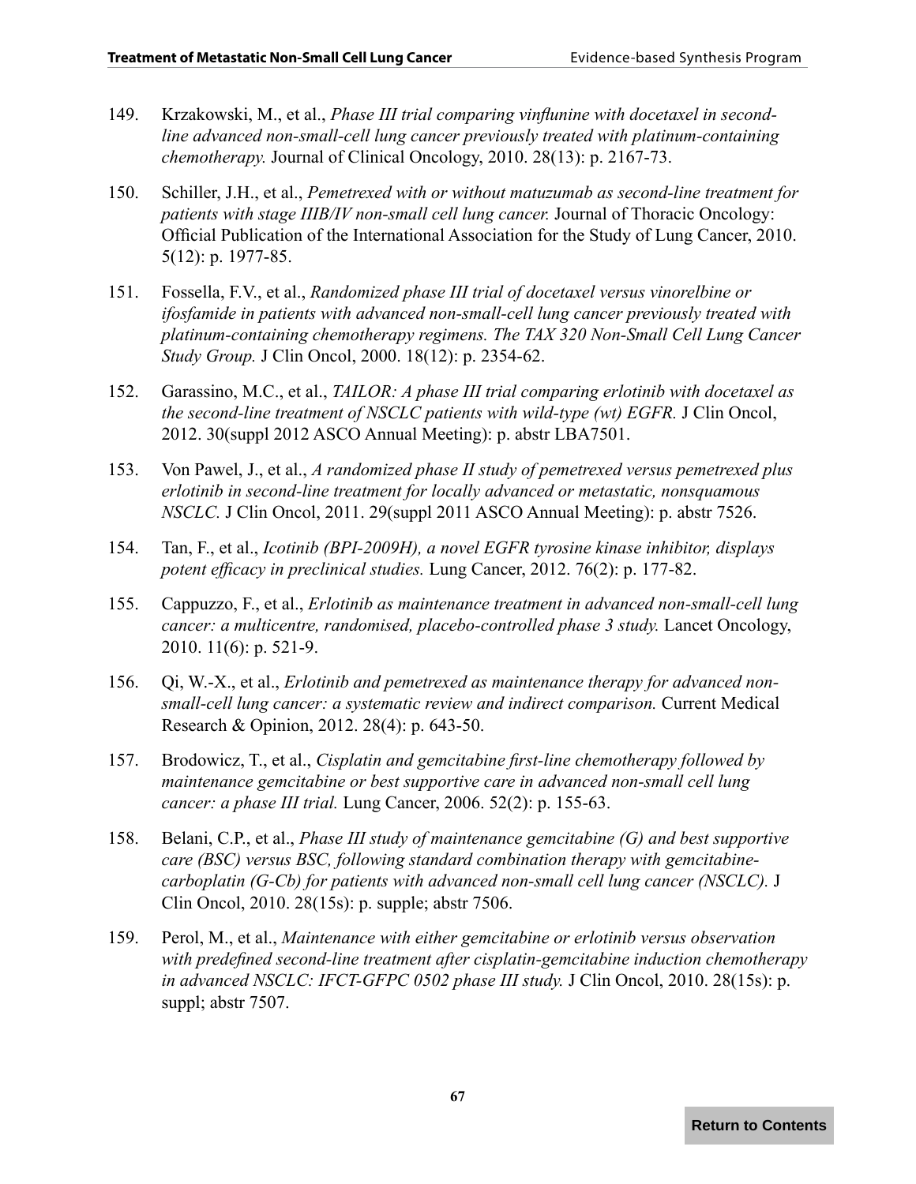149. Krzakowski, M., et al., *Phase III trial comparing vinflunine with docetaxel in second-line advanced non-small-cell lung cancer previously treated with platinum-containing chemotherapy.* Journal of Clinical Oncology, 2010. 28(13): p. 2167-73.

150. Schiller, J.H., et al., *Pemetrexed with or without matuzumab as second-line treatment for patients with stage IIIB/IV non-small cell lung cancer.* Journal of Thoracic Oncology: Official Publication of the International Association for the Study of Lung Cancer, 2010. 5(12): p. 1977-85.

151. Fossella, F.V., et al., *Randomized phase III trial of docetaxel versus vinorelbine or ifosfamide in patients with advanced non-small-cell lung cancer previously treated with platinum-containing chemotherapy regimens. The TAX 320 Non-Small Cell Lung Cancer Study Group.* J Clin Oncol, 2000. 18(12): p. 2354-62.

152. Garassino, M.C., et al., *TAILOR: A phase III trial comparing erlotinib with docetaxel as the second-line treatment of NSCLC patients with wild-type (wt) EGFR.* J Clin Oncol, 2012. 30(suppl 2012 ASCO Annual Meeting): p. abstr LBA7501.

153. Von Pawel, J., et al., *A randomized phase II study of pemetrexed versus pemetrexed plus erlotinib in second-line treatment for locally advanced or metastatic, nonsquamous NSCLC.* J Clin Oncol, 2011. 29(suppl 2011 ASCO Annual Meeting): p. abstr 7526.

154. Tan, F., et al., *Icotinib (BPI-2009H), a novel EGFR tyrosine kinase inhibitor, displays potent efficacy in preclinical studies.* Lung Cancer, 2012. 76(2): p. 177-82.

155. Cappuzzo, F., et al., *Erlotinib as maintenance treatment in advanced non-small-cell lung cancer: a multicentre, randomised, placebo-controlled phase 3 study.* Lancet Oncology, 2010. 11(6): p. 521-9.

156. Qi, W.-X., et al., *Erlotinib and pemetrexed as maintenance therapy for advanced non-small-cell lung cancer: a systematic review and indirect comparison.* Current Medical Research & Opinion, 2012. 28(4): p. 643-50.

157. Brodowicz, T., et al., *Cisplatin and gemcitabine first-line chemotherapy followed by maintenance gemcitabine or best supportive care in advanced non-small cell lung cancer: a phase III trial.* Lung Cancer, 2006. 52(2): p. 155-63.

158. Belani, C.P., et al., *Phase III study of maintenance gemcitabine (G) and best supportive care (BSC) versus BSC, following standard combination therapy with gemcitabine-carboplatin (G-Cb) for patients with advanced non-small cell lung cancer (NSCLC).* J Clin Oncol, 2010. 28(15s): p. supple; abstr 7506.

159. Perol, M., et al., *Maintenance with either gemcitabine or erlotinib versus observation with predefined second-line treatment after cisplatin-gemcitabine induction chemotherapy in advanced NSCLC: IFCT-GFPC 0502 phase III study.* J Clin Oncol, 2010. 28(15s): p. suppl; abstr 7507.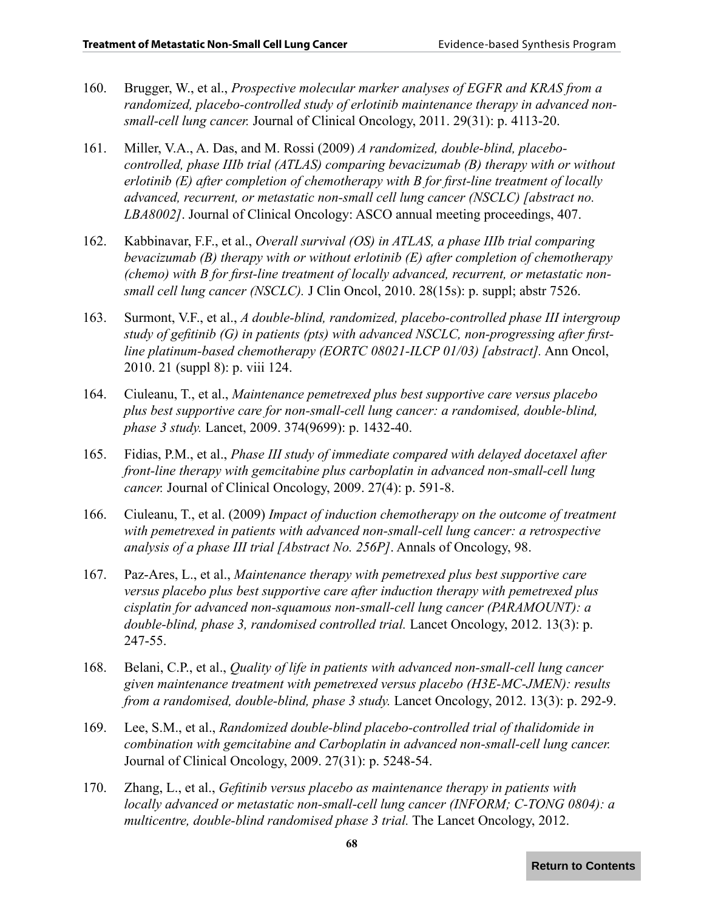160. Brugger, W., et al., *Prospective molecular marker analyses of EGFR and KRAS from a randomized, placebo-controlled study of erlotinib maintenance therapy in advanced non-small-cell lung cancer.* Journal of Clinical Oncology, 2011. 29(31): p. 4113-20.

161. Miller, V.A., A. Das, and M. Rossi (2009) *A randomized, double-blind, placebo-controlled, phase IIIb trial (ATLAS) comparing bevacizumab (B) therapy with or without erlotinib (E) after completion of chemotherapy with B for first-line treatment of locally advanced, recurrent, or metastatic non-small cell lung cancer (NSCLC) [abstract no. LBA8002]*. Journal of Clinical Oncology: ASCO annual meeting proceedings, 407.

162. Kabbinavar, F.F., et al., *Overall survival (OS) in ATLAS, a phase IIIb trial comparing bevacizumab (B) therapy with or without erlotinib (E) after completion of chemotherapy (chemo) with B for first-line treatment of locally advanced, recurrent, or metastatic non-small cell lung cancer (NSCLC).* J Clin Oncol, 2010. 28(15s): p. suppl; abstr 7526.

163. Surmont, V.F., et al., *A double-blind, randomized, placebo-controlled phase III intergroup study of gefitinib (G) in patients (pts) with advanced NSCLC, non-progressing after first-line platinum-based chemotherapy (EORTC 08021-ILCP 01/03) [abstract]*. Ann Oncol, 2010. 21 (suppl 8): p. viii 124.

164. Ciuleanu, T., et al., *Maintenance pemetrexed plus best supportive care versus placebo plus best supportive care for non-small-cell lung cancer: a randomised, double-blind, phase 3 study.* Lancet, 2009. 374(9699): p. 1432-40.

165. Fidias, P.M., et al., *Phase III study of immediate compared with delayed docetaxel after front-line therapy with gemcitabine plus carboplatin in advanced non-small-cell lung cancer.* Journal of Clinical Oncology, 2009. 27(4): p. 591-8.

166. Ciuleanu, T., et al. (2009) *Impact of induction chemotherapy on the outcome of treatment with pemetrexed in patients with advanced non-small-cell lung cancer: a retrospective analysis of a phase III trial [Abstract No. 256P]*. Annals of Oncology, 98.

167. Paz-Ares, L., et al., *Maintenance therapy with pemetrexed plus best supportive care versus placebo plus best supportive care after induction therapy with pemetrexed plus cisplatin for advanced non-squamous non-small-cell lung cancer (PARAMOUNT): a double-blind, phase 3, randomised controlled trial.* Lancet Oncology, 2012. 13(3): p. 247-55.

168. Belani, C.P., et al., *Quality of life in patients with advanced non-small-cell lung cancer given maintenance treatment with pemetrexed versus placebo (H3E-MC-JMEN): results from a randomised, double-blind, phase 3 study.* Lancet Oncology, 2012. 13(3): p. 292-9.

169. Lee, S.M., et al., *Randomized double-blind placebo-controlled trial of thalidomide in combination with gemcitabine and Carboplatin in advanced non-small-cell lung cancer.* Journal of Clinical Oncology, 2009. 27(31): p. 5248-54.

170. Zhang, L., et al., *Gefitinib versus placebo as maintenance therapy in patients with locally advanced or metastatic non-small-cell lung cancer (INFORM; C-TONG 0804): a multicentre, double-blind randomised phase 3 trial.* The Lancet Oncology, 2012.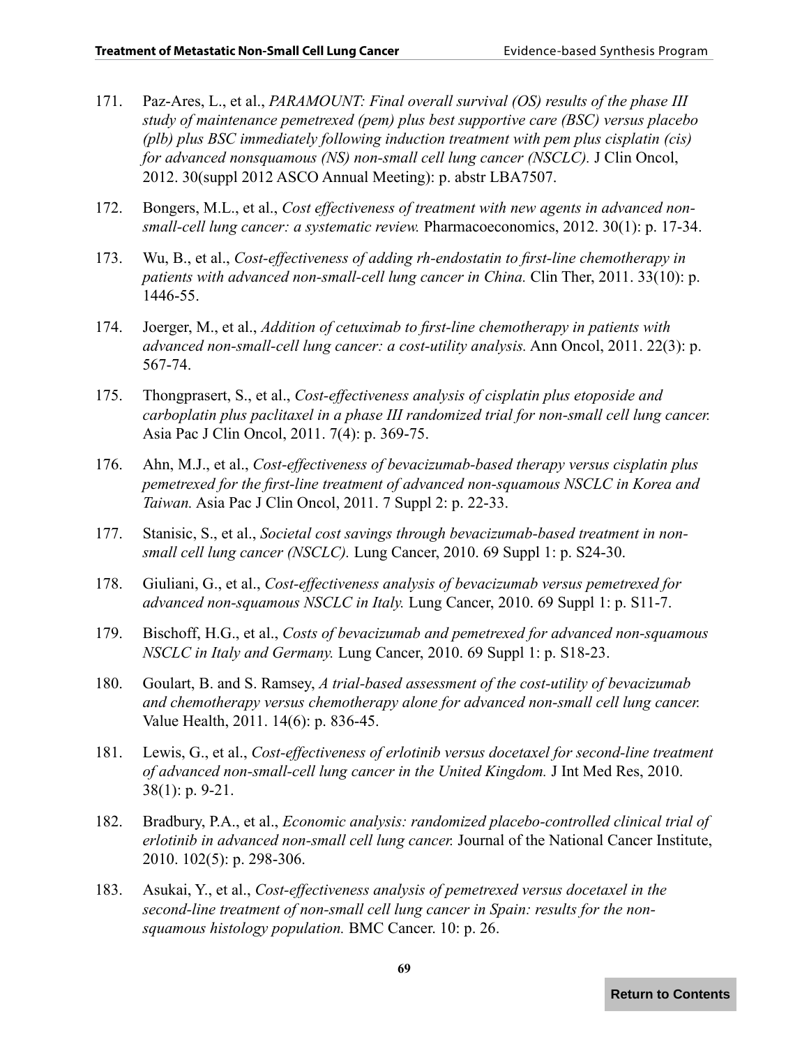171. Paz-Ares, L., et al., *PARAMOUNT: Final overall survival (OS) results of the phase III study of maintenance pemetrexed (pem) plus best supportive care (BSC) versus placebo (plb) plus BSC immediately following induction treatment with pem plus cisplatin (cis) for advanced nonsquamous (NS) non-small cell lung cancer (NSCLC).* J Clin Oncol, 2012. 30(suppl 2012 ASCO Annual Meeting): p. abstr LBA7507.

172. Bongers, M.L., et al., *Cost effectiveness of treatment with new agents in advanced non-small-cell lung cancer: a systematic review.* Pharmacoeconomics, 2012. 30(1): p. 17-34.

173. Wu, B., et al., *Cost-effectiveness of adding rh-endostatin to first-line chemotherapy in patients with advanced non-small-cell lung cancer in China.* Clin Ther, 2011. 33(10): p. 1446-55.

174. Joerger, M., et al., *Addition of cetuximab to first-line chemotherapy in patients with advanced non-small-cell lung cancer: a cost-utility analysis.* Ann Oncol, 2011. 22(3): p. 567-74.

175. Thongprasert, S., et al., *Cost-effectiveness analysis of cisplatin plus etoposide and carboplatin plus paclitaxel in a phase III randomized trial for non-small cell lung cancer.* Asia Pac J Clin Oncol, 2011. 7(4): p. 369-75.

176. Ahn, M.J., et al., *Cost-effectiveness of bevacizumab-based therapy versus cisplatin plus pemetrexed for the first-line treatment of advanced non-squamous NSCLC in Korea and Taiwan.* Asia Pac J Clin Oncol, 2011. 7 Suppl 2: p. 22-33.

177. Stanisic, S., et al., *Societal cost savings through bevacizumab-based treatment in non-small cell lung cancer (NSCLC).* Lung Cancer, 2010. 69 Suppl 1: p. S24-30.

178. Giuliani, G., et al., *Cost-effectiveness analysis of bevacizumab versus pemetrexed for advanced non-squamous NSCLC in Italy.* Lung Cancer, 2010. 69 Suppl 1: p. S11-7.

179. Bischoff, H.G., et al., *Costs of bevacizumab and pemetrexed for advanced non-squamous NSCLC in Italy and Germany.* Lung Cancer, 2010. 69 Suppl 1: p. S18-23.

180. Goulart, B. and S. Ramsey, *A trial-based assessment of the cost-utility of bevacizumab and chemotherapy versus chemotherapy alone for advanced non-small cell lung cancer.* Value Health, 2011. 14(6): p. 836-45.

181. Lewis, G., et al., *Cost-effectiveness of erlotinib versus docetaxel for second-line treatment of advanced non-small-cell lung cancer in the United Kingdom.* J Int Med Res, 2010. 38(1): p. 9-21.

182. Bradbury, P.A., et al., *Economic analysis: randomized placebo-controlled clinical trial of erlotinib in advanced non-small cell lung cancer.* Journal of the National Cancer Institute, 2010. 102(5): p. 298-306.

183. Asukai, Y., et al., *Cost-effectiveness analysis of pemetrexed versus docetaxel in the second-line treatment of non-small cell lung cancer in Spain: results for the non-squamous histology population.* BMC Cancer. 10: p. 26.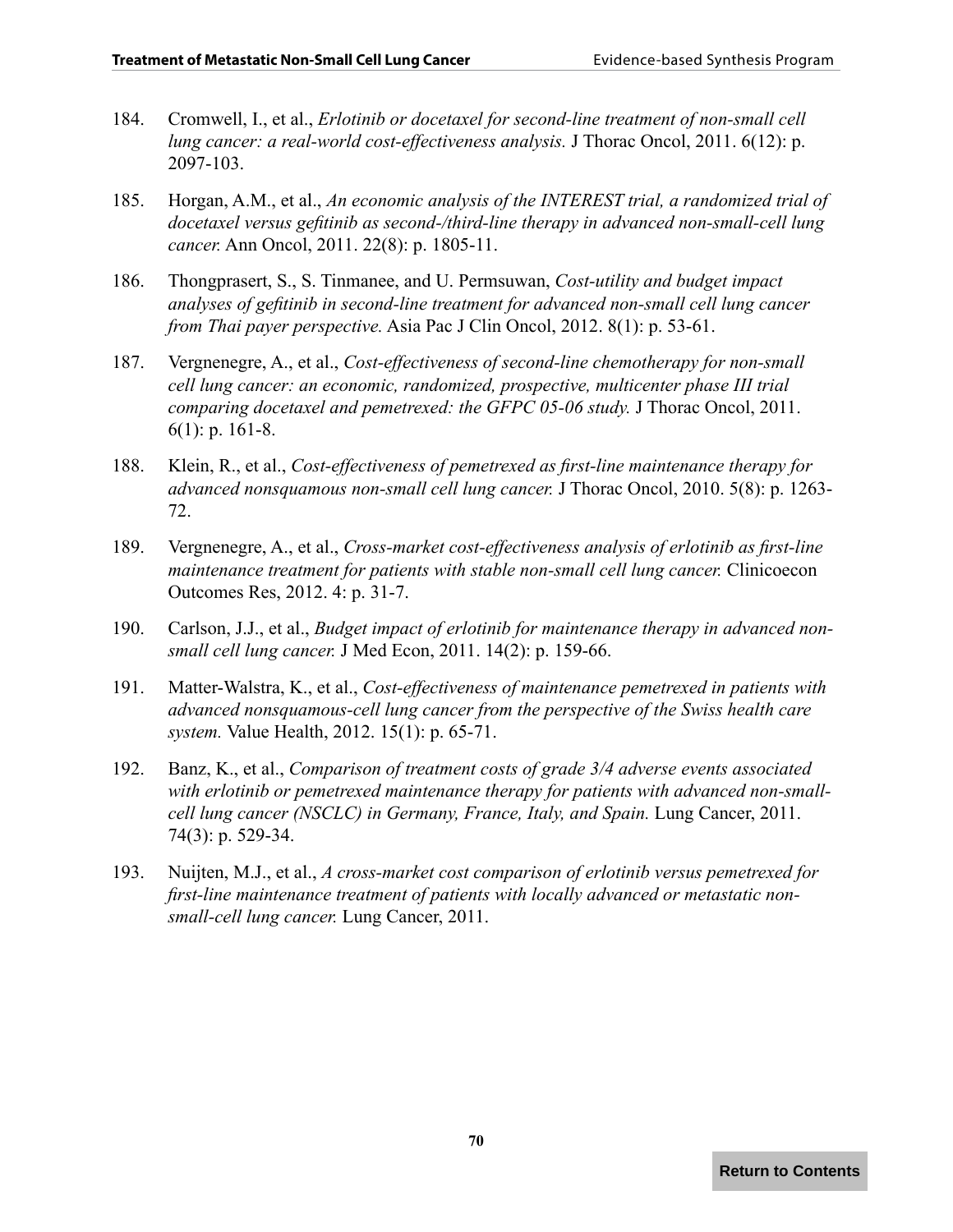184. Cromwell, I., et al., *Erlotinib or docetaxel for second-line treatment of non-small cell lung cancer: a real-world cost-effectiveness analysis.* J Thorac Oncol, 2011. 6(12): p. 2097-103.

185. Horgan, A.M., et al., *An economic analysis of the INTEREST trial, a randomized trial of docetaxel versus gefitinib as second-/third-line therapy in advanced non-small-cell lung cancer.* Ann Oncol, 2011. 22(8): p. 1805-11.

186. Thongprasert, S., S. Tinmanee, and U. Permsuwan, *Cost-utility and budget impact analyses of gefitinib in second-line treatment for advanced non-small cell lung cancer from Thai payer perspective.* Asia Pac J Clin Oncol, 2012. 8(1): p. 53-61.

187. Vergnenegre, A., et al., *Cost-effectiveness of second-line chemotherapy for non-small cell lung cancer: an economic, randomized, prospective, multicenter phase III trial comparing docetaxel and pemetrexed: the GFPC 05-06 study.* J Thorac Oncol, 2011. 6(1): p. 161-8.

188. Klein, R., et al., *Cost-effectiveness of pemetrexed as first-line maintenance therapy for advanced nonsquamous non-small cell lung cancer.* J Thorac Oncol, 2010. 5(8): p. 1263-72.

189. Vergnenegre, A., et al., *Cross-market cost-effectiveness analysis of erlotinib as first-line maintenance treatment for patients with stable non-small cell lung cancer.* Clinicoecon Outcomes Res, 2012. 4: p. 31-7.

190. Carlson, J.J., et al., *Budget impact of erlotinib for maintenance therapy in advanced non-small cell lung cancer.* J Med Econ, 2011. 14(2): p. 159-66.

191. Matter-Walstra, K., et al., *Cost-effectiveness of maintenance pemetrexed in patients with advanced nonsquamous-cell lung cancer from the perspective of the Swiss health care system.* Value Health, 2012. 15(1): p. 65-71.

192. Banz, K., et al., *Comparison of treatment costs of grade 3/4 adverse events associated with erlotinib or pemetrexed maintenance therapy for patients with advanced non-small-cell lung cancer (NSCLC) in Germany, France, Italy, and Spain.* Lung Cancer, 2011. 74(3): p. 529-34.

193. Nuijten, M.J., et al., *A cross-market cost comparison of erlotinib versus pemetrexed for first-line maintenance treatment of patients with locally advanced or metastatic non-small-cell lung cancer.* Lung Cancer, 2011.

Return to Contents